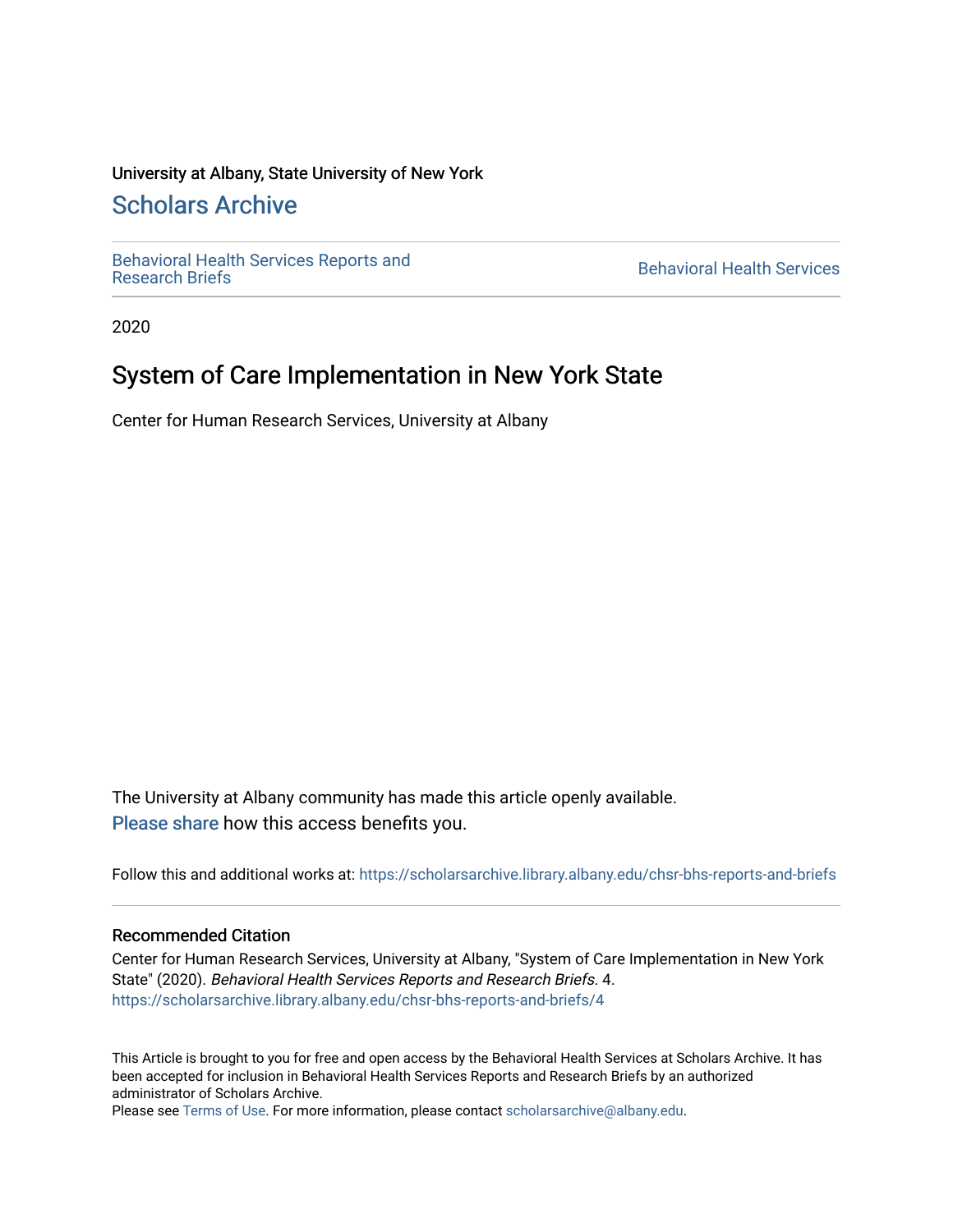University at Albany, State University of New York

# Scholars Archive

Behavioral Health Services Reports and Research Briefs

Behavioral Health Services

2020

## System of Care Implementation in New York State

Center for Human Research Services, University at Albany

The University at Albany community has made this article openly available. Please share how this access benefits you.

Follow this and additional works at: https://scholarsarchive.library.albany.edu/chsr-bhs-reports-and-briefs

### Recommended Citation

Center for Human Research Services, University at Albany, "System of Care Implementation in New York State" (2020). *Behavioral Health Services Reports and Research Briefs*. 4.
https://scholarsarchive.library.albany.edu/chsr-bhs-reports-and-briefs/4

This Article is brought to you for free and open access by the Behavioral Health Services at Scholars Archive. It has been accepted for inclusion in Behavioral Health Services Reports and Research Briefs by an authorized administrator of Scholars Archive.
Please see Terms of Use. For more information, please contact scholarsarchive@albany.edu.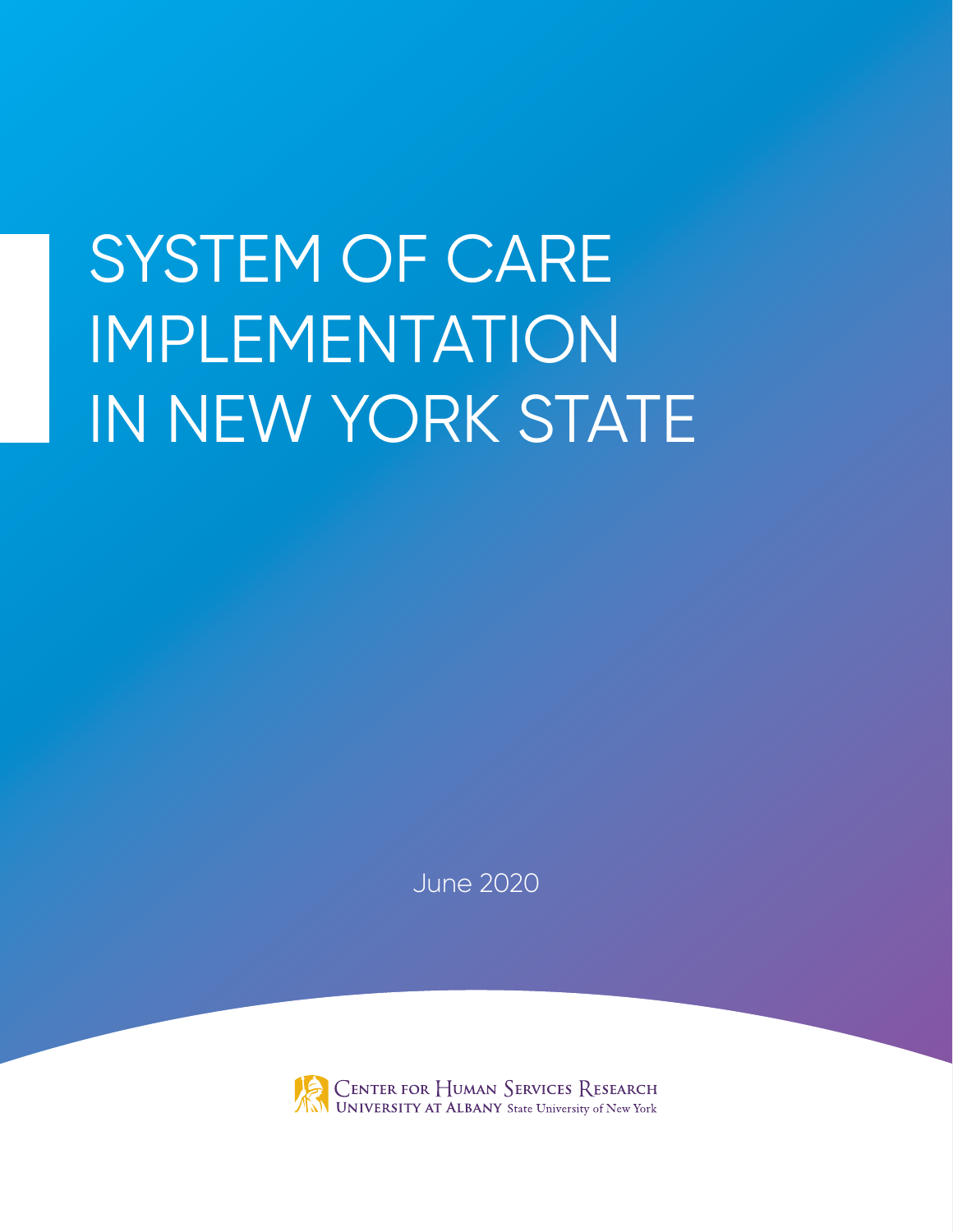# SYSTEM OF CARE IMPLEMENTATION IN NEW YORK STATE

June 2020

Center for Human Services Research
University at Albany State University of New York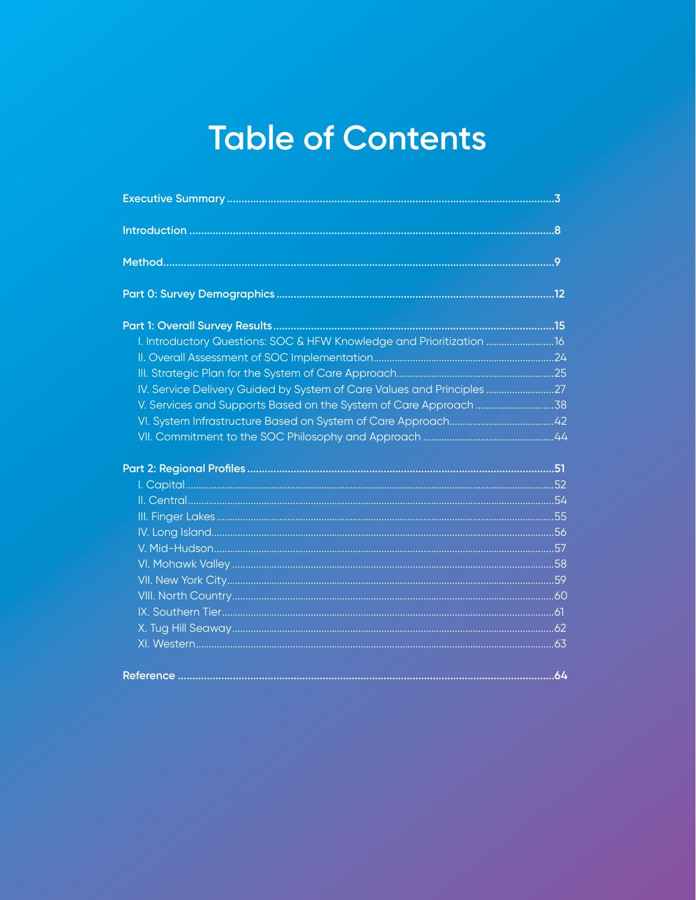# Table of Contents

**Executive Summary** .......... 3

**Introduction** .......... 8

**Method** .......... 9

**Part 0: Survey Demographics** .......... 12

**Part 1: Overall Survey Results** .......... 15

- I. Introductory Questions: SOC & HFW Knowledge and Prioritization .......... 16
- II. Overall Assessment of SOC Implementation .......... 24
- III. Strategic Plan for the System of Care Approach .......... 25
- IV. Service Delivery Guided by System of Care Values and Principles .......... 27
- V. Services and Supports Based on the System of Care Approach .......... 38
- VI. System Infrastructure Based on System of Care Approach .......... 42
- VII. Commitment to the SOC Philosophy and Approach .......... 44

**Part 2: Regional Profiles** .......... 51

- I. Capital .......... 52
- II. Central .......... 54
- III. Finger Lakes .......... 55
- IV. Long Island .......... 56
- V. Mid-Hudson .......... 57
- VI. Mohawk Valley .......... 58
- VII. New York City .......... 59
- VIII. North Country .......... 60
- IX. Southern Tier .......... 61
- X. Tug Hill Seaway .......... 62
- XI. Western .......... 63

**Reference** .......... 64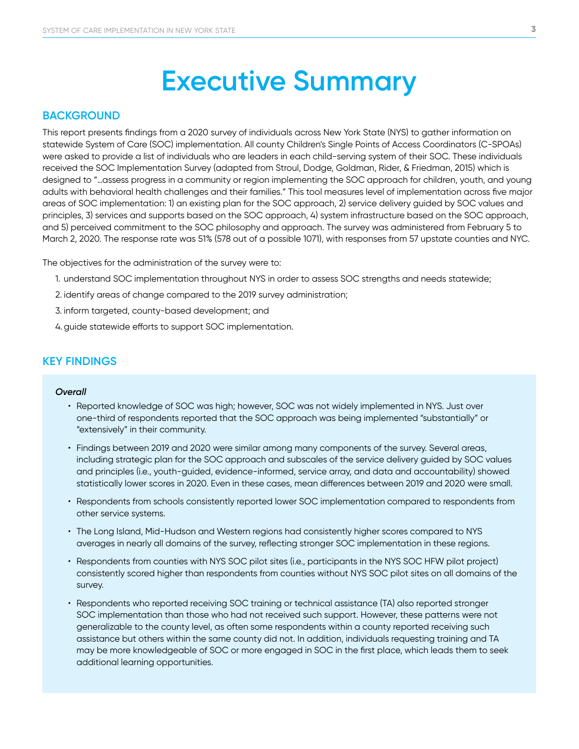# Executive Summary

## BACKGROUND

This report presents findings from a 2020 survey of individuals across New York State (NYS) to gather information on statewide System of Care (SOC) implementation. All county Children's Single Points of Access Coordinators (C-SPOAs) were asked to provide a list of individuals who are leaders in each child-serving system of their SOC. These individuals received the SOC Implementation Survey (adapted from Stroul, Dodge, Goldman, Rider, & Friedman, 2015) which is designed to "...assess progress in a community or region implementing the SOC approach for children, youth, and young adults with behavioral health challenges and their families." This tool measures level of implementation across five major areas of SOC implementation: 1) an existing plan for the SOC approach, 2) service delivery guided by SOC values and principles, 3) services and supports based on the SOC approach, 4) system infrastructure based on the SOC approach, and 5) perceived commitment to the SOC philosophy and approach. The survey was administered from February 5 to March 2, 2020. The response rate was 51% (578 out of a possible 1071), with responses from 57 upstate counties and NYC.

The objectives for the administration of the survey were to:

1. understand SOC implementation throughout NYS in order to assess SOC strengths and needs statewide;
2. identify areas of change compared to the 2019 survey administration;
3. inform targeted, county-based development; and
4. guide statewide efforts to support SOC implementation.

## KEY FINDINGS

***Overall***

- Reported knowledge of SOC was high; however, SOC was not widely implemented in NYS. Just over one-third of respondents reported that the SOC approach was being implemented "substantially" or "extensively" in their community.
- Findings between 2019 and 2020 were similar among many components of the survey. Several areas, including strategic plan for the SOC approach and subscales of the service delivery guided by SOC values and principles (i.e., youth-guided, evidence-informed, service array, and data and accountability) showed statistically lower scores in 2020. Even in these cases, mean differences between 2019 and 2020 were small.
- Respondents from schools consistently reported lower SOC implementation compared to respondents from other service systems.
- The Long Island, Mid-Hudson and Western regions had consistently higher scores compared to NYS averages in nearly all domains of the survey, reflecting stronger SOC implementation in these regions.
- Respondents from counties with NYS SOC pilot sites (i.e., participants in the NYS SOC HFW pilot project) consistently scored higher than respondents from counties without NYS SOC pilot sites on all domains of the survey.
- Respondents who reported receiving SOC training or technical assistance (TA) also reported stronger SOC implementation than those who had not received such support. However, these patterns were not generalizable to the county level, as often some respondents within a county reported receiving such assistance but others within the same county did not. In addition, individuals requesting training and TA may be more knowledgeable of SOC or more engaged in SOC in the first place, which leads them to seek additional learning opportunities.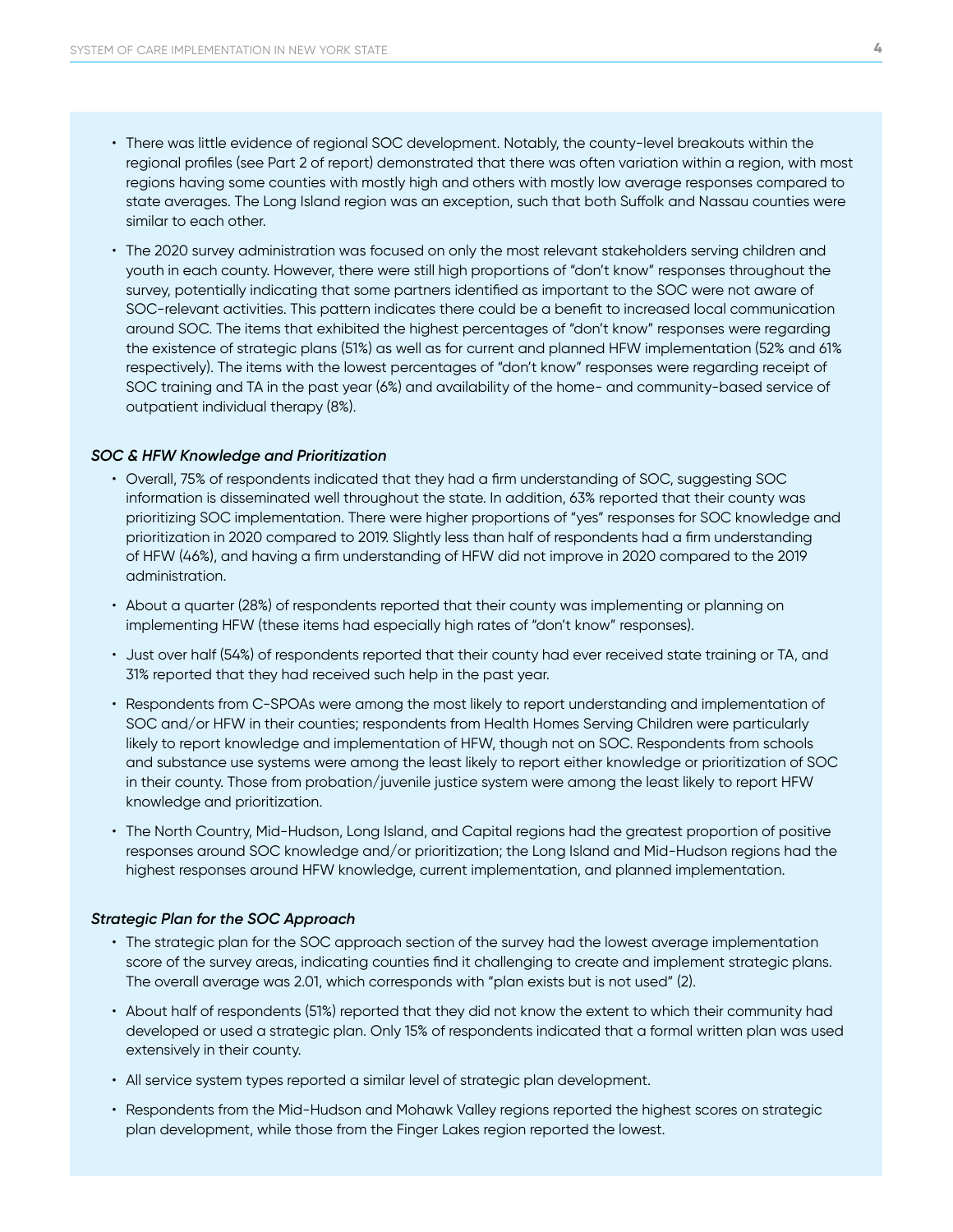- There was little evidence of regional SOC development. Notably, the county-level breakouts within the regional profiles (see Part 2 of report) demonstrated that there was often variation within a region, with most regions having some counties with mostly high and others with mostly low average responses compared to state averages. The Long Island region was an exception, such that both Suffolk and Nassau counties were similar to each other.
- The 2020 survey administration was focused on only the most relevant stakeholders serving children and youth in each county. However, there were still high proportions of "don't know" responses throughout the survey, potentially indicating that some partners identified as important to the SOC were not aware of SOC-relevant activities. This pattern indicates there could be a benefit to increased local communication around SOC. The items that exhibited the highest percentages of "don't know" responses were regarding the existence of strategic plans (51%) as well as for current and planned HFW implementation (52% and 61% respectively). The items with the lowest percentages of "don't know" responses were regarding receipt of SOC training and TA in the past year (6%) and availability of the home- and community-based service of outpatient individual therapy (8%).

***SOC & HFW Knowledge and Prioritization***

- Overall, 75% of respondents indicated that they had a firm understanding of SOC, suggesting SOC information is disseminated well throughout the state. In addition, 63% reported that their county was prioritizing SOC implementation. There were higher proportions of "yes" responses for SOC knowledge and prioritization in 2020 compared to 2019. Slightly less than half of respondents had a firm understanding of HFW (46%), and having a firm understanding of HFW did not improve in 2020 compared to the 2019 administration.
- About a quarter (28%) of respondents reported that their county was implementing or planning on implementing HFW (these items had especially high rates of "don't know" responses).
- Just over half (54%) of respondents reported that their county had ever received state training or TA, and 31% reported that they had received such help in the past year.
- Respondents from C-SPOAs were among the most likely to report understanding and implementation of SOC and/or HFW in their counties; respondents from Health Homes Serving Children were particularly likely to report knowledge and implementation of HFW, though not on SOC. Respondents from schools and substance use systems were among the least likely to report either knowledge or prioritization of SOC in their county. Those from probation/juvenile justice system were among the least likely to report HFW knowledge and prioritization.
- The North Country, Mid-Hudson, Long Island, and Capital regions had the greatest proportion of positive responses around SOC knowledge and/or prioritization; the Long Island and Mid-Hudson regions had the highest responses around HFW knowledge, current implementation, and planned implementation.

***Strategic Plan for the SOC Approach***

- The strategic plan for the SOC approach section of the survey had the lowest average implementation score of the survey areas, indicating counties find it challenging to create and implement strategic plans. The overall average was 2.01, which corresponds with "plan exists but is not used" (2).
- About half of respondents (51%) reported that they did not know the extent to which their community had developed or used a strategic plan. Only 15% of respondents indicated that a formal written plan was used extensively in their county.
- All service system types reported a similar level of strategic plan development.
- Respondents from the Mid-Hudson and Mohawk Valley regions reported the highest scores on strategic plan development, while those from the Finger Lakes region reported the lowest.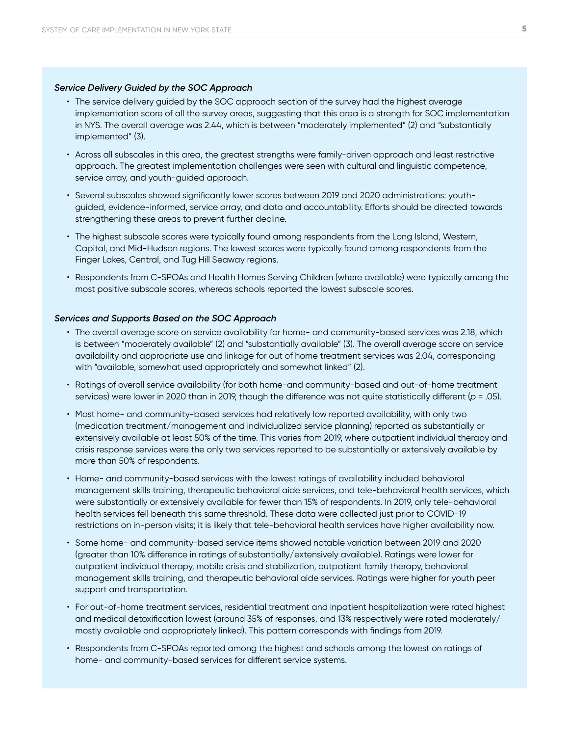*Service Delivery Guided by the SOC Approach*

- The service delivery guided by the SOC approach section of the survey had the highest average implementation score of all the survey areas, suggesting that this area is a strength for SOC implementation in NYS. The overall average was 2.44, which is between "moderately implemented" (2) and "substantially implemented" (3).
- Across all subscales in this area, the greatest strengths were family-driven approach and least restrictive approach. The greatest implementation challenges were seen with cultural and linguistic competence, service array, and youth-guided approach.
- Several subscales showed significantly lower scores between 2019 and 2020 administrations: youth-guided, evidence-informed, service array, and data and accountability. Efforts should be directed towards strengthening these areas to prevent further decline.
- The highest subscale scores were typically found among respondents from the Long Island, Western, Capital, and Mid-Hudson regions. The lowest scores were typically found among respondents from the Finger Lakes, Central, and Tug Hill Seaway regions.
- Respondents from C-SPOAs and Health Homes Serving Children (where available) were typically among the most positive subscale scores, whereas schools reported the lowest subscale scores.

*Services and Supports Based on the SOC Approach*

- The overall average score on service availability for home- and community-based services was 2.18, which is between "moderately available" (2) and "substantially available" (3). The overall average score on service availability and appropriate use and linkage for out of home treatment services was 2.04, corresponding with "available, somewhat used appropriately and somewhat linked" (2).
- Ratings of overall service availability (for both home-and community-based and out-of-home treatment services) were lower in 2020 than in 2019, though the difference was not quite statistically different ($p = .05$).
- Most home- and community-based services had relatively low reported availability, with only two (medication treatment/management and individualized service planning) reported as substantially or extensively available at least 50% of the time. This varies from 2019, where outpatient individual therapy and crisis response services were the only two services reported to be substantially or extensively available by more than 50% of respondents.
- Home- and community-based services with the lowest ratings of availability included behavioral management skills training, therapeutic behavioral aide services, and tele-behavioral health services, which were substantially or extensively available for fewer than 15% of respondents. In 2019, only tele-behavioral health services fell beneath this same threshold. These data were collected just prior to COVID-19 restrictions on in-person visits; it is likely that tele-behavioral health services have higher availability now.
- Some home- and community-based service items showed notable variation between 2019 and 2020 (greater than 10% difference in ratings of substantially/extensively available). Ratings were lower for outpatient individual therapy, mobile crisis and stabilization, outpatient family therapy, behavioral management skills training, and therapeutic behavioral aide services. Ratings were higher for youth peer support and transportation.
- For out-of-home treatment services, residential treatment and inpatient hospitalization were rated highest and medical detoxification lowest (around 35% of responses, and 13% respectively were rated moderately/mostly available and appropriately linked). This pattern corresponds with findings from 2019.
- Respondents from C-SPOAs reported among the highest and schools among the lowest on ratings of home- and community-based services for different service systems.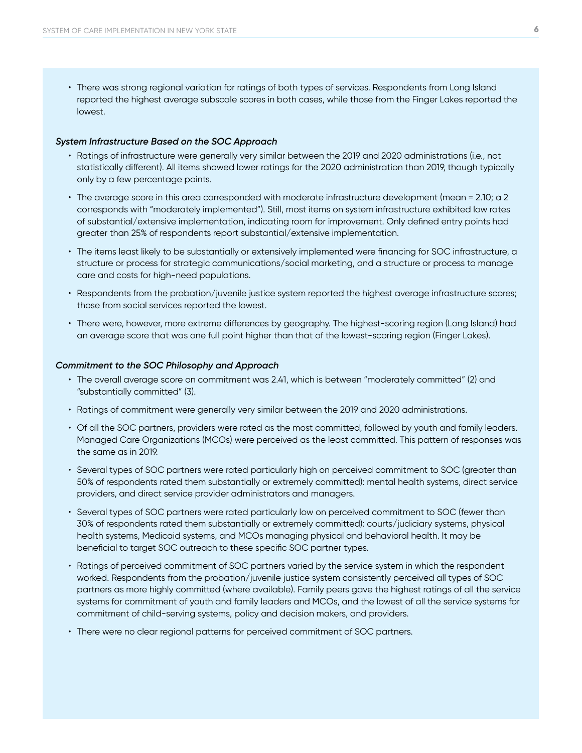- There was strong regional variation for ratings of both types of services. Respondents from Long Island reported the highest average subscale scores in both cases, while those from the Finger Lakes reported the lowest.

***System Infrastructure Based on the SOC Approach***

- Ratings of infrastructure were generally very similar between the 2019 and 2020 administrations (i.e., not statistically different). All items showed lower ratings for the 2020 administration than 2019, though typically only by a few percentage points.
- The average score in this area corresponded with moderate infrastructure development (mean = 2.10; a 2 corresponds with "moderately implemented"). Still, most items on system infrastructure exhibited low rates of substantial/extensive implementation, indicating room for improvement. Only defined entry points had greater than 25% of respondents report substantial/extensive implementation.
- The items least likely to be substantially or extensively implemented were financing for SOC infrastructure, a structure or process for strategic communications/social marketing, and a structure or process to manage care and costs for high-need populations.
- Respondents from the probation/juvenile justice system reported the highest average infrastructure scores; those from social services reported the lowest.
- There were, however, more extreme differences by geography. The highest-scoring region (Long Island) had an average score that was one full point higher than that of the lowest-scoring region (Finger Lakes).

***Commitment to the SOC Philosophy and Approach***

- The overall average score on commitment was 2.41, which is between "moderately committed" (2) and "substantially committed" (3).
- Ratings of commitment were generally very similar between the 2019 and 2020 administrations.
- Of all the SOC partners, providers were rated as the most committed, followed by youth and family leaders. Managed Care Organizations (MCOs) were perceived as the least committed. This pattern of responses was the same as in 2019.
- Several types of SOC partners were rated particularly high on perceived commitment to SOC (greater than 50% of respondents rated them substantially or extremely committed): mental health systems, direct service providers, and direct service provider administrators and managers.
- Several types of SOC partners were rated particularly low on perceived commitment to SOC (fewer than 30% of respondents rated them substantially or extremely committed): courts/judiciary systems, physical health systems, Medicaid systems, and MCOs managing physical and behavioral health. It may be beneficial to target SOC outreach to these specific SOC partner types.
- Ratings of perceived commitment of SOC partners varied by the service system in which the respondent worked. Respondents from the probation/juvenile justice system consistently perceived all types of SOC partners as more highly committed (where available). Family peers gave the highest ratings of all the service systems for commitment of youth and family leaders and MCOs, and the lowest of all the service systems for commitment of child-serving systems, policy and decision makers, and providers.
- There were no clear regional patterns for perceived commitment of SOC partners.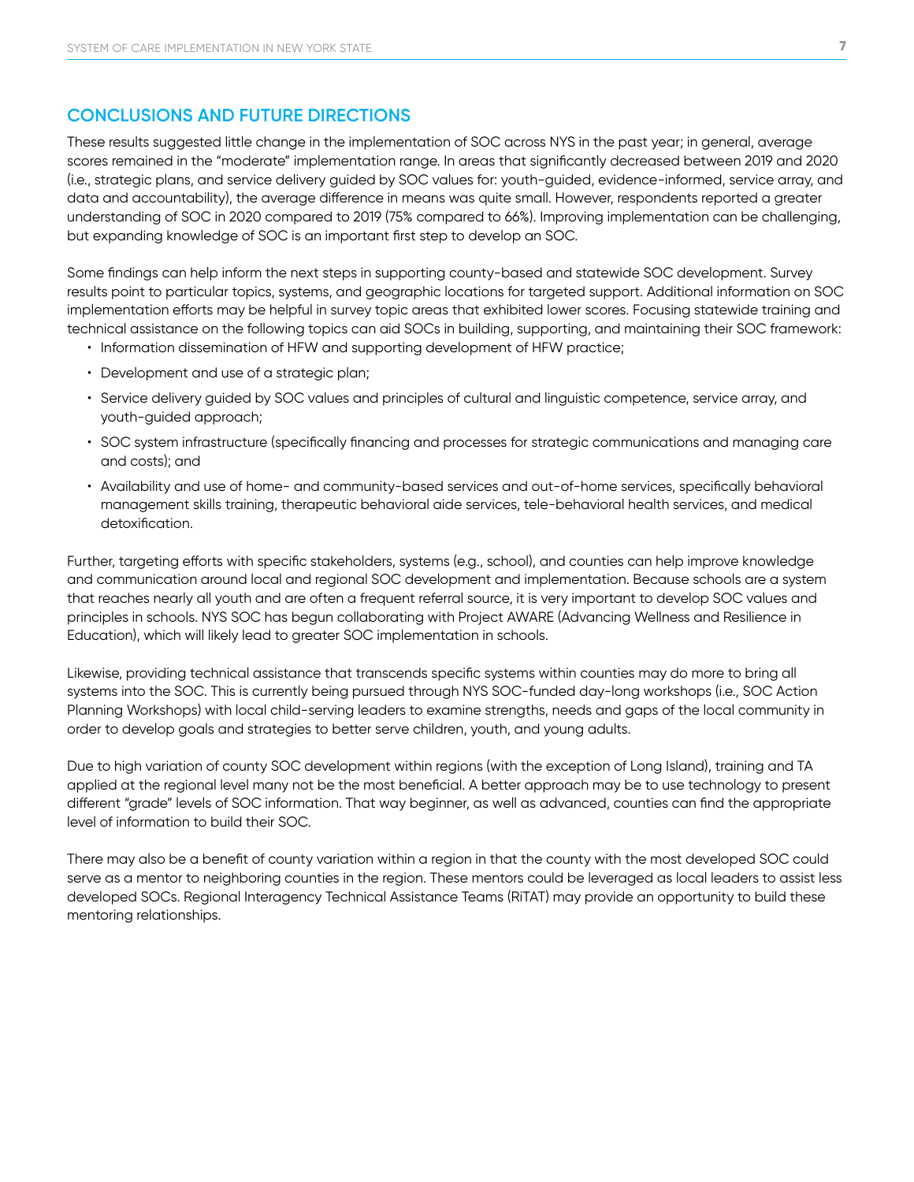## CONCLUSIONS AND FUTURE DIRECTIONS

These results suggested little change in the implementation of SOC across NYS in the past year; in general, average scores remained in the "moderate" implementation range. In areas that significantly decreased between 2019 and 2020 (i.e., strategic plans, and service delivery guided by SOC values for: youth-guided, evidence-informed, service array, and data and accountability), the average difference in means was quite small. However, respondents reported a greater understanding of SOC in 2020 compared to 2019 (75% compared to 66%). Improving implementation can be challenging, but expanding knowledge of SOC is an important first step to develop an SOC.

Some findings can help inform the next steps in supporting county-based and statewide SOC development. Survey results point to particular topics, systems, and geographic locations for targeted support. Additional information on SOC implementation efforts may be helpful in survey topic areas that exhibited lower scores. Focusing statewide training and technical assistance on the following topics can aid SOCs in building, supporting, and maintaining their SOC framework:

- Information dissemination of HFW and supporting development of HFW practice;
- Development and use of a strategic plan;
- Service delivery guided by SOC values and principles of cultural and linguistic competence, service array, and youth-guided approach;
- SOC system infrastructure (specifically financing and processes for strategic communications and managing care and costs); and
- Availability and use of home- and community-based services and out-of-home services, specifically behavioral management skills training, therapeutic behavioral aide services, tele-behavioral health services, and medical detoxification.

Further, targeting efforts with specific stakeholders, systems (e.g., school), and counties can help improve knowledge and communication around local and regional SOC development and implementation. Because schools are a system that reaches nearly all youth and are often a frequent referral source, it is very important to develop SOC values and principles in schools. NYS SOC has begun collaborating with Project AWARE (Advancing Wellness and Resilience in Education), which will likely lead to greater SOC implementation in schools.

Likewise, providing technical assistance that transcends specific systems within counties may do more to bring all systems into the SOC. This is currently being pursued through NYS SOC-funded day-long workshops (i.e., SOC Action Planning Workshops) with local child-serving leaders to examine strengths, needs and gaps of the local community in order to develop goals and strategies to better serve children, youth, and young adults.

Due to high variation of county SOC development within regions (with the exception of Long Island), training and TA applied at the regional level many not be the most beneficial. A better approach may be to use technology to present different "grade" levels of SOC information. That way beginner, as well as advanced, counties can find the appropriate level of information to build their SOC.

There may also be a benefit of county variation within a region in that the county with the most developed SOC could serve as a mentor to neighboring counties in the region. These mentors could be leveraged as local leaders to assist less developed SOCs. Regional Interagency Technical Assistance Teams (RiTAT) may provide an opportunity to build these mentoring relationships.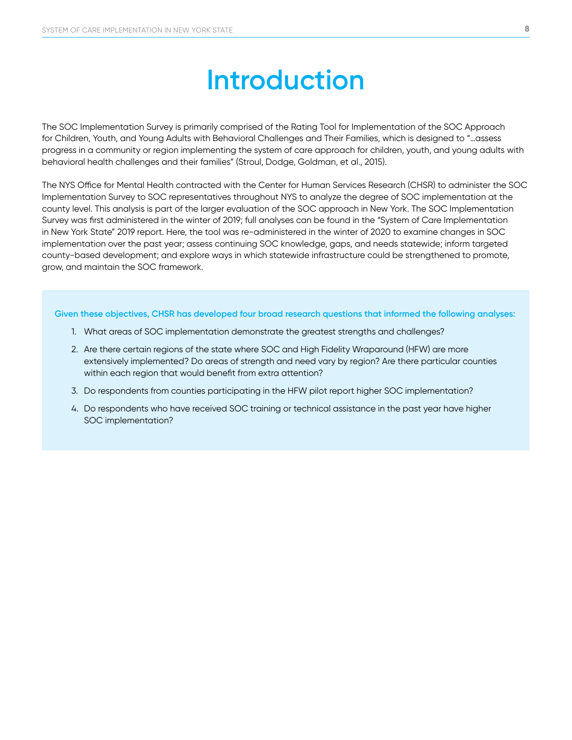# Introduction

The SOC Implementation Survey is primarily comprised of the Rating Tool for Implementation of the SOC Approach for Children, Youth, and Young Adults with Behavioral Challenges and Their Families, which is designed to "...assess progress in a community or region implementing the system of care approach for children, youth, and young adults with behavioral health challenges and their families" (Stroul, Dodge, Goldman, et al., 2015).

The NYS Office for Mental Health contracted with the Center for Human Services Research (CHSR) to administer the SOC Implementation Survey to SOC representatives throughout NYS to analyze the degree of SOC implementation at the county level. This analysis is part of the larger evaluation of the SOC approach in New York. The SOC Implementation Survey was first administered in the winter of 2019; full analyses can be found in the "System of Care Implementation in New York State" 2019 report. Here, the tool was re-administered in the winter of 2020 to examine changes in SOC implementation over the past year; assess continuing SOC knowledge, gaps, and needs statewide; inform targeted county-based development; and explore ways in which statewide infrastructure could be strengthened to promote, grow, and maintain the SOC framework.

**Given these objectives, CHSR has developed four broad research questions that informed the following analyses:**

1. What areas of SOC implementation demonstrate the greatest strengths and challenges?
2. Are there certain regions of the state where SOC and High Fidelity Wraparound (HFW) are more extensively implemented? Do areas of strength and need vary by region? Are there particular counties within each region that would benefit from extra attention?
3. Do respondents from counties participating in the HFW pilot report higher SOC implementation?
4. Do respondents who have received SOC training or technical assistance in the past year have higher SOC implementation?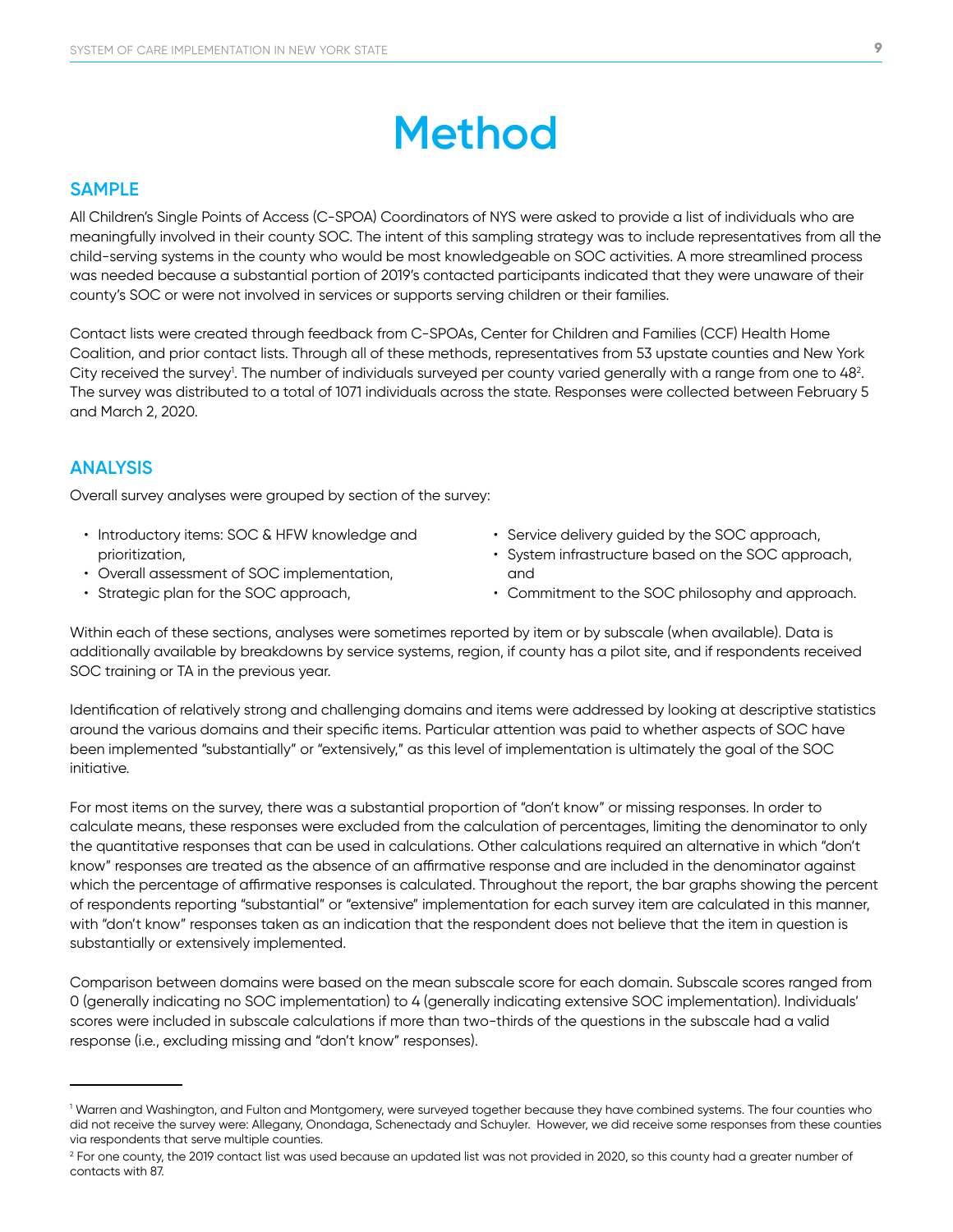# Method

## SAMPLE

All Children's Single Points of Access (C-SPOA) Coordinators of NYS were asked to provide a list of individuals who are meaningfully involved in their county SOC. The intent of this sampling strategy was to include representatives from all the child-serving systems in the county who would be most knowledgeable on SOC activities. A more streamlined process was needed because a substantial portion of 2019's contacted participants indicated that they were unaware of their county's SOC or were not involved in services or supports serving children or their families.

Contact lists were created through feedback from C-SPOAs, Center for Children and Families (CCF) Health Home Coalition, and prior contact lists. Through all of these methods, representatives from 53 upstate counties and New York City received the survey[1]. The number of individuals surveyed per county varied generally with a range from one to 48[2]. The survey was distributed to a total of 1071 individuals across the state. Responses were collected between February 5 and March 2, 2020.

## ANALYSIS

Overall survey analyses were grouped by section of the survey:

- Introductory items: SOC & HFW knowledge and prioritization,
- Overall assessment of SOC implementation,
- Strategic plan for the SOC approach,
- Service delivery guided by the SOC approach,
- System infrastructure based on the SOC approach, and
- Commitment to the SOC philosophy and approach.

Within each of these sections, analyses were sometimes reported by item or by subscale (when available). Data is additionally available by breakdowns by service systems, region, if county has a pilot site, and if respondents received SOC training or TA in the previous year.

Identification of relatively strong and challenging domains and items were addressed by looking at descriptive statistics around the various domains and their specific items. Particular attention was paid to whether aspects of SOC have been implemented "substantially" or "extensively," as this level of implementation is ultimately the goal of the SOC initiative.

For most items on the survey, there was a substantial proportion of "don't know" or missing responses. In order to calculate means, these responses were excluded from the calculation of percentages, limiting the denominator to only the quantitative responses that can be used in calculations. Other calculations required an alternative in which "don't know" responses are treated as the absence of an affirmative response and are included in the denominator against which the percentage of affirmative responses is calculated. Throughout the report, the bar graphs showing the percent of respondents reporting "substantial" or "extensive" implementation for each survey item are calculated in this manner, with "don't know" responses taken as an indication that the respondent does not believe that the item in question is substantially or extensively implemented.

Comparison between domains were based on the mean subscale score for each domain. Subscale scores ranged from 0 (generally indicating no SOC implementation) to 4 (generally indicating extensive SOC implementation). Individuals' scores were included in subscale calculations if more than two-thirds of the questions in the subscale had a valid response (i.e., excluding missing and "don't know" responses).

---

[1] Warren and Washington, and Fulton and Montgomery, were surveyed together because they have combined systems. The four counties who did not receive the survey were: Allegany, Onondaga, Schenectady and Schuyler. However, we did receive some responses from these counties via respondents that serve multiple counties.

[2] For one county, the 2019 contact list was used because an updated list was not provided in 2020, so this county had a greater number of contacts with 87.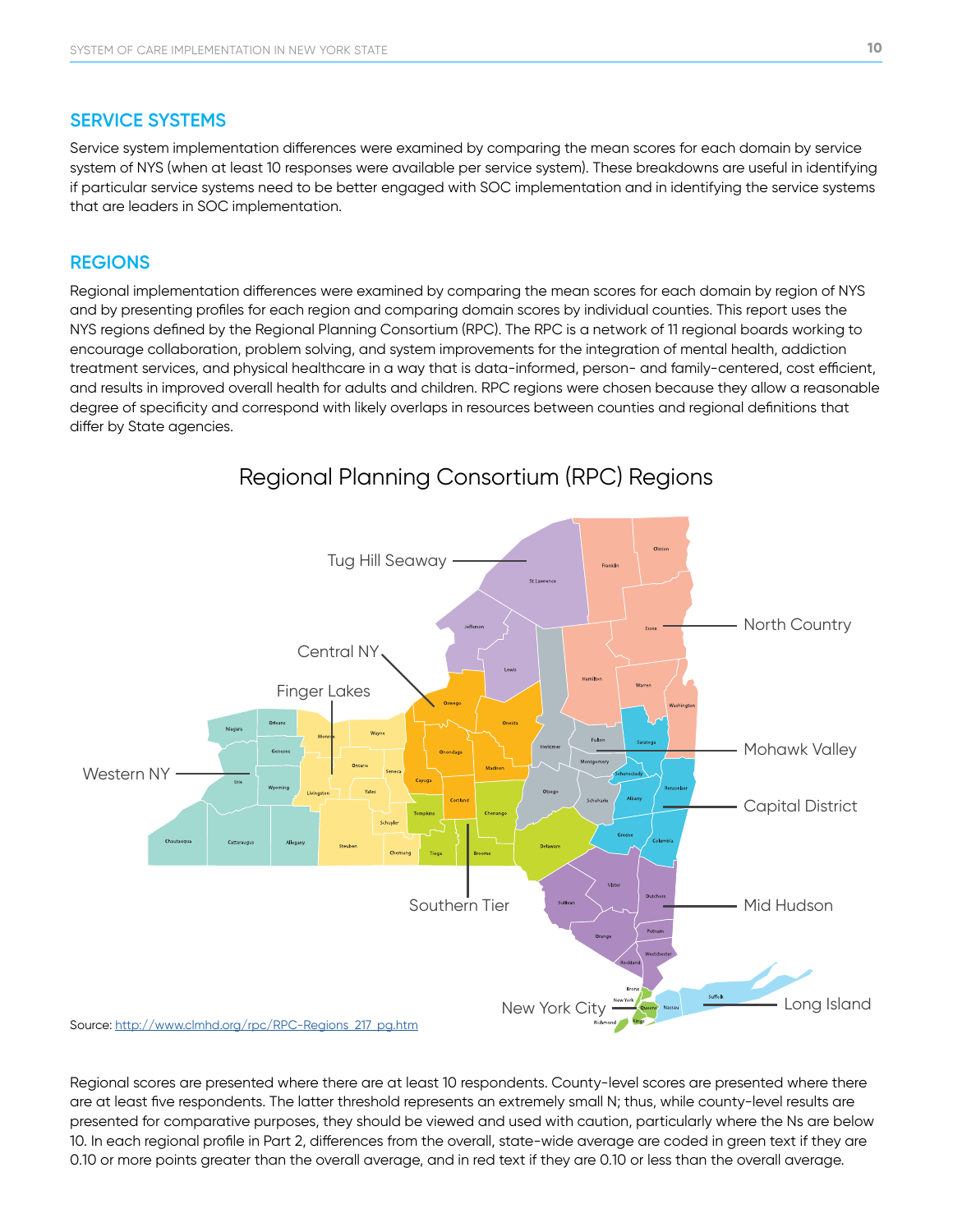## SERVICE SYSTEMS

Service system implementation differences were examined by comparing the mean scores for each domain by service system of NYS (when at least 10 responses were available per service system). These breakdowns are useful in identifying if particular service systems need to be better engaged with SOC implementation and in identifying the service systems that are leaders in SOC implementation.

## REGIONS

Regional implementation differences were examined by comparing the mean scores for each domain by region of NYS and by presenting profiles for each region and comparing domain scores by individual counties. This report uses the NYS regions defined by the Regional Planning Consortium (RPC). The RPC is a network of 11 regional boards working to encourage collaboration, problem solving, and system improvements for the integration of mental health, addiction treatment services, and physical healthcare in a way that is data-informed, person- and family-centered, cost efficient, and results in improved overall health for adults and children. RPC regions were chosen because they allow a reasonable degree of specificity and correspond with likely overlaps in resources between counties and regional definitions that differ by State agencies.

Regional Planning Consortium (RPC) Regions

Tug Hill Seaway
North Country
Central NY
Finger Lakes
Mohawk Valley
Western NY
Capital District
Southern Tier
Mid Hudson
New York City
Long Island

Source: http://www.clmhd.org/rpc/RPC-Regions_217_pg.htm

Regional scores are presented where there are at least 10 respondents. County-level scores are presented where there are at least five respondents. The latter threshold represents an extremely small N; thus, while county-level results are presented for comparative purposes, they should be viewed and used with caution, particularly where the Ns are below 10. In each regional profile in Part 2, differences from the overall, state-wide average are coded in green text if they are 0.10 or more points greater than the overall average, and in red text if they are 0.10 or less than the overall average.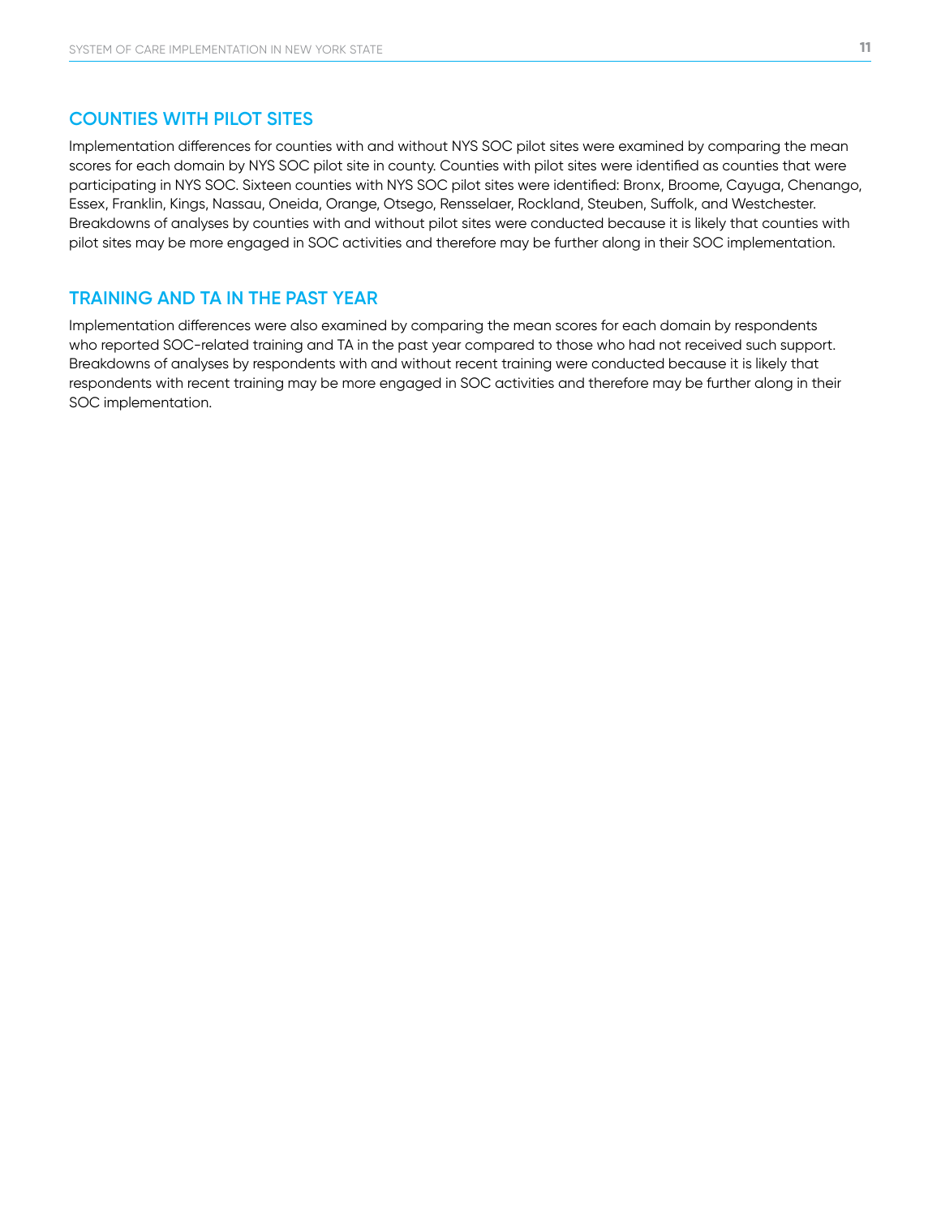## COUNTIES WITH PILOT SITES

Implementation differences for counties with and without NYS SOC pilot sites were examined by comparing the mean scores for each domain by NYS SOC pilot site in county. Counties with pilot sites were identified as counties that were participating in NYS SOC. Sixteen counties with NYS SOC pilot sites were identified: Bronx, Broome, Cayuga, Chenango, Essex, Franklin, Kings, Nassau, Oneida, Orange, Otsego, Rensselaer, Rockland, Steuben, Suffolk, and Westchester. Breakdowns of analyses by counties with and without pilot sites were conducted because it is likely that counties with pilot sites may be more engaged in SOC activities and therefore may be further along in their SOC implementation.

## TRAINING AND TA IN THE PAST YEAR

Implementation differences were also examined by comparing the mean scores for each domain by respondents who reported SOC-related training and TA in the past year compared to those who had not received such support. Breakdowns of analyses by respondents with and without recent training were conducted because it is likely that respondents with recent training may be more engaged in SOC activities and therefore may be further along in their SOC implementation.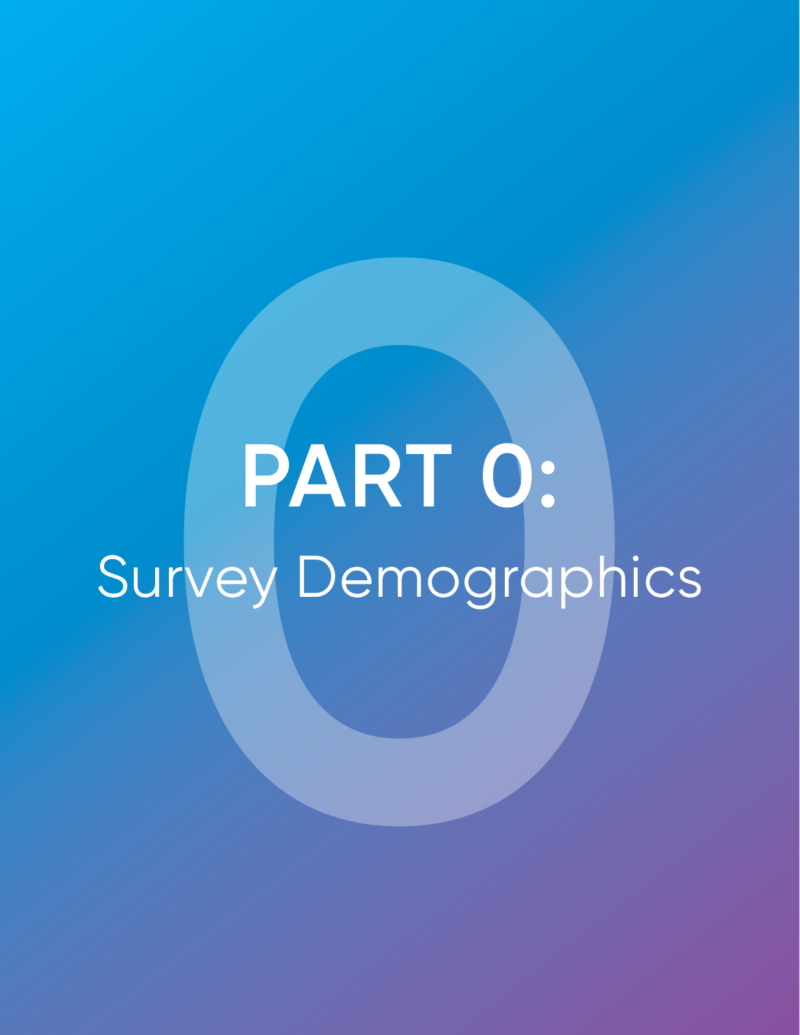# PART 0:

## Survey Demographics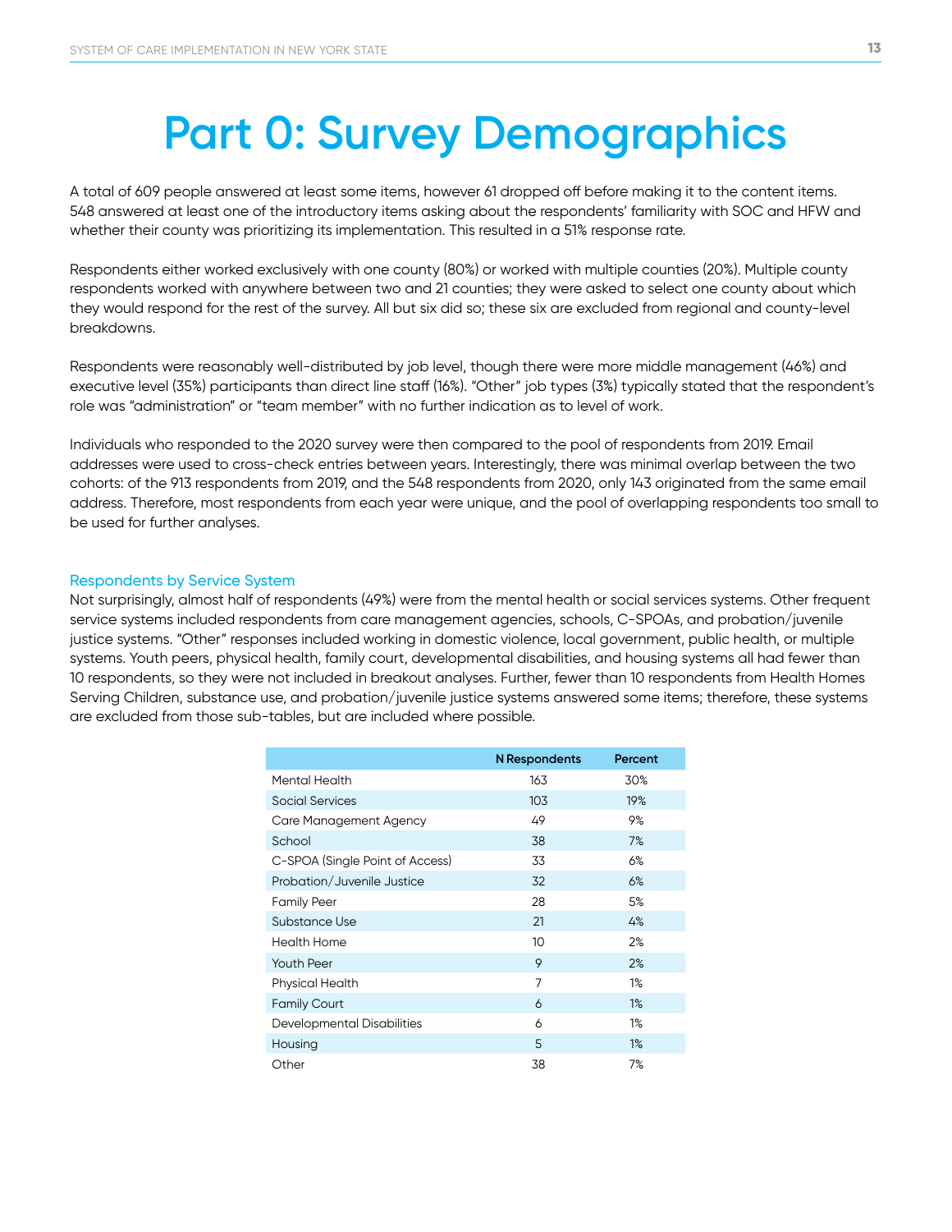# Part 0: Survey Demographics

A total of 609 people answered at least some items, however 61 dropped off before making it to the content items. 548 answered at least one of the introductory items asking about the respondents' familiarity with SOC and HFW and whether their county was prioritizing its implementation. This resulted in a 51% response rate.

Respondents either worked exclusively with one county (80%) or worked with multiple counties (20%). Multiple county respondents worked with anywhere between two and 21 counties; they were asked to select one county about which they would respond for the rest of the survey. All but six did so; these six are excluded from regional and county-level breakdowns.

Respondents were reasonably well-distributed by job level, though there were more middle management (46%) and executive level (35%) participants than direct line staff (16%). "Other" job types (3%) typically stated that the respondent's role was "administration" or "team member" with no further indication as to level of work.

Individuals who responded to the 2020 survey were then compared to the pool of respondents from 2019. Email addresses were used to cross-check entries between years. Interestingly, there was minimal overlap between the two cohorts: of the 913 respondents from 2019, and the 548 respondents from 2020, only 143 originated from the same email address. Therefore, most respondents from each year were unique, and the pool of overlapping respondents too small to be used for further analyses.

### Respondents by Service System

Not surprisingly, almost half of respondents (49%) were from the mental health or social services systems. Other frequent service systems included respondents from care management agencies, schools, C-SPOAs, and probation/juvenile justice systems. "Other" responses included working in domestic violence, local government, public health, or multiple systems. Youth peers, physical health, family court, developmental disabilities, and housing systems all had fewer than 10 respondents, so they were not included in breakout analyses. Further, fewer than 10 respondents from Health Homes Serving Children, substance use, and probation/juvenile justice systems answered some items; therefore, these systems are excluded from those sub-tables, but are included where possible.

| | N Respondents | Percent |
|---|---|---|
| Mental Health | 163 | 30% |
| Social Services | 103 | 19% |
| Care Management Agency | 49 | 9% |
| School | 38 | 7% |
| C-SPOA (Single Point of Access) | 33 | 6% |
| Probation/Juvenile Justice | 32 | 6% |
| Family Peer | 28 | 5% |
| Substance Use | 21 | 4% |
| Health Home | 10 | 2% |
| Youth Peer | 9 | 2% |
| Physical Health | 7 | 1% |
| Family Court | 6 | 1% |
| Developmental Disabilities | 6 | 1% |
| Housing | 5 | 1% |
| Other | 38 | 7% |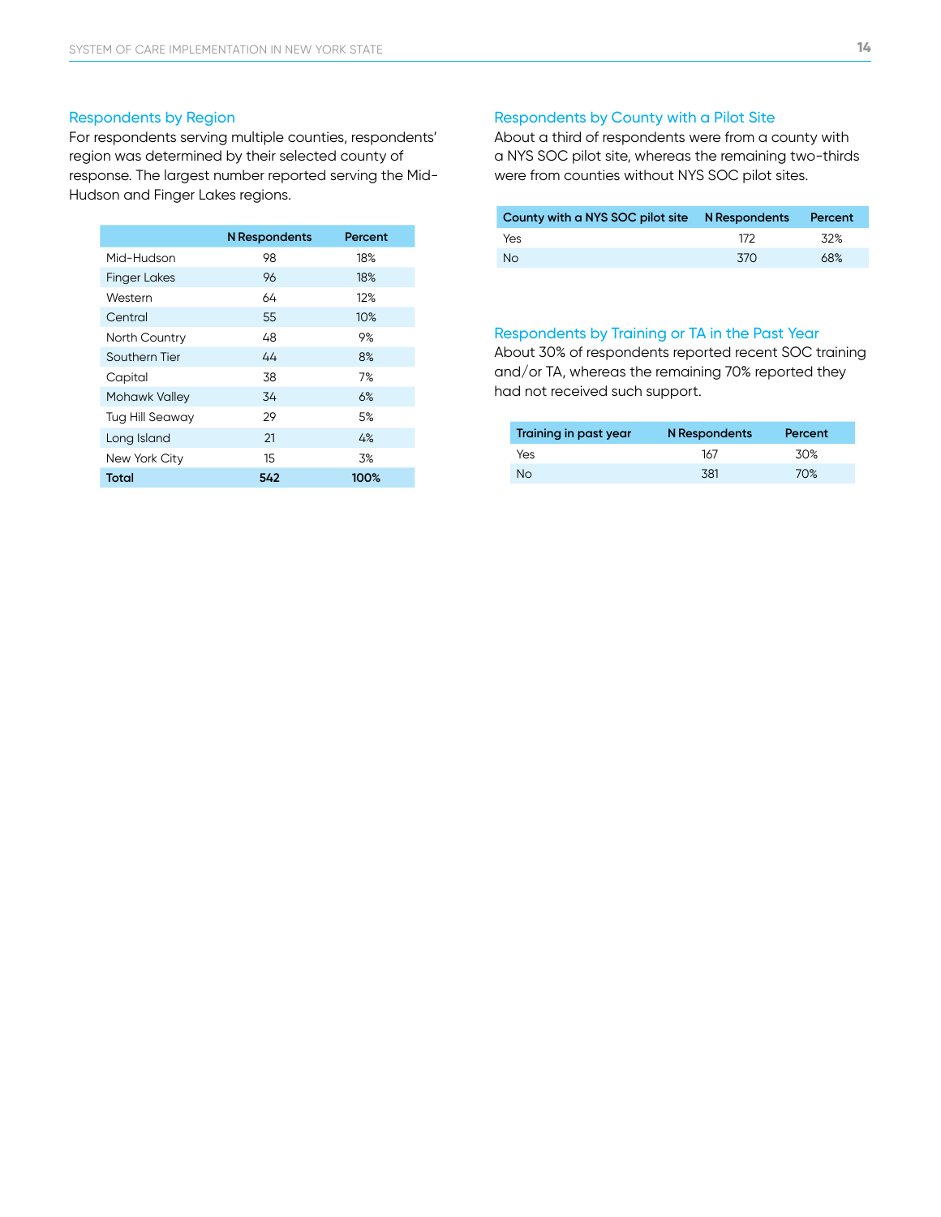### Respondents by Region

For respondents serving multiple counties, respondents' region was determined by their selected county of response. The largest number reported serving the Mid-Hudson and Finger Lakes regions.

| | N Respondents | Percent |
|---|---|---|
| Mid-Hudson | 98 | 18% |
| Finger Lakes | 96 | 18% |
| Western | 64 | 12% |
| Central | 55 | 10% |
| North Country | 48 | 9% |
| Southern Tier | 44 | 8% |
| Capital | 38 | 7% |
| Mohawk Valley | 34 | 6% |
| Tug Hill Seaway | 29 | 5% |
| Long Island | 21 | 4% |
| New York City | 15 | 3% |
| **Total** | **542** | **100%** |

### Respondents by County with a Pilot Site

About a third of respondents were from a county with a NYS SOC pilot site, whereas the remaining two-thirds were from counties without NYS SOC pilot sites.

| County with a NYS SOC pilot site | N Respondents | Percent |
|---|---|---|
| Yes | 172 | 32% |
| No | 370 | 68% |

### Respondents by Training or TA in the Past Year

About 30% of respondents reported recent SOC training and/or TA, whereas the remaining 70% reported they had not received such support.

| Training in past year | N Respondents | Percent |
|---|---|---|
| Yes | 167 | 30% |
| No | 381 | 70% |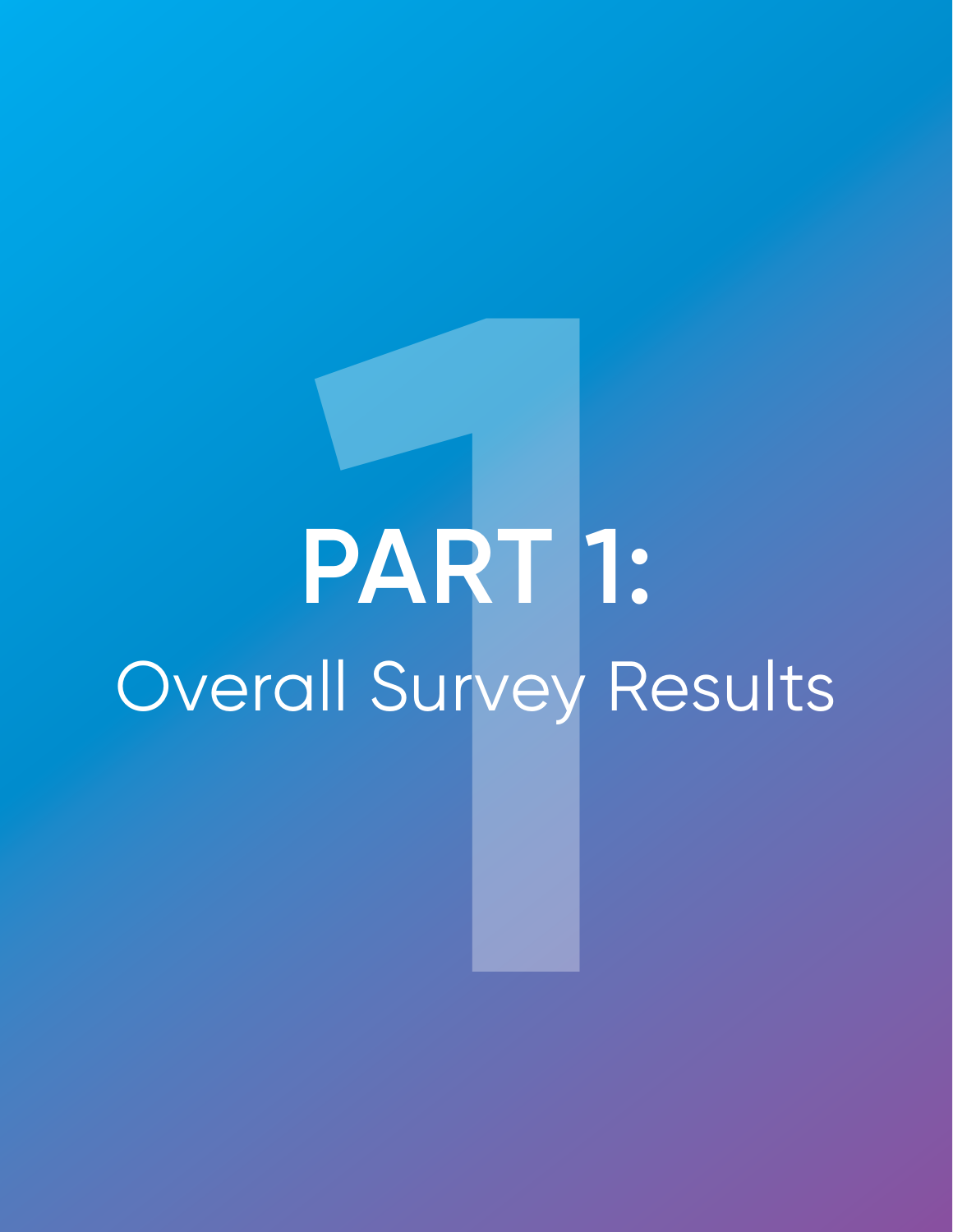# PART 1:

## Overall Survey Results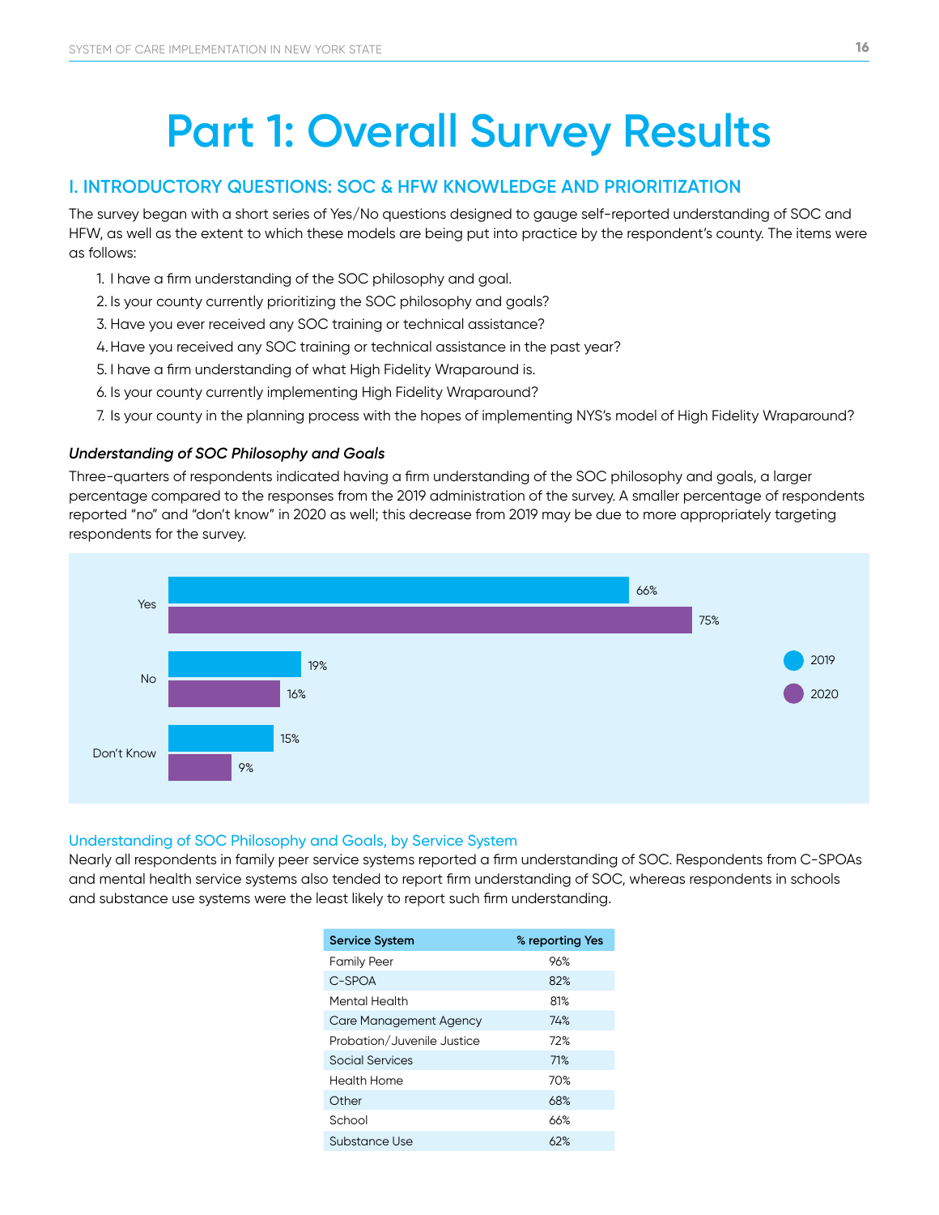# Part 1: Overall Survey Results

## I. INTRODUCTORY QUESTIONS: SOC & HFW KNOWLEDGE AND PRIORITIZATION

The survey began with a short series of Yes/No questions designed to gauge self-reported understanding of SOC and HFW, as well as the extent to which these models are being put into practice by the respondent's county. The items were as follows:

1. I have a firm understanding of the SOC philosophy and goal.
2. Is your county currently prioritizing the SOC philosophy and goals?
3. Have you ever received any SOC training or technical assistance?
4. Have you received any SOC training or technical assistance in the past year?
5. I have a firm understanding of what High Fidelity Wraparound is.
6. Is your county currently implementing High Fidelity Wraparound?
7. Is your county in the planning process with the hopes of implementing NYS's model of High Fidelity Wraparound?

### *Understanding of SOC Philosophy and Goals*

Three-quarters of respondents indicated having a firm understanding of the SOC philosophy and goals, a larger percentage compared to the responses from the 2019 administration of the survey. A smaller percentage of respondents reported "no" and "don't know" in 2020 as well; this decrease from 2019 may be due to more appropriately targeting respondents for the survey.

Yes
66%
75%
No
19%
16%
Don't Know
15%
9%
2019
2020

### Understanding of SOC Philosophy and Goals, by Service System

Nearly all respondents in family peer service systems reported a firm understanding of SOC. Respondents from C-SPOAs and mental health service systems also tended to report firm understanding of SOC, whereas respondents in schools and substance use systems were the least likely to report such firm understanding.

| Service System | % reporting Yes |
|---|---|
| Family Peer | 96% |
| C-SPOA | 82% |
| Mental Health | 81% |
| Care Management Agency | 74% |
| Probation/Juvenile Justice | 72% |
| Social Services | 71% |
| Health Home | 70% |
| Other | 68% |
| School | 66% |
| Substance Use | 62% |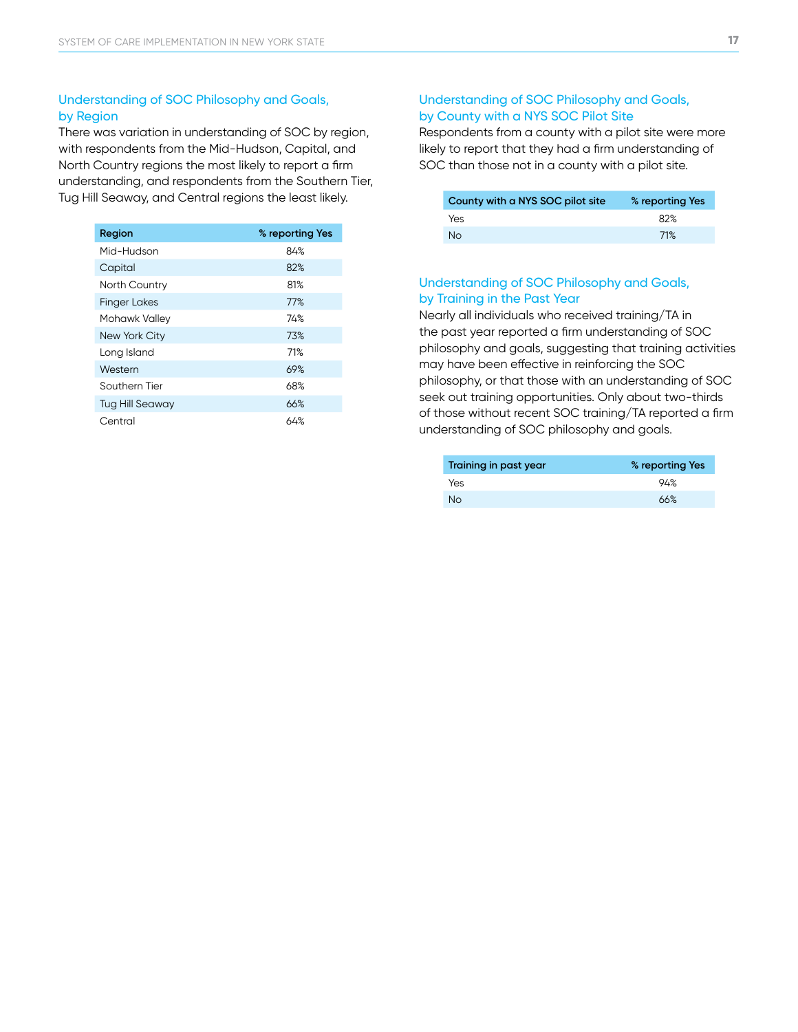## Understanding of SOC Philosophy and Goals, by Region

There was variation in understanding of SOC by region, with respondents from the Mid-Hudson, Capital, and North Country regions the most likely to report a firm understanding, and respondents from the Southern Tier, Tug Hill Seaway, and Central regions the least likely.

| Region | % reporting Yes |
|---|---|
| Mid-Hudson | 84% |
| Capital | 82% |
| North Country | 81% |
| Finger Lakes | 77% |
| Mohawk Valley | 74% |
| New York City | 73% |
| Long Island | 71% |
| Western | 69% |
| Southern Tier | 68% |
| Tug Hill Seaway | 66% |
| Central | 64% |

## Understanding of SOC Philosophy and Goals, by County with a NYS SOC Pilot Site

Respondents from a county with a pilot site were more likely to report that they had a firm understanding of SOC than those not in a county with a pilot site.

| County with a NYS SOC pilot site | % reporting Yes |
|---|---|
| Yes | 82% |
| No | 71% |

## Understanding of SOC Philosophy and Goals, by Training in the Past Year

Nearly all individuals who received training/TA in the past year reported a firm understanding of SOC philosophy and goals, suggesting that training activities may have been effective in reinforcing the SOC philosophy, or that those with an understanding of SOC seek out training opportunities. Only about two-thirds of those without recent SOC training/TA reported a firm understanding of SOC philosophy and goals.

| Training in past year | % reporting Yes |
|---|---|
| Yes | 94% |
| No | 66% |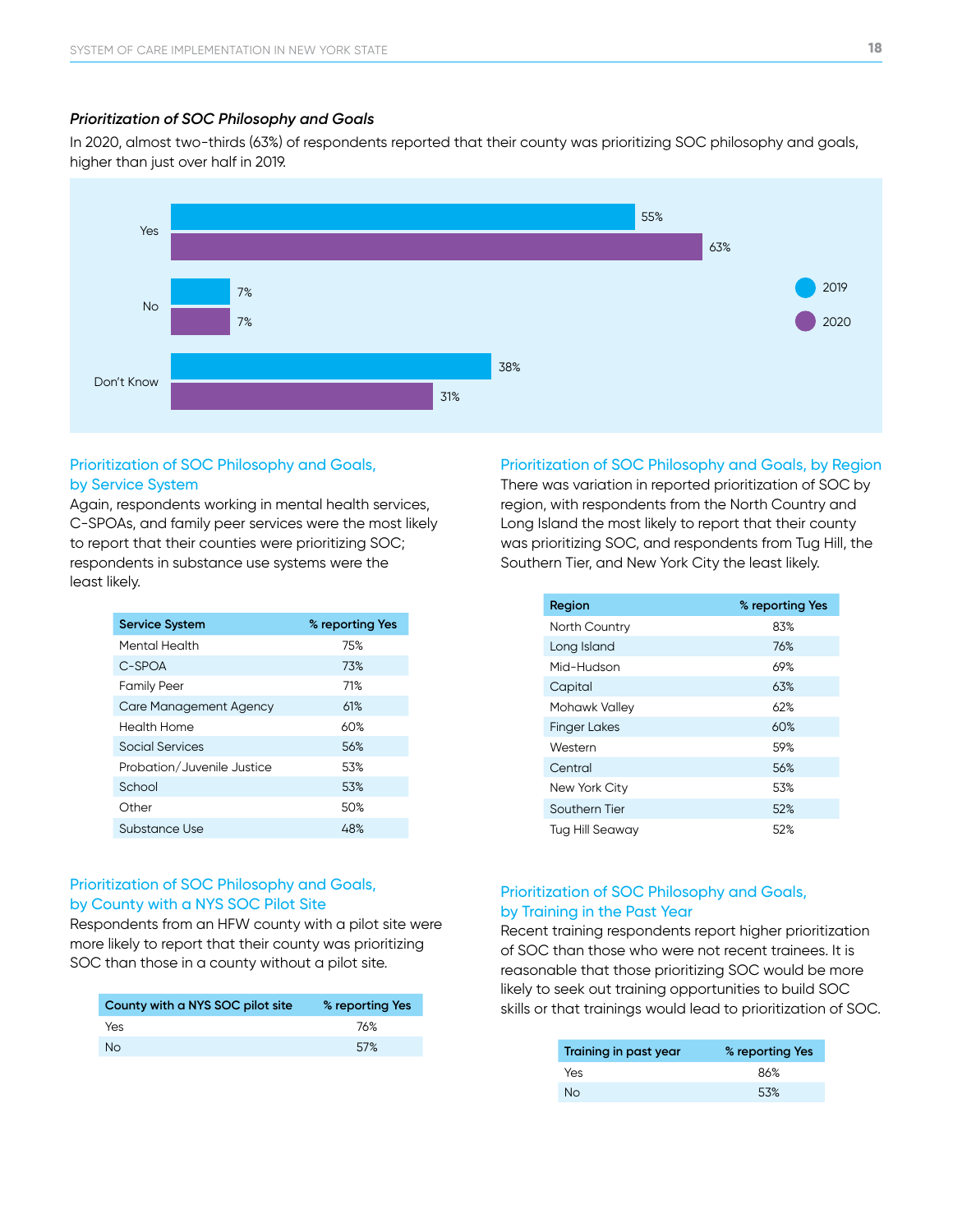### *Prioritization of SOC Philosophy and Goals*

In 2020, almost two-thirds (63%) of respondents reported that their county was prioritizing SOC philosophy and goals, higher than just over half in 2019.

Yes
55%
63%
No
7%
7%
Don't Know
38%
31%
2019
2020

### Prioritization of SOC Philosophy and Goals, by Service System

Again, respondents working in mental health services, C-SPOAs, and family peer services were the most likely to report that their counties were prioritizing SOC; respondents in substance use systems were the least likely.

| Service System | % reporting Yes |
|---|---|
| Mental Health | 75% |
| C-SPOA | 73% |
| Family Peer | 71% |
| Care Management Agency | 61% |
| Health Home | 60% |
| Social Services | 56% |
| Probation/Juvenile Justice | 53% |
| School | 53% |
| Other | 50% |
| Substance Use | 48% |

### Prioritization of SOC Philosophy and Goals, by Region

There was variation in reported prioritization of SOC by region, with respondents from the North Country and Long Island the most likely to report that their county was prioritizing SOC, and respondents from Tug Hill, the Southern Tier, and New York City the least likely.

| Region | % reporting Yes |
|---|---|
| North Country | 83% |
| Long Island | 76% |
| Mid-Hudson | 69% |
| Capital | 63% |
| Mohawk Valley | 62% |
| Finger Lakes | 60% |
| Western | 59% |
| Central | 56% |
| New York City | 53% |
| Southern Tier | 52% |
| Tug Hill Seaway | 52% |

### Prioritization of SOC Philosophy and Goals, by County with a NYS SOC Pilot Site

Respondents from an HFW county with a pilot site were more likely to report that their county was prioritizing SOC than those in a county without a pilot site.

| County with a NYS SOC pilot site | % reporting Yes |
|---|---|
| Yes | 76% |
| No | 57% |

### Prioritization of SOC Philosophy and Goals, by Training in the Past Year

Recent training respondents report higher prioritization of SOC than those who were not recent trainees. It is reasonable that those prioritizing SOC would be more likely to seek out training opportunities to build SOC skills or that trainings would lead to prioritization of SOC.

| Training in past year | % reporting Yes |
|---|---|
| Yes | 86% |
| No | 53% |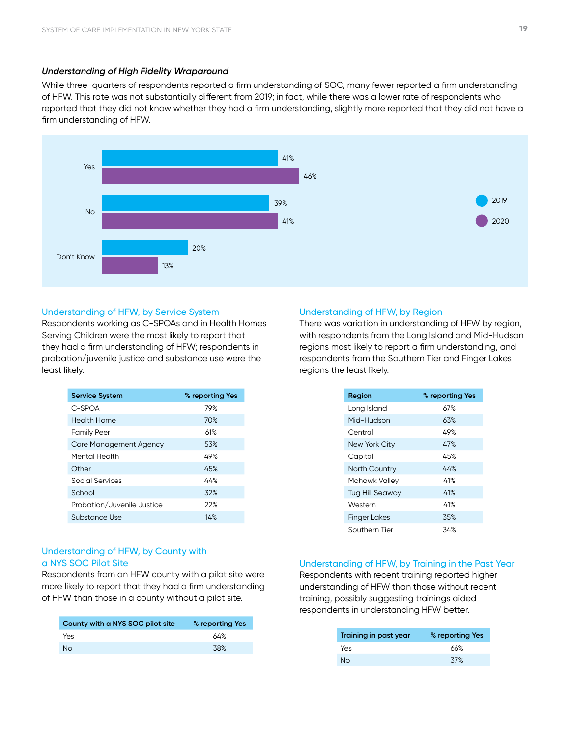### *Understanding of High Fidelity Wraparound*

While three-quarters of respondents reported a firm understanding of SOC, many fewer reported a firm understanding of HFW. This rate was not substantially different from 2019; in fact, while there was a lower rate of respondents who reported that they did not know whether they had a firm understanding, slightly more reported that they did not have a firm understanding of HFW.

Yes
41%
46%
No
39%
41%
Don't Know
20%
13%
2019
2020

### Understanding of HFW, by Service System

Respondents working as C-SPOAs and in Health Homes Serving Children were the most likely to report that they had a firm understanding of HFW; respondents in probation/juvenile justice and substance use were the least likely.

| Service System | % reporting Yes |
|---|---|
| C-SPOA | 79% |
| Health Home | 70% |
| Family Peer | 61% |
| Care Management Agency | 53% |
| Mental Health | 49% |
| Other | 45% |
| Social Services | 44% |
| School | 32% |
| Probation/Juvenile Justice | 22% |
| Substance Use | 14% |

### Understanding of HFW, by County with a NYS SOC Pilot Site

Respondents from an HFW county with a pilot site were more likely to report that they had a firm understanding of HFW than those in a county without a pilot site.

| County with a NYS SOC pilot site | % reporting Yes |
|---|---|
| Yes | 64% |
| No | 38% |

### Understanding of HFW, by Region

There was variation in understanding of HFW by region, with respondents from the Long Island and Mid-Hudson regions most likely to report a firm understanding, and respondents from the Southern Tier and Finger Lakes regions the least likely.

| Region | % reporting Yes |
|---|---|
| Long Island | 67% |
| Mid-Hudson | 63% |
| Central | 49% |
| New York City | 47% |
| Capital | 45% |
| North Country | 44% |
| Mohawk Valley | 41% |
| Tug Hill Seaway | 41% |
| Western | 41% |
| Finger Lakes | 35% |
| Southern Tier | 34% |

### Understanding of HFW, by Training in the Past Year

Respondents with recent training reported higher understanding of HFW than those without recent training, possibly suggesting trainings aided respondents in understanding HFW better.

| Training in past year | % reporting Yes |
|---|---|
| Yes | 66% |
| No | 37% |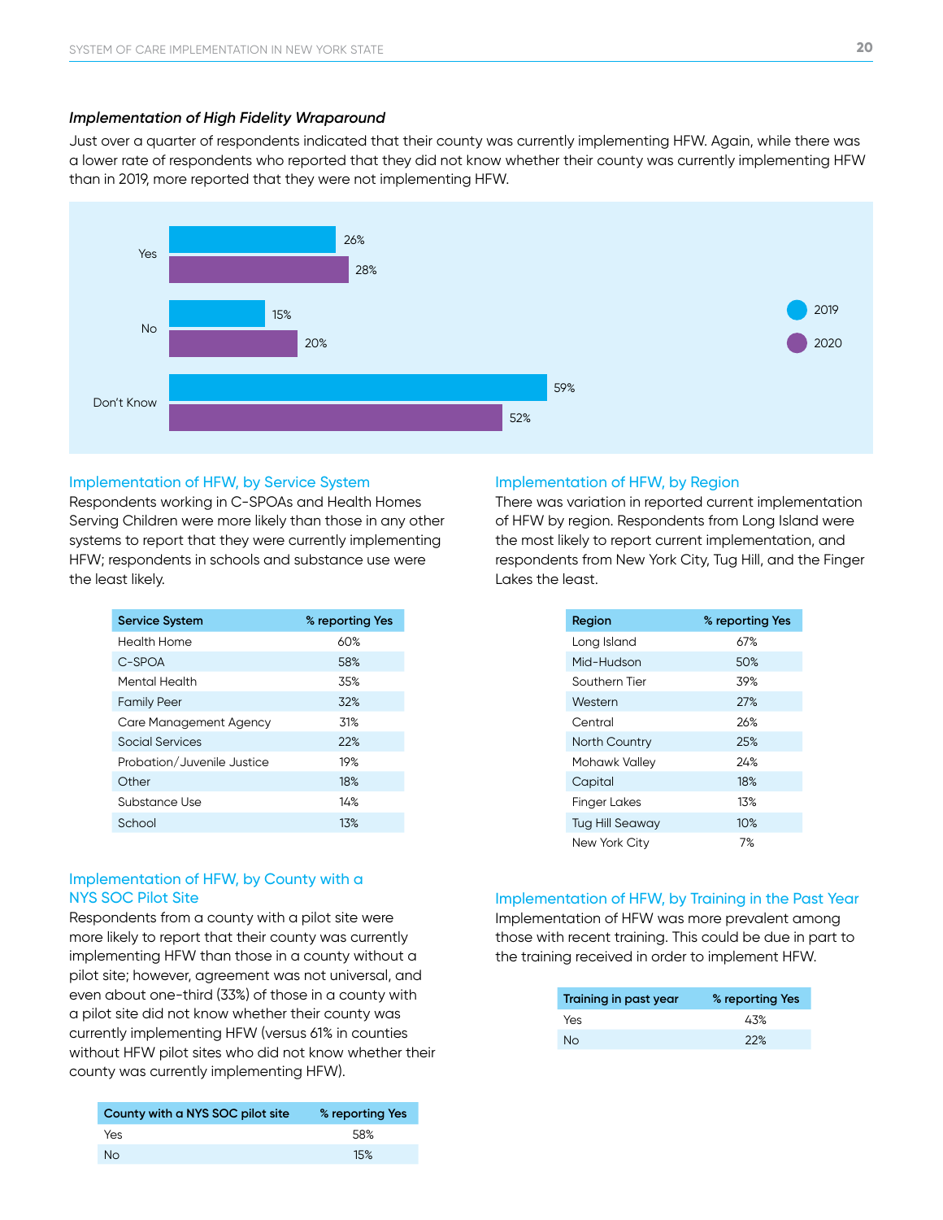### *Implementation of High Fidelity Wraparound*

Just over a quarter of respondents indicated that their county was currently implementing HFW. Again, while there was a lower rate of respondents who reported that they did not know whether their county was currently implementing HFW than in 2019, more reported that they were not implementing HFW.

Yes
26%
28%
No
15%
20%
Don't Know
59%
52%
2019
2020

#### Implementation of HFW, by Service System

Respondents working in C-SPOAs and Health Homes Serving Children were more likely than those in any other systems to report that they were currently implementing HFW; respondents in schools and substance use were the least likely.

| Service System | % reporting Yes |
|---|---|
| Health Home | 60% |
| C-SPOA | 58% |
| Mental Health | 35% |
| Family Peer | 32% |
| Care Management Agency | 31% |
| Social Services | 22% |
| Probation/Juvenile Justice | 19% |
| Other | 18% |
| Substance Use | 14% |
| School | 13% |

#### Implementation of HFW, by County with a NYS SOC Pilot Site

Respondents from a county with a pilot site were more likely to report that their county was currently implementing HFW than those in a county without a pilot site; however, agreement was not universal, and even about one-third (33%) of those in a county with a pilot site did not know whether their county was currently implementing HFW (versus 61% in counties without HFW pilot sites who did not know whether their county was currently implementing HFW).

| County with a NYS SOC pilot site | % reporting Yes |
|---|---|
| Yes | 58% |
| No | 15% |

#### Implementation of HFW, by Region

There was variation in reported current implementation of HFW by region. Respondents from Long Island were the most likely to report current implementation, and respondents from New York City, Tug Hill, and the Finger Lakes the least.

| Region | % reporting Yes |
|---|---|
| Long Island | 67% |
| Mid-Hudson | 50% |
| Southern Tier | 39% |
| Western | 27% |
| Central | 26% |
| North Country | 25% |
| Mohawk Valley | 24% |
| Capital | 18% |
| Finger Lakes | 13% |
| Tug Hill Seaway | 10% |
| New York City | 7% |

#### Implementation of HFW, by Training in the Past Year

Implementation of HFW was more prevalent among those with recent training. This could be due in part to the training received in order to implement HFW.

| Training in past year | % reporting Yes |
|---|---|
| Yes | 43% |
| No | 22% |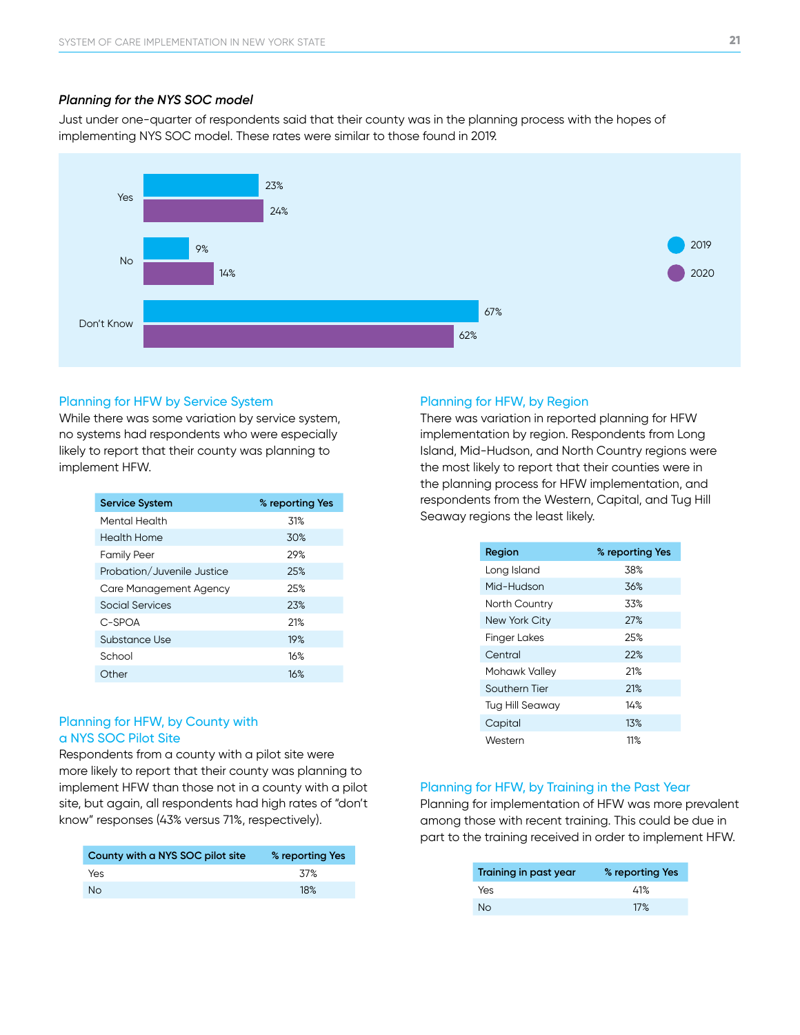### *Planning for the NYS SOC model*

Just under one-quarter of respondents said that their county was in the planning process with the hopes of implementing NYS SOC model. These rates were similar to those found in 2019.

Yes
23%
24%
No
9%
14%
Don't Know
67%
62%
2019
2020

### Planning for HFW by Service System

While there was some variation by service system, no systems had respondents who were especially likely to report that their county was planning to implement HFW.

| Service System | % reporting Yes |
|---|---|
| Mental Health | 31% |
| Health Home | 30% |
| Family Peer | 29% |
| Probation/Juvenile Justice | 25% |
| Care Management Agency | 25% |
| Social Services | 23% |
| C-SPOA | 21% |
| Substance Use | 19% |
| School | 16% |
| Other | 16% |

### Planning for HFW, by County with a NYS SOC Pilot Site

Respondents from a county with a pilot site were more likely to report that their county was planning to implement HFW than those not in a county with a pilot site, but again, all respondents had high rates of "don't know" responses (43% versus 71%, respectively).

| County with a NYS SOC pilot site | % reporting Yes |
|---|---|
| Yes | 37% |
| No | 18% |

### Planning for HFW, by Region

There was variation in reported planning for HFW implementation by region. Respondents from Long Island, Mid-Hudson, and North Country regions were the most likely to report that their counties were in the planning process for HFW implementation, and respondents from the Western, Capital, and Tug Hill Seaway regions the least likely.

| Region | % reporting Yes |
|---|---|
| Long Island | 38% |
| Mid-Hudson | 36% |
| North Country | 33% |
| New York City | 27% |
| Finger Lakes | 25% |
| Central | 22% |
| Mohawk Valley | 21% |
| Southern Tier | 21% |
| Tug Hill Seaway | 14% |
| Capital | 13% |
| Western | 11% |

### Planning for HFW, by Training in the Past Year

Planning for implementation of HFW was more prevalent among those with recent training. This could be due in part to the training received in order to implement HFW.

| Training in past year | % reporting Yes |
|---|---|
| Yes | 41% |
| No | 17% |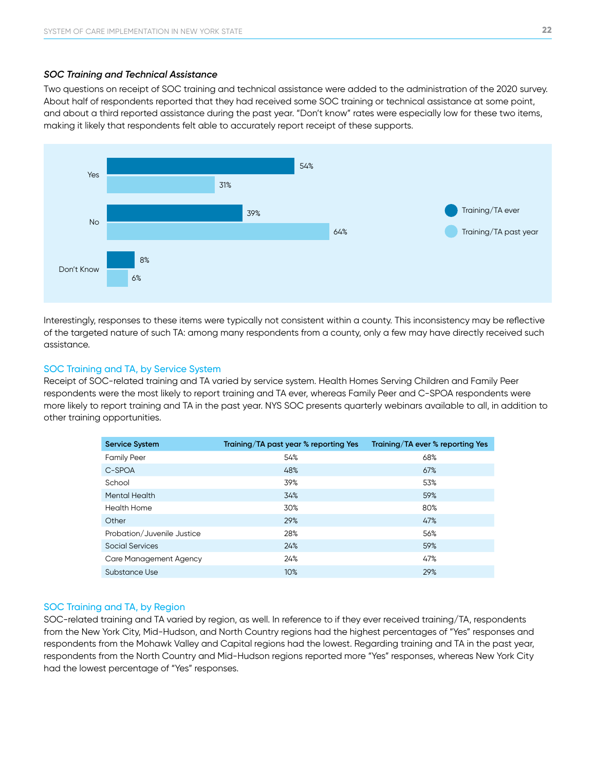### *SOC Training and Technical Assistance*

Two questions on receipt of SOC training and technical assistance were added to the administration of the 2020 survey. About half of respondents reported that they had received some SOC training or technical assistance at some point, and about a third reported assistance during the past year. "Don't know" rates were especially low for these two items, making it likely that respondents felt able to accurately report receipt of these supports.

Yes
54%
31%
No
39%
64%
Don't Know
8%
6%
Training/TA ever
Training/TA past year

Interestingly, responses to these items were typically not consistent within a county. This inconsistency may be reflective of the targeted nature of such TA: among many respondents from a county, only a few may have directly received such assistance.

## SOC Training and TA, by Service System

Receipt of SOC-related training and TA varied by service system. Health Homes Serving Children and Family Peer respondents were the most likely to report training and TA ever, whereas Family Peer and C-SPOA respondents were more likely to report training and TA in the past year. NYS SOC presents quarterly webinars available to all, in addition to other training opportunities.

| Service System | Training/TA past year % reporting Yes | Training/TA ever % reporting Yes |
| --- | --- | --- |
| Family Peer | 54% | 68% |
| C-SPOA | 48% | 67% |
| School | 39% | 53% |
| Mental Health | 34% | 59% |
| Health Home | 30% | 80% |
| Other | 29% | 47% |
| Probation/Juvenile Justice | 28% | 56% |
| Social Services | 24% | 59% |
| Care Management Agency | 24% | 47% |
| Substance Use | 10% | 29% |

## SOC Training and TA, by Region

SOC-related training and TA varied by region, as well. In reference to if they ever received training/TA, respondents from the New York City, Mid-Hudson, and North Country regions had the highest percentages of "Yes" responses and respondents from the Mohawk Valley and Capital regions had the lowest. Regarding training and TA in the past year, respondents from the North Country and Mid-Hudson regions reported more "Yes" responses, whereas New York City had the lowest percentage of "Yes" responses.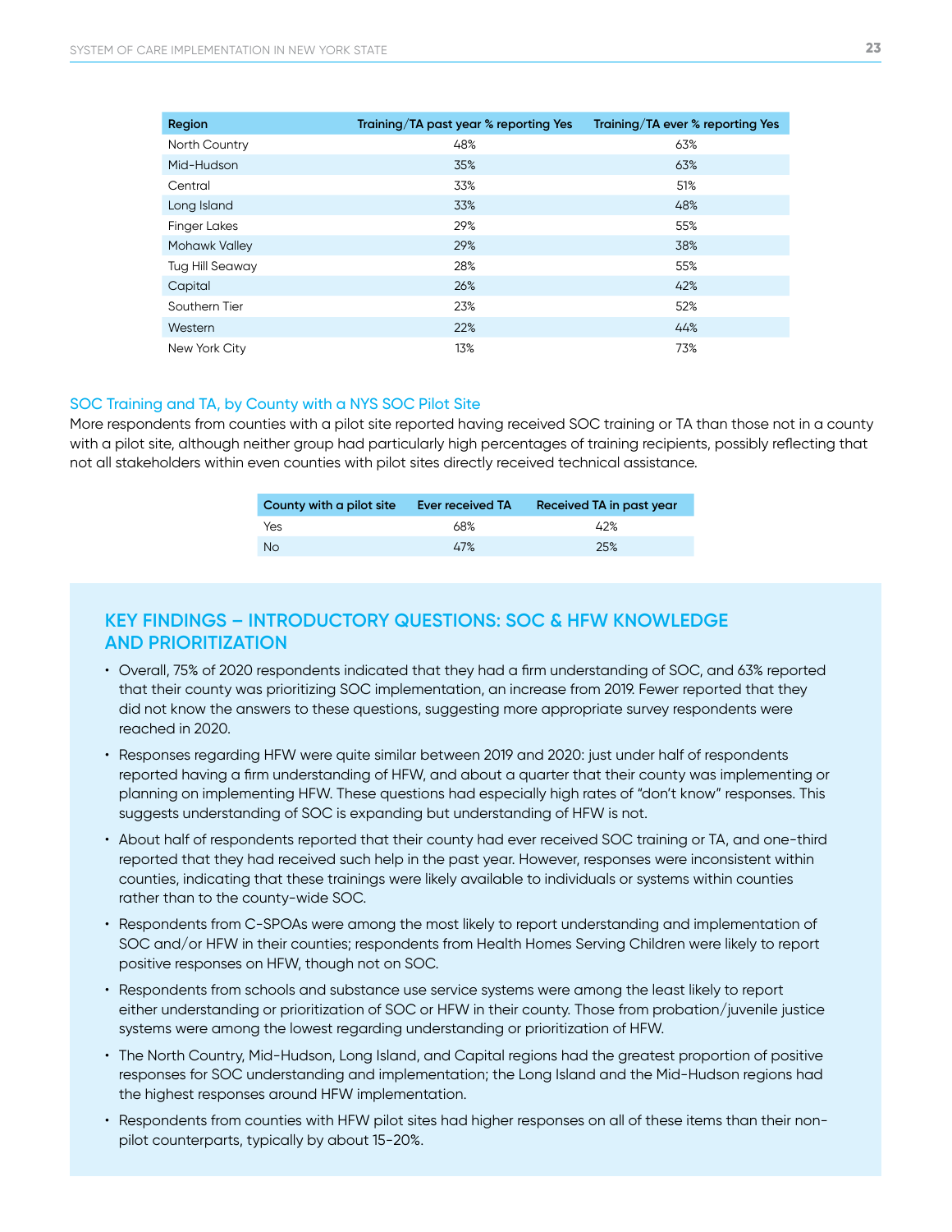| Region | Training/TA past year % reporting Yes | Training/TA ever % reporting Yes |
|---|---|---|
| North Country | 48% | 63% |
| Mid-Hudson | 35% | 63% |
| Central | 33% | 51% |
| Long Island | 33% | 48% |
| Finger Lakes | 29% | 55% |
| Mohawk Valley | 29% | 38% |
| Tug Hill Seaway | 28% | 55% |
| Capital | 26% | 42% |
| Southern Tier | 23% | 52% |
| Western | 22% | 44% |
| New York City | 13% | 73% |

### SOC Training and TA, by County with a NYS SOC Pilot Site

More respondents from counties with a pilot site reported having received SOC training or TA than those not in a county with a pilot site, although neither group had particularly high percentages of training recipients, possibly reflecting that not all stakeholders within even counties with pilot sites directly received technical assistance.

| County with a pilot site | Ever received TA | Received TA in past year |
|---|---|---|
| Yes | 68% | 42% |
| No | 47% | 25% |

## KEY FINDINGS – INTRODUCTORY QUESTIONS: SOC & HFW KNOWLEDGE AND PRIORITIZATION

- Overall, 75% of 2020 respondents indicated that they had a firm understanding of SOC, and 63% reported that their county was prioritizing SOC implementation, an increase from 2019. Fewer reported that they did not know the answers to these questions, suggesting more appropriate survey respondents were reached in 2020.
- Responses regarding HFW were quite similar between 2019 and 2020: just under half of respondents reported having a firm understanding of HFW, and about a quarter that their county was implementing or planning on implementing HFW. These questions had especially high rates of "don't know" responses. This suggests understanding of SOC is expanding but understanding of HFW is not.
- About half of respondents reported that their county had ever received SOC training or TA, and one-third reported that they had received such help in the past year. However, responses were inconsistent within counties, indicating that these trainings were likely available to individuals or systems within counties rather than to the county-wide SOC.
- Respondents from C-SPOAs were among the most likely to report understanding and implementation of SOC and/or HFW in their counties; respondents from Health Homes Serving Children were likely to report positive responses on HFW, though not on SOC.
- Respondents from schools and substance use service systems were among the least likely to report either understanding or prioritization of SOC or HFW in their county. Those from probation/juvenile justice systems were among the lowest regarding understanding or prioritization of HFW.
- The North Country, Mid-Hudson, Long Island, and Capital regions had the greatest proportion of positive responses for SOC understanding and implementation; the Long Island and the Mid-Hudson regions had the highest responses around HFW implementation.
- Respondents from counties with HFW pilot sites had higher responses on all of these items than their non-pilot counterparts, typically by about 15-20%.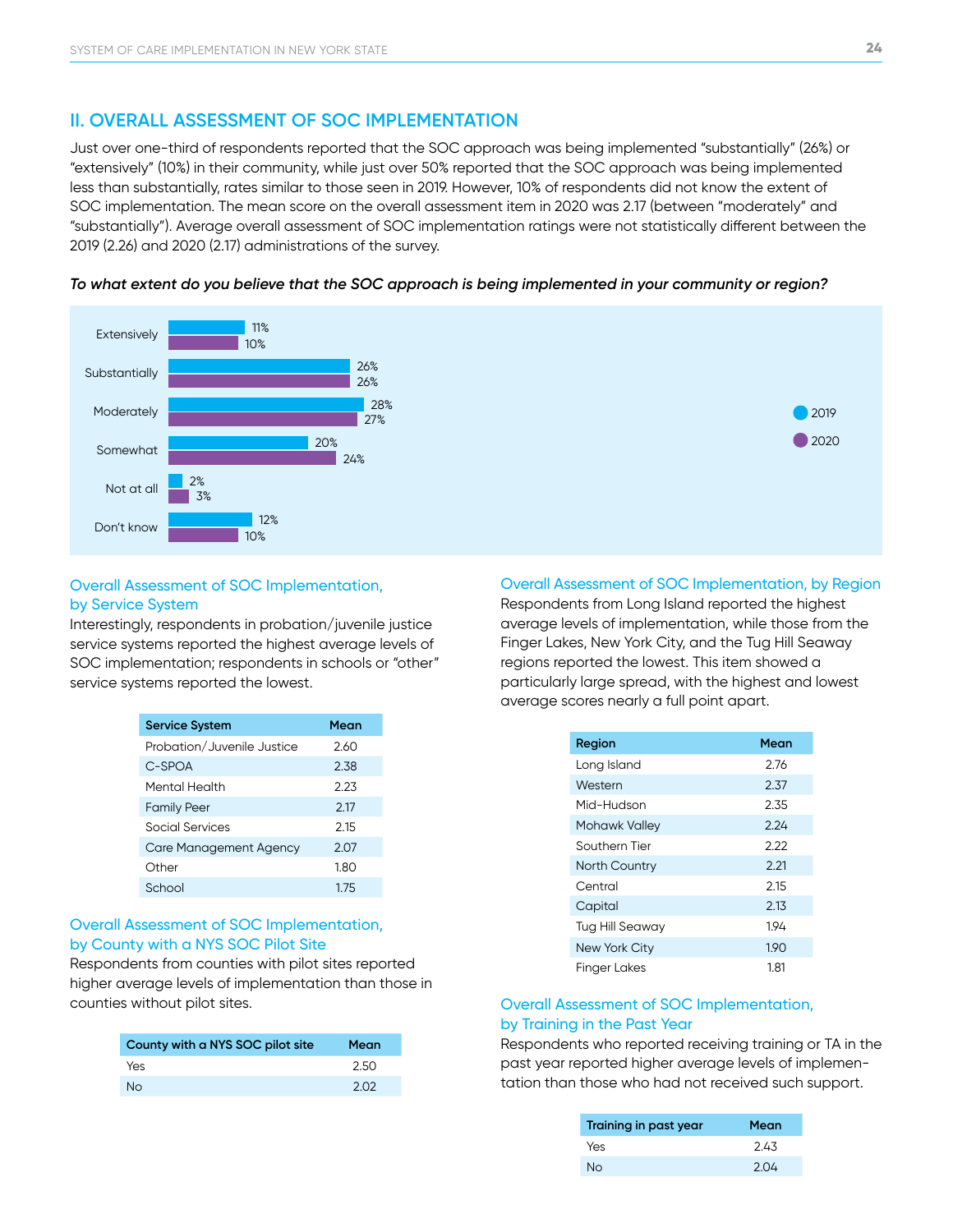## II. OVERALL ASSESSMENT OF SOC IMPLEMENTATION

Just over one-third of respondents reported that the SOC approach was being implemented "substantially" (26%) or "extensively" (10%) in their community, while just over 50% reported that the SOC approach was being implemented less than substantially, rates similar to those seen in 2019. However, 10% of respondents did not know the extent of SOC implementation. The mean score on the overall assessment item in 2020 was 2.17 (between "moderately" and "substantially"). Average overall assessment of SOC implementation ratings were not statistically different between the 2019 (2.26) and 2020 (2.17) administrations of the survey.

***To what extent do you believe that the SOC approach is being implemented in your community or region?***

Extensively
11%
10%
Substantially
26%
26%
Moderately
28%
27%
Somewhat
20%
24%
Not at all
2%
3%
Don't know
12%
10%

2019
2020

### Overall Assessment of SOC Implementation, by Service System

Interestingly, respondents in probation/juvenile justice service systems reported the highest average levels of SOC implementation; respondents in schools or "other" service systems reported the lowest.

| Service System | Mean |
|---|---|
| Probation/Juvenile Justice | 2.60 |
| C-SPOA | 2.38 |
| Mental Health | 2.23 |
| Family Peer | 2.17 |
| Social Services | 2.15 |
| Care Management Agency | 2.07 |
| Other | 1.80 |
| School | 1.75 |

### Overall Assessment of SOC Implementation, by County with a NYS SOC Pilot Site

Respondents from counties with pilot sites reported higher average levels of implementation than those in counties without pilot sites.

| County with a NYS SOC pilot site | Mean |
|---|---|
| Yes | 2.50 |
| No | 2.02 |

### Overall Assessment of SOC Implementation, by Region

Respondents from Long Island reported the highest average levels of implementation, while those from the Finger Lakes, New York City, and the Tug Hill Seaway regions reported the lowest. This item showed a particularly large spread, with the highest and lowest average scores nearly a full point apart.

| Region | Mean |
|---|---|
| Long Island | 2.76 |
| Western | 2.37 |
| Mid-Hudson | 2.35 |
| Mohawk Valley | 2.24 |
| Southern Tier | 2.22 |
| North Country | 2.21 |
| Central | 2.15 |
| Capital | 2.13 |
| Tug Hill Seaway | 1.94 |
| New York City | 1.90 |
| Finger Lakes | 1.81 |

### Overall Assessment of SOC Implementation, by Training in the Past Year

Respondents who reported receiving training or TA in the past year reported higher average levels of implementation than those who had not received such support.

| Training in past year | Mean |
|---|---|
| Yes | 2.43 |
| No | 2.04 |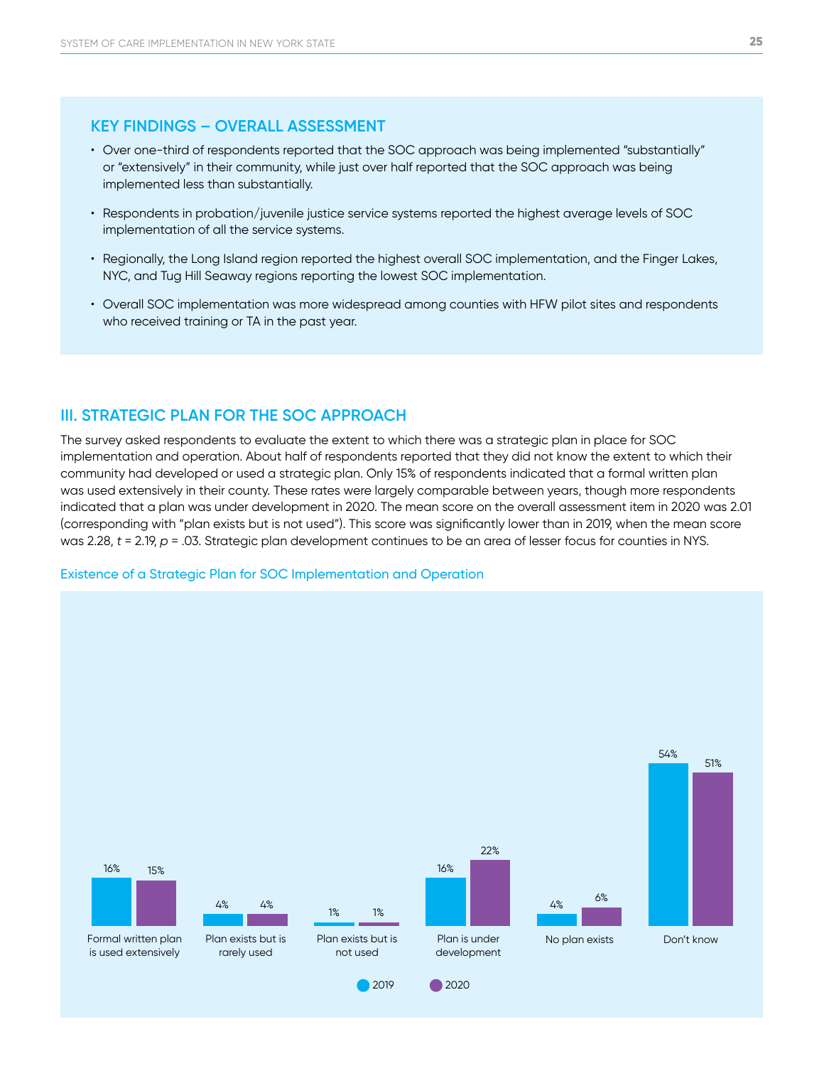## KEY FINDINGS – OVERALL ASSESSMENT

- Over one-third of respondents reported that the SOC approach was being implemented "substantially" or "extensively" in their community, while just over half reported that the SOC approach was being implemented less than substantially.
- Respondents in probation/juvenile justice service systems reported the highest average levels of SOC implementation of all the service systems.
- Regionally, the Long Island region reported the highest overall SOC implementation, and the Finger Lakes, NYC, and Tug Hill Seaway regions reporting the lowest SOC implementation.
- Overall SOC implementation was more widespread among counties with HFW pilot sites and respondents who received training or TA in the past year.

## III. STRATEGIC PLAN FOR THE SOC APPROACH

The survey asked respondents to evaluate the extent to which there was a strategic plan in place for SOC implementation and operation. About half of respondents reported that they did not know the extent to which their community had developed or used a strategic plan. Only 15% of respondents indicated that a formal written plan was used extensively in their county. These rates were largely comparable between years, though more respondents indicated that a plan was under development in 2020. The mean score on the overall assessment item in 2020 was 2.01 (corresponding with "plan exists but is not used"). This score was significantly lower than in 2019, when the mean score was 2.28, $t = 2.19$, $p = .03$. Strategic plan development continues to be an area of lesser focus for counties in NYS.

### Existence of a Strategic Plan for SOC Implementation and Operation

| | 2019 | 2020 |
|---|---|---|
| Formal written plan is used extensively | 16% | 15% |
| Plan exists but is rarely used | 4% | 4% |
| Plan exists but is not used | 1% | 1% |
| Plan is under development | 16% | 22% |
| No plan exists | 4% | 6% |
| Don't know | 54% | 51% |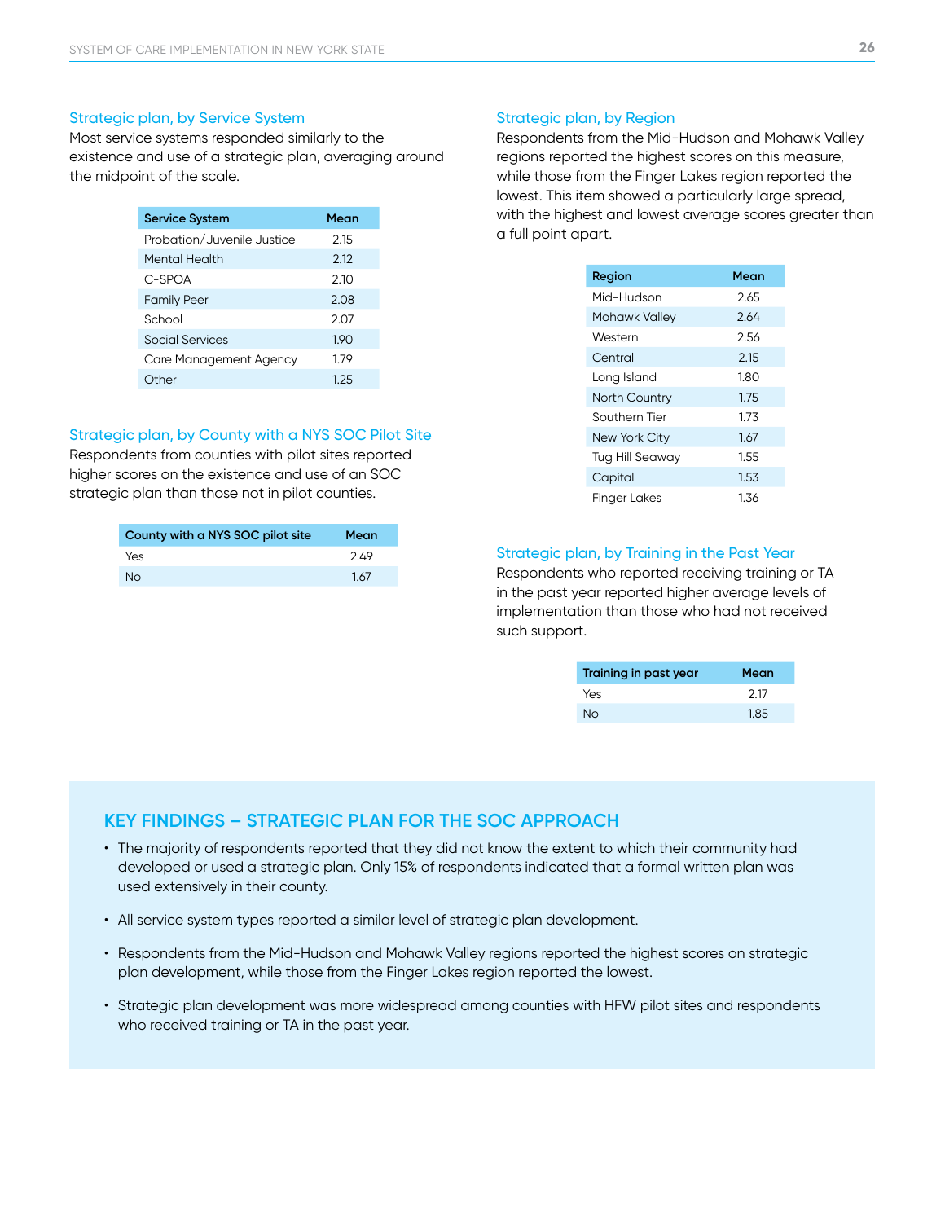### Strategic plan, by Service System

Most service systems responded similarly to the existence and use of a strategic plan, averaging around the midpoint of the scale.

| Service System | Mean |
|---|---|
| Probation/Juvenile Justice | 2.15 |
| Mental Health | 2.12 |
| C-SPOA | 2.10 |
| Family Peer | 2.08 |
| School | 2.07 |
| Social Services | 1.90 |
| Care Management Agency | 1.79 |
| Other | 1.25 |

### Strategic plan, by County with a NYS SOC Pilot Site

Respondents from counties with pilot sites reported higher scores on the existence and use of an SOC strategic plan than those not in pilot counties.

| County with a NYS SOC pilot site | Mean |
|---|---|
| Yes | 2.49 |
| No | 1.67 |

### Strategic plan, by Region

Respondents from the Mid-Hudson and Mohawk Valley regions reported the highest scores on this measure, while those from the Finger Lakes region reported the lowest. This item showed a particularly large spread, with the highest and lowest average scores greater than a full point apart.

| Region | Mean |
|---|---|
| Mid-Hudson | 2.65 |
| Mohawk Valley | 2.64 |
| Western | 2.56 |
| Central | 2.15 |
| Long Island | 1.80 |
| North Country | 1.75 |
| Southern Tier | 1.73 |
| New York City | 1.67 |
| Tug Hill Seaway | 1.55 |
| Capital | 1.53 |
| Finger Lakes | 1.36 |

### Strategic plan, by Training in the Past Year

Respondents who reported receiving training or TA in the past year reported higher average levels of implementation than those who had not received such support.

| Training in past year | Mean |
|---|---|
| Yes | 2.17 |
| No | 1.85 |

## KEY FINDINGS – STRATEGIC PLAN FOR THE SOC APPROACH

- The majority of respondents reported that they did not know the extent to which their community had developed or used a strategic plan. Only 15% of respondents indicated that a formal written plan was used extensively in their county.
- All service system types reported a similar level of strategic plan development.
- Respondents from the Mid-Hudson and Mohawk Valley regions reported the highest scores on strategic plan development, while those from the Finger Lakes region reported the lowest.
- Strategic plan development was more widespread among counties with HFW pilot sites and respondents who received training or TA in the past year.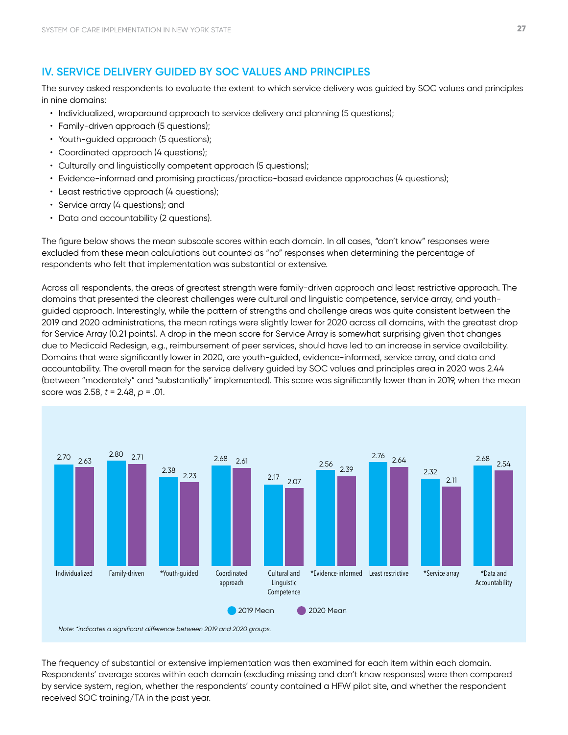## IV. SERVICE DELIVERY GUIDED BY SOC VALUES AND PRINCIPLES

The survey asked respondents to evaluate the extent to which service delivery was guided by SOC values and principles in nine domains:

- Individualized, wraparound approach to service delivery and planning (5 questions);
- Family-driven approach (5 questions);
- Youth-guided approach (5 questions);
- Coordinated approach (4 questions);
- Culturally and linguistically competent approach (5 questions);
- Evidence-informed and promising practices/practice-based evidence approaches (4 questions);
- Least restrictive approach (4 questions);
- Service array (4 questions); and
- Data and accountability (2 questions).

The figure below shows the mean subscale scores within each domain. In all cases, "don't know" responses were excluded from these mean calculations but counted as "no" responses when determining the percentage of respondents who felt that implementation was substantial or extensive.

Across all respondents, the areas of greatest strength were family-driven approach and least restrictive approach. The domains that presented the clearest challenges were cultural and linguistic competence, service array, and youth-guided approach. Interestingly, while the pattern of strengths and challenge areas was quite consistent between the 2019 and 2020 administrations, the mean ratings were slightly lower for 2020 across all domains, with the greatest drop for Service Array (0.21 points). A drop in the mean score for Service Array is somewhat surprising given that changes due to Medicaid Redesign, e.g., reimbursement of peer services, should have led to an increase in service availability. Domains that were significantly lower in 2020, are youth-guided, evidence-informed, service array, and data and accountability. The overall mean for the service delivery guided by SOC values and principles area in 2020 was 2.44 (between "moderately" and "substantially" implemented). This score was significantly lower than in 2019, when the mean score was 2.58, $t = 2.48$, $p = .01$.

Individualized: 2.70, 2.63
Family-driven: 2.80, 2.71
*Youth-guided: 2.38, 2.23
Coordinated approach: 2.68, 2.61
Cultural and Linguistic Competence: 2.17, 2.07
*Evidence-informed: 2.56, 2.39
Least restrictive: 2.76, 2.64
*Service array: 2.32, 2.11
*Data and Accountability: 2.68, 2.54

2019 Mean
2020 Mean

*Note: *indicates a significant difference between 2019 and 2020 groups.*

The frequency of substantial or extensive implementation was then examined for each item within each domain. Respondents' average scores within each domain (excluding missing and don't know responses) were then compared by service system, region, whether the respondents' county contained a HFW pilot site, and whether the respondent received SOC training/TA in the past year.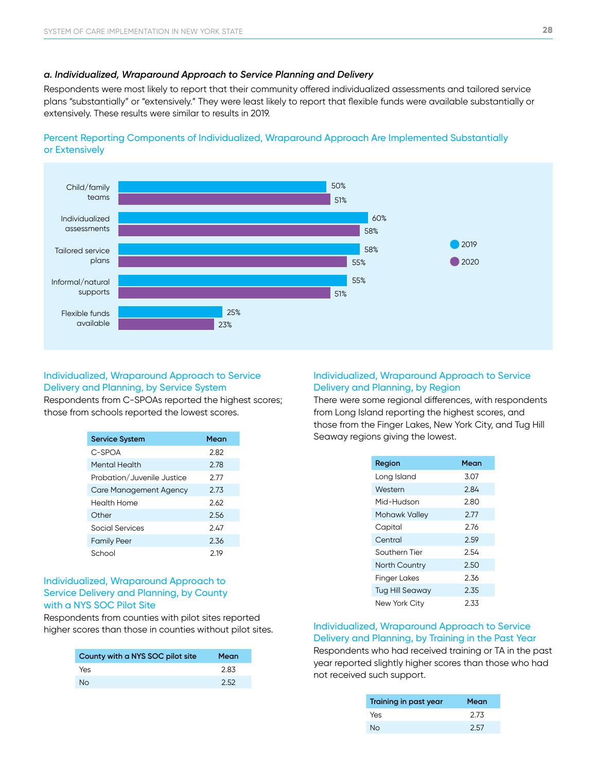### *a. Individualized, Wraparound Approach to Service Planning and Delivery*

Respondents were most likely to report that their community offered individualized assessments and tailored service plans "substantially" or "extensively." They were least likely to report that flexible funds were available substantially or extensively. These results were similar to results in 2019.

Percent Reporting Components of Individualized, Wraparound Approach Are Implemented Substantially or Extensively

Child/family teams
50%
51%

Individualized assessments
60%
58%

Tailored service plans
58%
55%

Informal/natural supports
55%
51%

Flexible funds available
25%
23%

2019
2020

Individualized, Wraparound Approach to Service Delivery and Planning, by Service System

Respondents from C-SPOAs reported the highest scores; those from schools reported the lowest scores.

| Service System | Mean |
|---|---|
| C-SPOA | 2.82 |
| Mental Health | 2.78 |
| Probation/Juvenile Justice | 2.77 |
| Care Management Agency | 2.73 |
| Health Home | 2.62 |
| Other | 2.56 |
| Social Services | 2.47 |
| Family Peer | 2.36 |
| School | 2.19 |

Individualized, Wraparound Approach to Service Delivery and Planning, by County with a NYS SOC Pilot Site

Respondents from counties with pilot sites reported higher scores than those in counties without pilot sites.

| County with a NYS SOC pilot site | Mean |
|---|---|
| Yes | 2.83 |
| No | 2.52 |

Individualized, Wraparound Approach to Service Delivery and Planning, by Region

There were some regional differences, with respondents from Long Island reporting the highest scores, and those from the Finger Lakes, New York City, and Tug Hill Seaway regions giving the lowest.

| Region | Mean |
|---|---|
| Long Island | 3.07 |
| Western | 2.84 |
| Mid-Hudson | 2.80 |
| Mohawk Valley | 2.77 |
| Capital | 2.76 |
| Central | 2.59 |
| Southern Tier | 2.54 |
| North Country | 2.50 |
| Finger Lakes | 2.36 |
| Tug Hill Seaway | 2.35 |
| New York City | 2.33 |

Individualized, Wraparound Approach to Service Delivery and Planning, by Training in the Past Year

Respondents who had received training or TA in the past year reported slightly higher scores than those who had not received such support.

| Training in past year | Mean |
|---|---|
| Yes | 2.73 |
| No | 2.57 |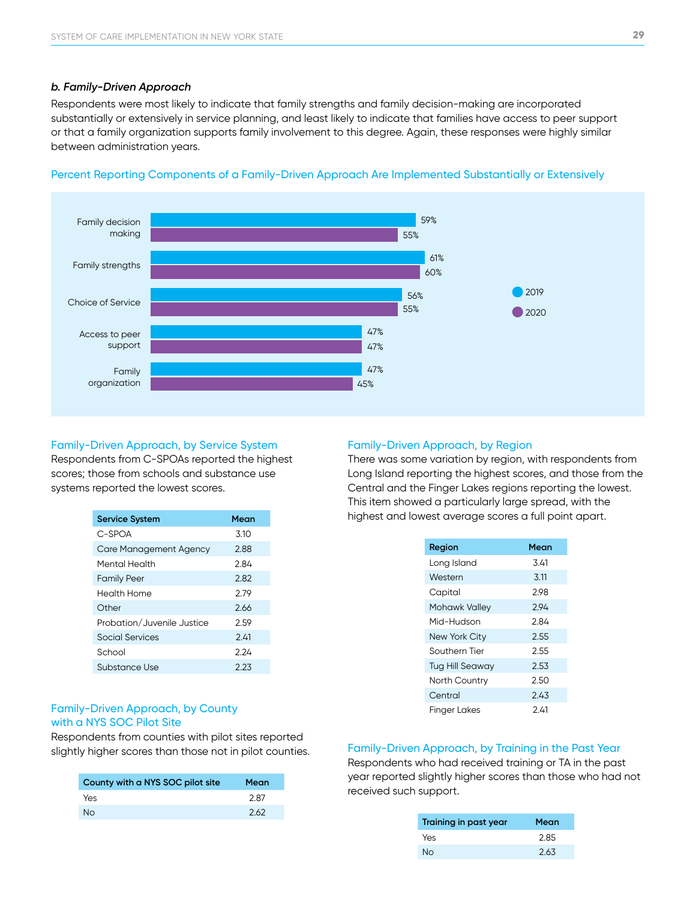### *b. Family-Driven Approach*

Respondents were most likely to indicate that family strengths and family decision-making are incorporated substantially or extensively in service planning, and least likely to indicate that families have access to peer support or that a family organization supports family involvement to this degree. Again, these responses were highly similar between administration years.

Percent Reporting Components of a Family-Driven Approach Are Implemented Substantially or Extensively

Family decision making
59%
55%

Family strengths
61%
60%

Choice of Service
56%
55%

Access to peer support
47%
47%

Family organization
47%
45%

2019
2020

#### Family-Driven Approach, by Service System

Respondents from C-SPOAs reported the highest scores; those from schools and substance use systems reported the lowest scores.

| Service System | Mean |
|---|---|
| C-SPOA | 3.10 |
| Care Management Agency | 2.88 |
| Mental Health | 2.84 |
| Family Peer | 2.82 |
| Health Home | 2.79 |
| Other | 2.66 |
| Probation/Juvenile Justice | 2.59 |
| Social Services | 2.41 |
| School | 2.24 |
| Substance Use | 2.23 |

#### Family-Driven Approach, by County with a NYS SOC Pilot Site

Respondents from counties with pilot sites reported slightly higher scores than those not in pilot counties.

| County with a NYS SOC pilot site | Mean |
|---|---|
| Yes | 2.87 |
| No | 2.62 |

#### Family-Driven Approach, by Region

There was some variation by region, with respondents from Long Island reporting the highest scores, and those from the Central and the Finger Lakes regions reporting the lowest. This item showed a particularly large spread, with the highest and lowest average scores a full point apart.

| Region | Mean |
|---|---|
| Long Island | 3.41 |
| Western | 3.11 |
| Capital | 2.98 |
| Mohawk Valley | 2.94 |
| Mid-Hudson | 2.84 |
| New York City | 2.55 |
| Southern Tier | 2.55 |
| Tug Hill Seaway | 2.53 |
| North Country | 2.50 |
| Central | 2.43 |
| Finger Lakes | 2.41 |

#### Family-Driven Approach, by Training in the Past Year

Respondents who had received training or TA in the past year reported slightly higher scores than those who had not received such support.

| Training in past year | Mean |
|---|---|
| Yes | 2.85 |
| No | 2.63 |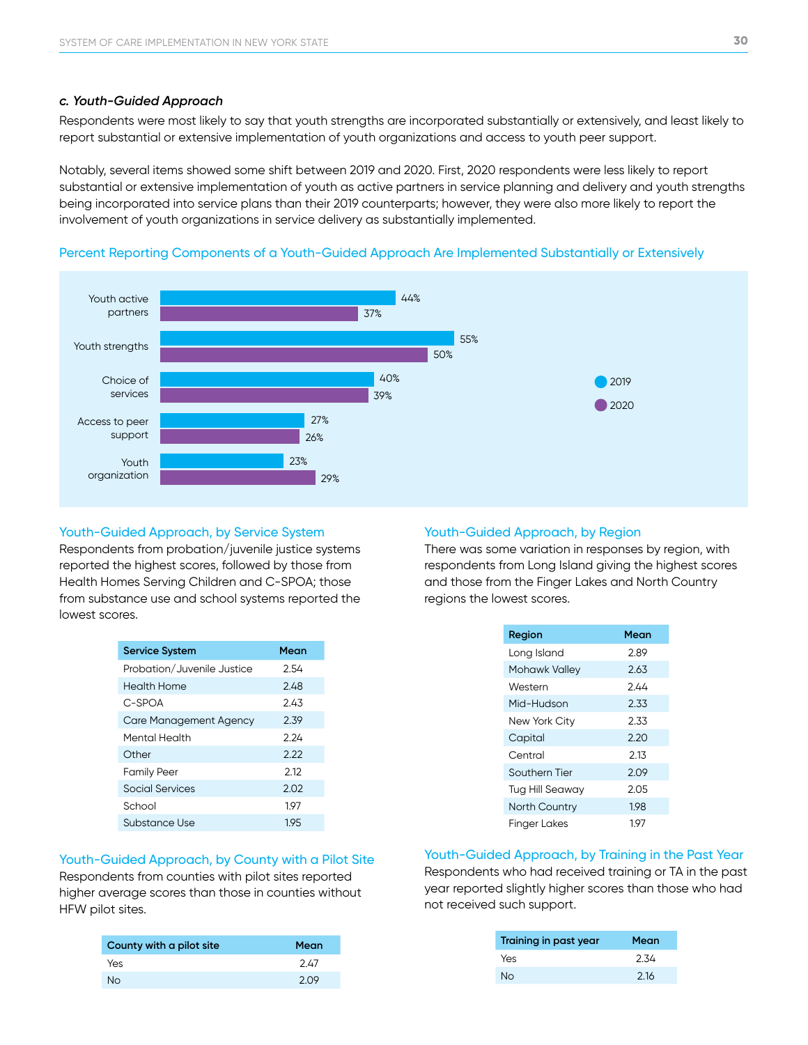### *c. Youth-Guided Approach*

Respondents were most likely to say that youth strengths are incorporated substantially or extensively, and least likely to report substantial or extensive implementation of youth organizations and access to youth peer support.

Notably, several items showed some shift between 2019 and 2020. First, 2020 respondents were less likely to report substantial or extensive implementation of youth as active partners in service planning and delivery and youth strengths being incorporated into service plans than their 2019 counterparts; however, they were also more likely to report the involvement of youth organizations in service delivery as substantially implemented.

Percent Reporting Components of a Youth-Guided Approach Are Implemented Substantially or Extensively

Youth active partners
44%
37%

Youth strengths
55%
50%

Choice of services
40%
39%

Access to peer support
27%
26%

Youth organization
23%
29%

2019
2020

#### Youth-Guided Approach, by Service System

Respondents from probation/juvenile justice systems reported the highest scores, followed by those from Health Homes Serving Children and C-SPOA; those from substance use and school systems reported the lowest scores.

| Service System | Mean |
|---|---|
| Probation/Juvenile Justice | 2.54 |
| Health Home | 2.48 |
| C-SPOA | 2.43 |
| Care Management Agency | 2.39 |
| Mental Health | 2.24 |
| Other | 2.22 |
| Family Peer | 2.12 |
| Social Services | 2.02 |
| School | 1.97 |
| Substance Use | 1.95 |

#### Youth-Guided Approach, by County with a Pilot Site

Respondents from counties with pilot sites reported higher average scores than those in counties without HFW pilot sites.

| County with a pilot site | Mean |
|---|---|
| Yes | 2.47 |
| No | 2.09 |

#### Youth-Guided Approach, by Region

There was some variation in responses by region, with respondents from Long Island giving the highest scores and those from the Finger Lakes and North Country regions the lowest scores.

| Region | Mean |
|---|---|
| Long Island | 2.89 |
| Mohawk Valley | 2.63 |
| Western | 2.44 |
| Mid-Hudson | 2.33 |
| New York City | 2.33 |
| Capital | 2.20 |
| Central | 2.13 |
| Southern Tier | 2.09 |
| Tug Hill Seaway | 2.05 |
| North Country | 1.98 |
| Finger Lakes | 1.97 |

#### Youth-Guided Approach, by Training in the Past Year

Respondents who had received training or TA in the past year reported slightly higher scores than those who had not received such support.

| Training in past year | Mean |
|---|---|
| Yes | 2.34 |
| No | 2.16 |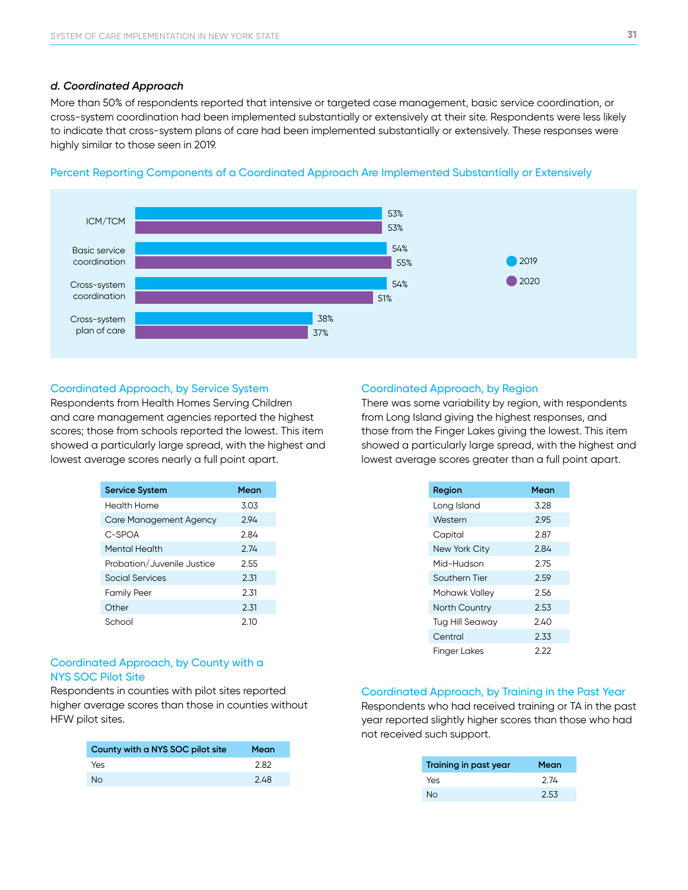### *d. Coordinated Approach*

More than 50% of respondents reported that intensive or targeted case management, basic service coordination, or cross-system coordination had been implemented substantially or extensively at their site. Respondents were less likely to indicate that cross-system plans of care had been implemented substantially or extensively. These responses were highly similar to those seen in 2019.

Percent Reporting Components of a Coordinated Approach Are Implemented Substantially or Extensively

| Component | 2019 | 2020 |
|---|---|---|
| ICM/TCM | 53% | 53% |
| Basic service coordination | 54% | 55% |
| Cross-system coordination | 54% | 51% |
| Cross-system plan of care | 38% | 37% |

#### Coordinated Approach, by Service System

Respondents from Health Homes Serving Children and care management agencies reported the highest scores; those from schools reported the lowest. This item showed a particularly large spread, with the highest and lowest average scores nearly a full point apart.

| Service System | Mean |
|---|---|
| Health Home | 3.03 |
| Care Management Agency | 2.94 |
| C-SPOA | 2.84 |
| Mental Health | 2.74 |
| Probation/Juvenile Justice | 2.55 |
| Social Services | 2.31 |
| Family Peer | 2.31 |
| Other | 2.31 |
| School | 2.10 |

#### Coordinated Approach, by County with a NYS SOC Pilot Site

Respondents in counties with pilot sites reported higher average scores than those in counties without HFW pilot sites.

| County with a NYS SOC pilot site | Mean |
|---|---|
| Yes | 2.82 |
| No | 2.48 |

#### Coordinated Approach, by Region

There was some variability by region, with respondents from Long Island giving the highest responses, and those from the Finger Lakes giving the lowest. This item showed a particularly large spread, with the highest and lowest average scores greater than a full point apart.

| Region | Mean |
|---|---|
| Long Island | 3.28 |
| Western | 2.95 |
| Capital | 2.87 |
| New York City | 2.84 |
| Mid-Hudson | 2.75 |
| Southern Tier | 2.59 |
| Mohawk Valley | 2.56 |
| North Country | 2.53 |
| Tug Hill Seaway | 2.40 |
| Central | 2.33 |
| Finger Lakes | 2.22 |

#### Coordinated Approach, by Training in the Past Year

Respondents who had received training or TA in the past year reported slightly higher scores than those who had not received such support.

| Training in past year | Mean |
|---|---|
| Yes | 2.74 |
| No | 2.53 |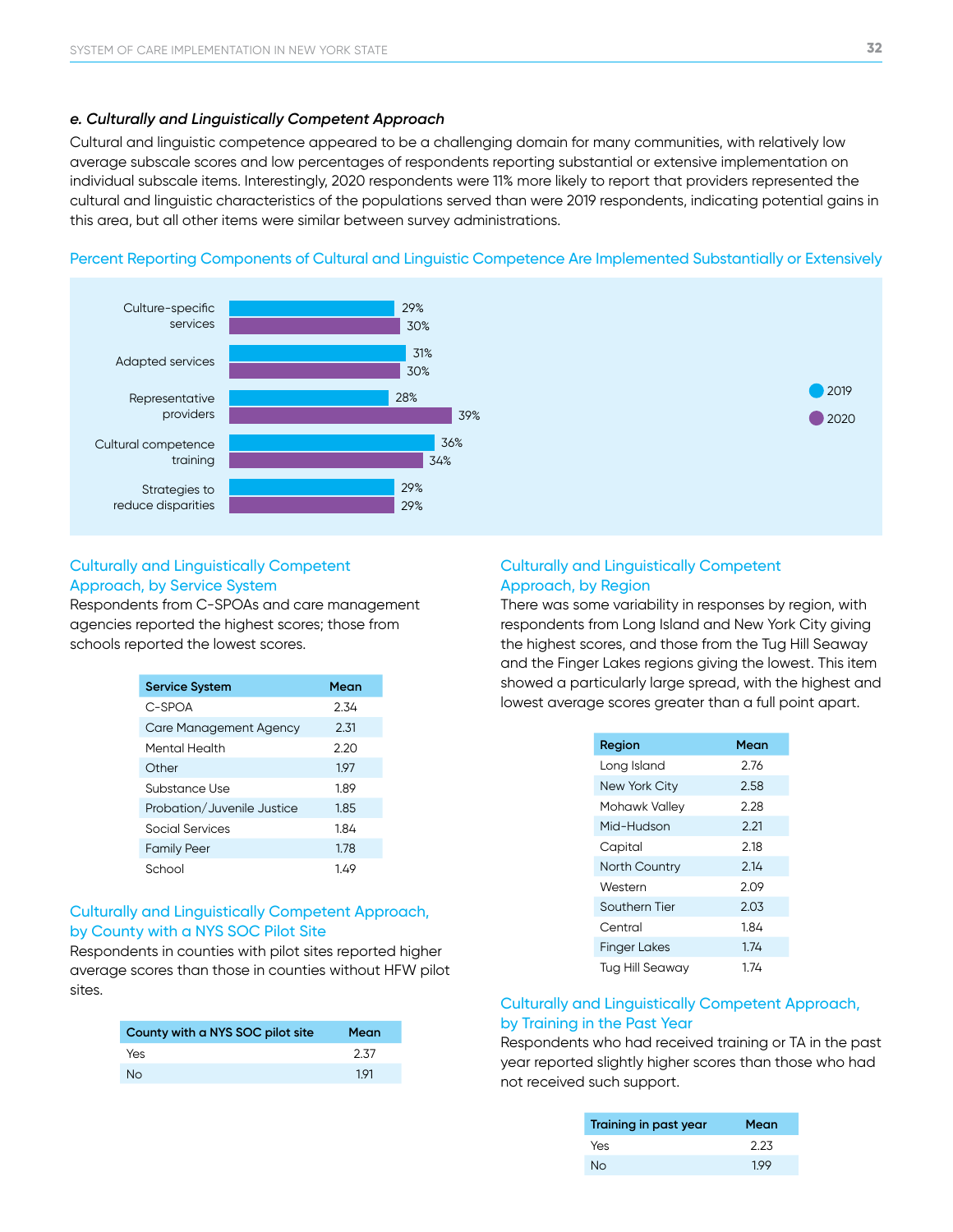### *e. Culturally and Linguistically Competent Approach*

Cultural and linguistic competence appeared to be a challenging domain for many communities, with relatively low average subscale scores and low percentages of respondents reporting substantial or extensive implementation on individual subscale items. Interestingly, 2020 respondents were 11% more likely to report that providers represented the cultural and linguistic characteristics of the populations served than were 2019 respondents, indicating potential gains in this area, but all other items were similar between survey administrations.

Percent Reporting Components of Cultural and Linguistic Competence Are Implemented Substantially or Extensively

Culture-specific services
29%
30%

Adapted services
31%
30%

Representative providers
28%
39%

Cultural competence training
36%
34%

Strategies to reduce disparities
29%
29%

2019
2020

#### Culturally and Linguistically Competent Approach, by Service System

Respondents from C-SPOAs and care management agencies reported the highest scores; those from schools reported the lowest scores.

| Service System | Mean |
|---|---|
| C-SPOA | 2.34 |
| Care Management Agency | 2.31 |
| Mental Health | 2.20 |
| Other | 1.97 |
| Substance Use | 1.89 |
| Probation/Juvenile Justice | 1.85 |
| Social Services | 1.84 |
| Family Peer | 1.78 |
| School | 1.49 |

#### Culturally and Linguistically Competent Approach, by County with a NYS SOC Pilot Site

Respondents in counties with pilot sites reported higher average scores than those in counties without HFW pilot sites.

| County with a NYS SOC pilot site | Mean |
|---|---|
| Yes | 2.37 |
| No | 1.91 |

#### Culturally and Linguistically Competent Approach, by Region

There was some variability in responses by region, with respondents from Long Island and New York City giving the highest scores, and those from the Tug Hill Seaway and the Finger Lakes regions giving the lowest. This item showed a particularly large spread, with the highest and lowest average scores greater than a full point apart.

| Region | Mean |
|---|---|
| Long Island | 2.76 |
| New York City | 2.58 |
| Mohawk Valley | 2.28 |
| Mid-Hudson | 2.21 |
| Capital | 2.18 |
| North Country | 2.14 |
| Western | 2.09 |
| Southern Tier | 2.03 |
| Central | 1.84 |
| Finger Lakes | 1.74 |
| Tug Hill Seaway | 1.74 |

#### Culturally and Linguistically Competent Approach, by Training in the Past Year

Respondents who had received training or TA in the past year reported slightly higher scores than those who had not received such support.

| Training in past year | Mean |
|---|---|
| Yes | 2.23 |
| No | 1.99 |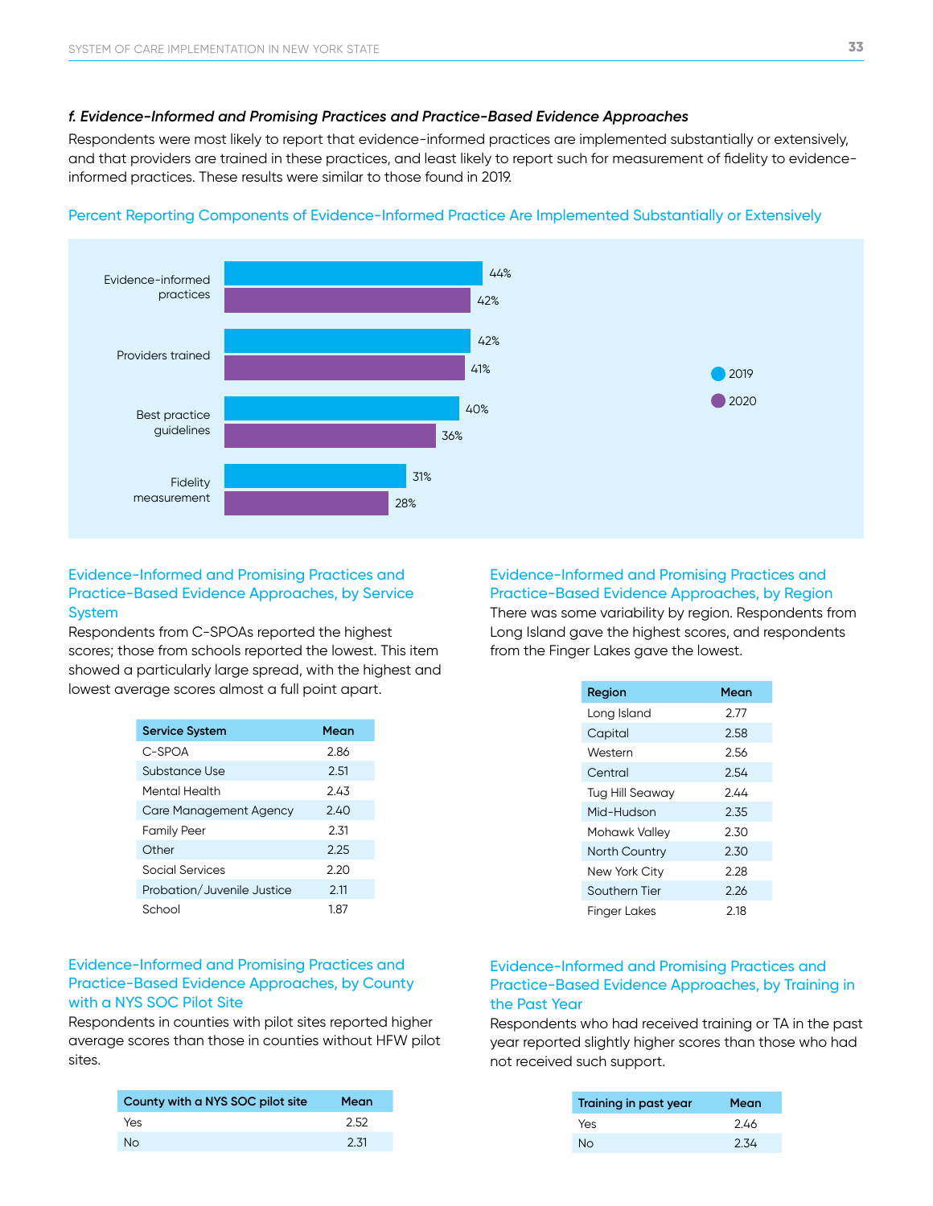### *f. Evidence-Informed and Promising Practices and Practice-Based Evidence Approaches*

Respondents were most likely to report that evidence-informed practices are implemented substantially or extensively, and that providers are trained in these practices, and least likely to report such for measurement of fidelity to evidence-informed practices. These results were similar to those found in 2019.

Percent Reporting Components of Evidence-Informed Practice Are Implemented Substantially or Extensively

Evidence-informed practices
44%
42%
Providers trained
42%
41%
Best practice guidelines
40%
36%
Fidelity measurement
31%
28%
2019
2020

#### Evidence-Informed and Promising Practices and Practice-Based Evidence Approaches, by Service System

Respondents from C-SPOAs reported the highest scores; those from schools reported the lowest. This item showed a particularly large spread, with the highest and lowest average scores almost a full point apart.

| Service System | Mean |
|---|---|
| C-SPOA | 2.86 |
| Substance Use | 2.51 |
| Mental Health | 2.43 |
| Care Management Agency | 2.40 |
| Family Peer | 2.31 |
| Other | 2.25 |
| Social Services | 2.20 |
| Probation/Juvenile Justice | 2.11 |
| School | 1.87 |

#### Evidence-Informed and Promising Practices and Practice-Based Evidence Approaches, by Region

There was some variability by region. Respondents from Long Island gave the highest scores, and respondents from the Finger Lakes gave the lowest.

| Region | Mean |
|---|---|
| Long Island | 2.77 |
| Capital | 2.58 |
| Western | 2.56 |
| Central | 2.54 |
| Tug Hill Seaway | 2.44 |
| Mid-Hudson | 2.35 |
| Mohawk Valley | 2.30 |
| North Country | 2.30 |
| New York City | 2.28 |
| Southern Tier | 2.26 |
| Finger Lakes | 2.18 |

#### Evidence-Informed and Promising Practices and Practice-Based Evidence Approaches, by County with a NYS SOC Pilot Site

Respondents in counties with pilot sites reported higher average scores than those in counties without HFW pilot sites.

| County with a NYS SOC pilot site | Mean |
|---|---|
| Yes | 2.52 |
| No | 2.31 |

#### Evidence-Informed and Promising Practices and Practice-Based Evidence Approaches, by Training in the Past Year

Respondents who had received training or TA in the past year reported slightly higher scores than those who had not received such support.

| Training in past year | Mean |
|---|---|
| Yes | 2.46 |
| No | 2.34 |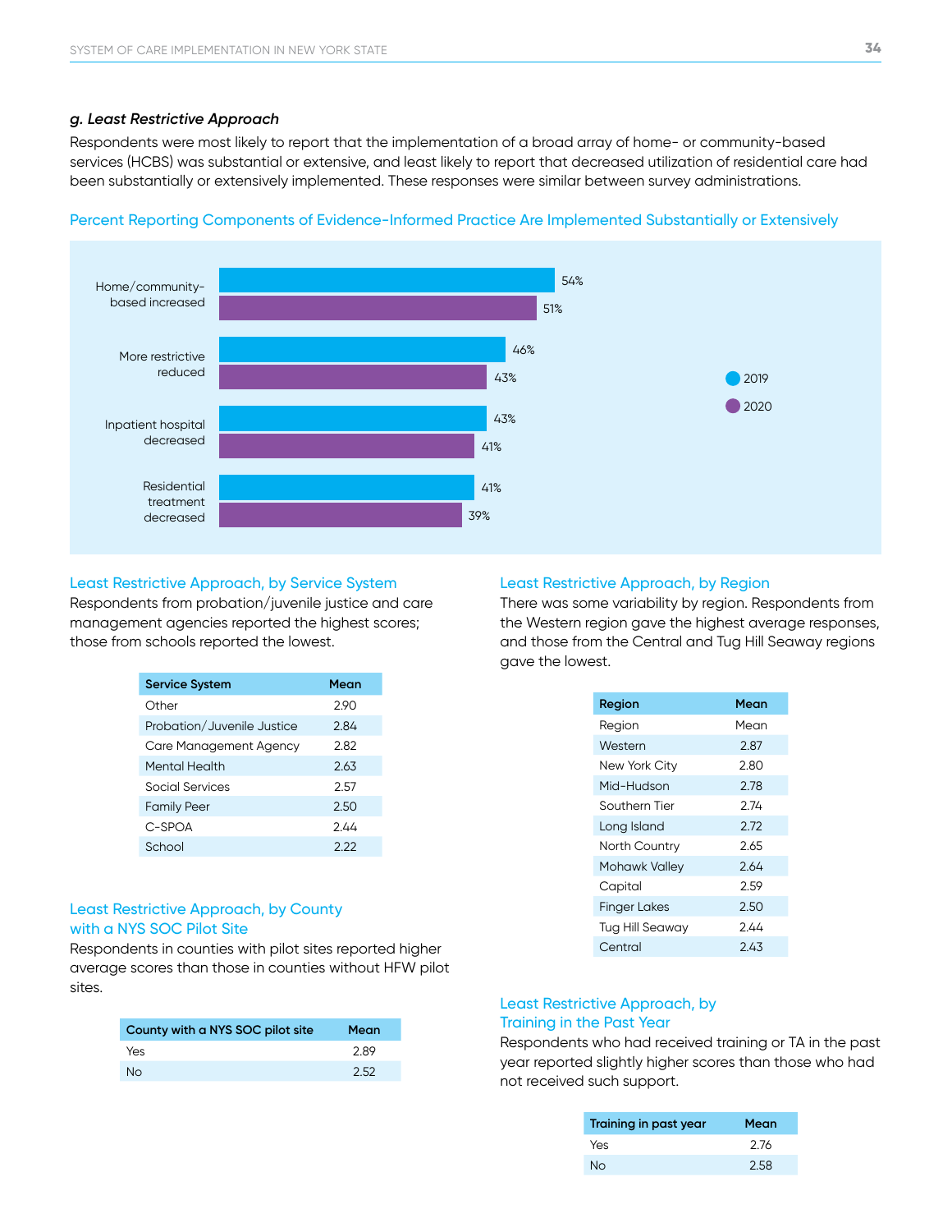### g. Least Restrictive Approach

Respondents were most likely to report that the implementation of a broad array of home- or community-based services (HCBS) was substantial or extensive, and least likely to report that decreased utilization of residential care had been substantially or extensively implemented. These responses were similar between survey administrations.

Percent Reporting Components of Evidence-Informed Practice Are Implemented Substantially or Extensively

Home/community-based increased
54%
51%

More restrictive reduced
46%
43%

Inpatient hospital decreased
43%
41%

Residential treatment decreased
41%
39%

2019
2020

#### Least Restrictive Approach, by Service System

Respondents from probation/juvenile justice and care management agencies reported the highest scores; those from schools reported the lowest.

| Service System | Mean |
|---|---|
| Other | 2.90 |
| Probation/Juvenile Justice | 2.84 |
| Care Management Agency | 2.82 |
| Mental Health | 2.63 |
| Social Services | 2.57 |
| Family Peer | 2.50 |
| C-SPOA | 2.44 |
| School | 2.22 |

#### Least Restrictive Approach, by County with a NYS SOC Pilot Site

Respondents in counties with pilot sites reported higher average scores than those in counties without HFW pilot sites.

| County with a NYS SOC pilot site | Mean |
|---|---|
| Yes | 2.89 |
| No | 2.52 |

#### Least Restrictive Approach, by Region

There was some variability by region. Respondents from the Western region gave the highest average responses, and those from the Central and Tug Hill Seaway regions gave the lowest.

| Region | Mean |
|---|---|
| Region | Mean |
| Western | 2.87 |
| New York City | 2.80 |
| Mid-Hudson | 2.78 |
| Southern Tier | 2.74 |
| Long Island | 2.72 |
| North Country | 2.65 |
| Mohawk Valley | 2.64 |
| Capital | 2.59 |
| Finger Lakes | 2.50 |
| Tug Hill Seaway | 2.44 |
| Central | 2.43 |

#### Least Restrictive Approach, by Training in the Past Year

Respondents who had received training or TA in the past year reported slightly higher scores than those who had not received such support.

| Training in past year | Mean |
|---|---|
| Yes | 2.76 |
| No | 2.58 |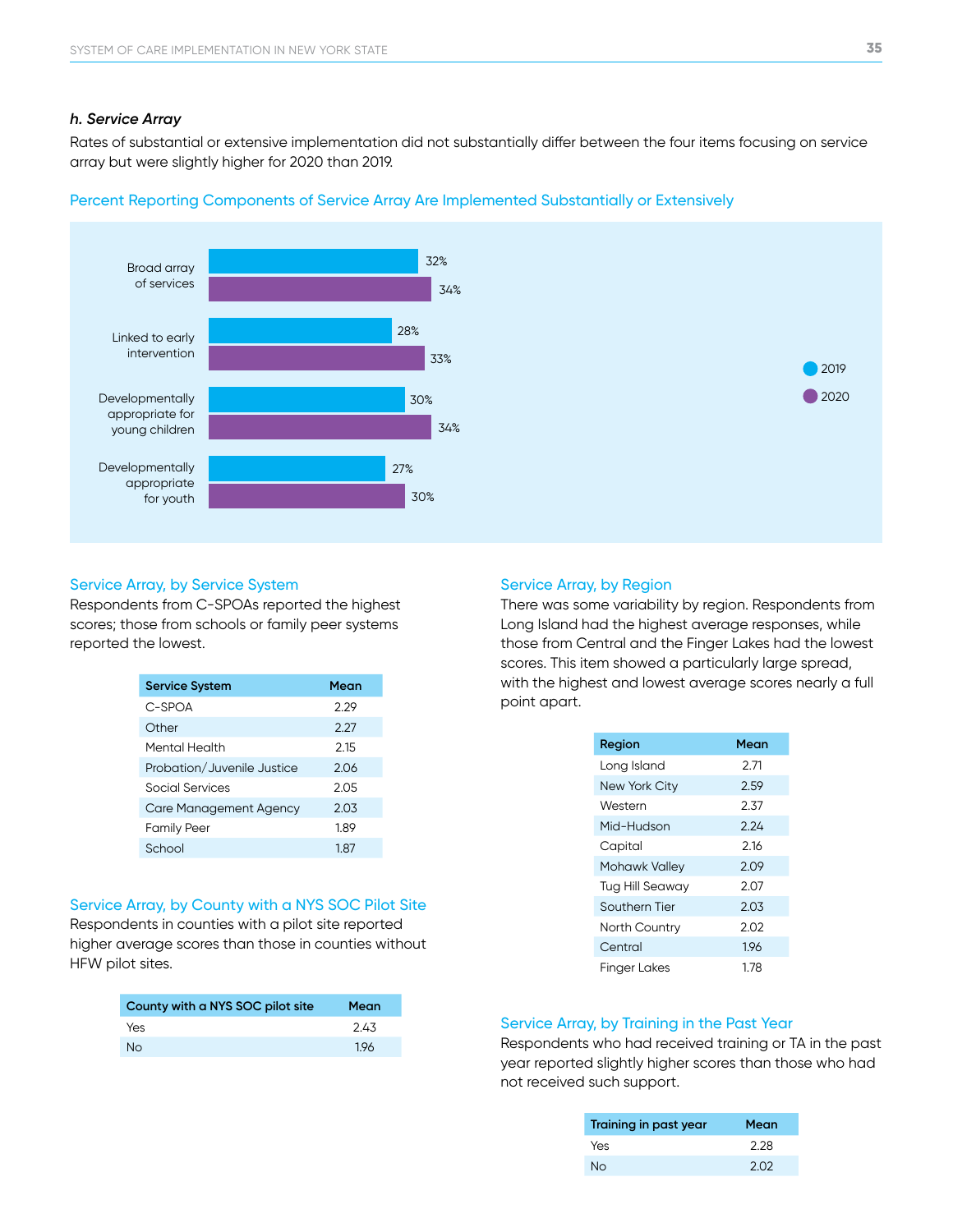### *h. Service Array*

Rates of substantial or extensive implementation did not substantially differ between the four items focusing on service array but were slightly higher for 2020 than 2019.

**Percent Reporting Components of Service Array Are Implemented Substantially or Extensively**

| Component | 2019 | 2020 |
|---|---|---|
| Broad array of services | 32% | 34% |
| Linked to early intervention | 28% | 33% |
| Developmentally appropriate for young children | 30% | 34% |
| Developmentally appropriate for youth | 27% | 30% |

**Service Array, by Service System**

Respondents from C-SPOAs reported the highest scores; those from schools or family peer systems reported the lowest.

| Service System | Mean |
|---|---|
| C-SPOA | 2.29 |
| Other | 2.27 |
| Mental Health | 2.15 |
| Probation/Juvenile Justice | 2.06 |
| Social Services | 2.05 |
| Care Management Agency | 2.03 |
| Family Peer | 1.89 |
| School | 1.87 |

**Service Array, by County with a NYS SOC Pilot Site**

Respondents in counties with a pilot site reported higher average scores than those in counties without HFW pilot sites.

| County with a NYS SOC pilot site | Mean |
|---|---|
| Yes | 2.43 |
| No | 1.96 |

**Service Array, by Region**

There was some variability by region. Respondents from Long Island had the highest average responses, while those from Central and the Finger Lakes had the lowest scores. This item showed a particularly large spread, with the highest and lowest average scores nearly a full point apart.

| Region | Mean |
|---|---|
| Long Island | 2.71 |
| New York City | 2.59 |
| Western | 2.37 |
| Mid-Hudson | 2.24 |
| Capital | 2.16 |
| Mohawk Valley | 2.09 |
| Tug Hill Seaway | 2.07 |
| Southern Tier | 2.03 |
| North Country | 2.02 |
| Central | 1.96 |
| Finger Lakes | 1.78 |

**Service Array, by Training in the Past Year**

Respondents who had received training or TA in the past year reported slightly higher scores than those who had not received such support.

| Training in past year | Mean |
|---|---|
| Yes | 2.28 |
| No | 2.02 |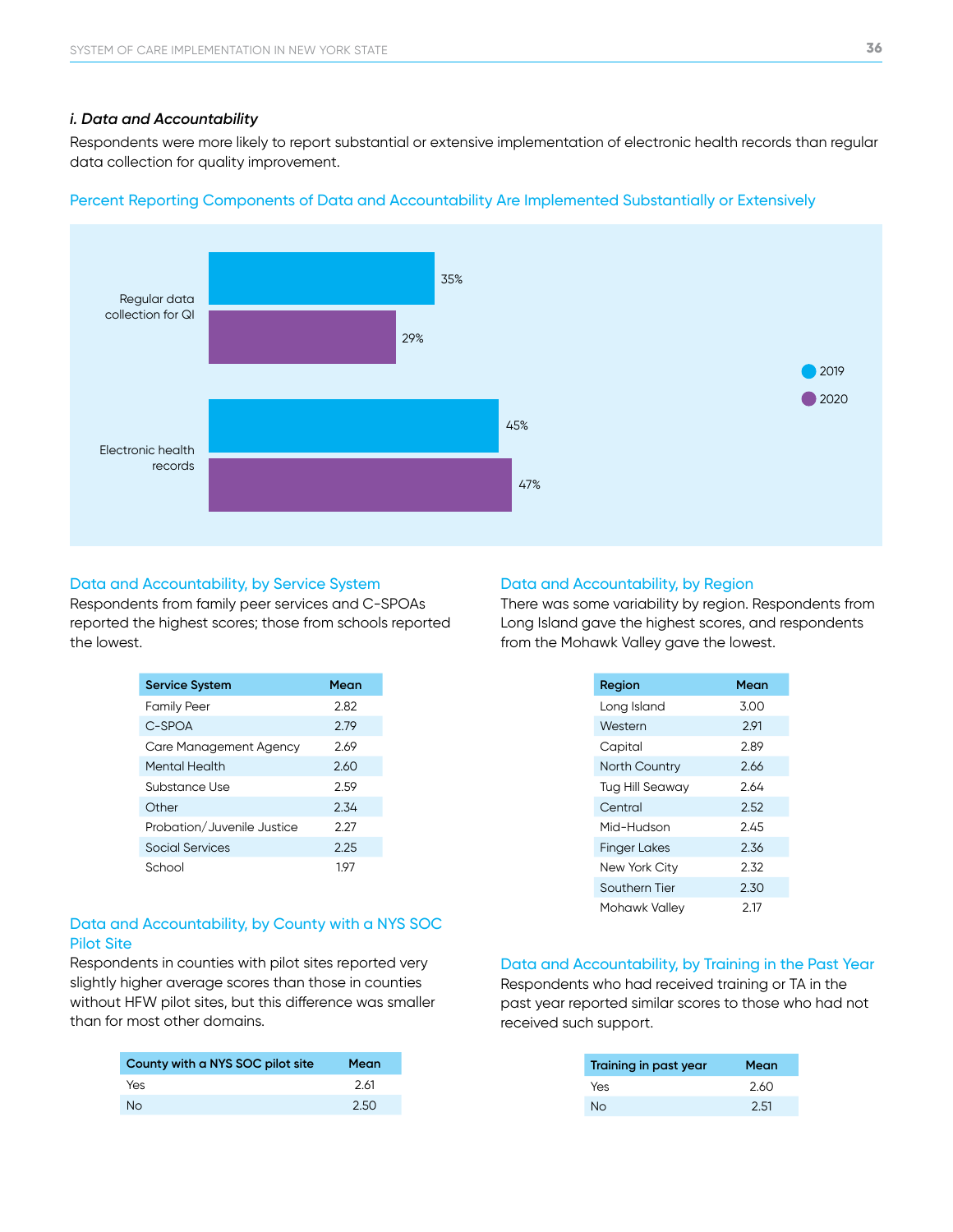### *i. Data and Accountability*

Respondents were more likely to report substantial or extensive implementation of electronic health records than regular data collection for quality improvement.

#### Percent Reporting Components of Data and Accountability Are Implemented Substantially or Extensively

| Component | 2019 | 2020 |
|---|---|---|
| Regular data collection for QI | 35% | 29% |
| Electronic health records | 45% | 47% |

#### Data and Accountability, by Service System

Respondents from family peer services and C-SPOAs reported the highest scores; those from schools reported the lowest.

| Service System | Mean |
|---|---|
| Family Peer | 2.82 |
| C-SPOA | 2.79 |
| Care Management Agency | 2.69 |
| Mental Health | 2.60 |
| Substance Use | 2.59 |
| Other | 2.34 |
| Probation/Juvenile Justice | 2.27 |
| Social Services | 2.25 |
| School | 1.97 |

#### Data and Accountability, by County with a NYS SOC Pilot Site

Respondents in counties with pilot sites reported very slightly higher average scores than those in counties without HFW pilot sites, but this difference was smaller than for most other domains.

| County with a NYS SOC pilot site | Mean |
|---|---|
| Yes | 2.61 |
| No | 2.50 |

#### Data and Accountability, by Region

There was some variability by region. Respondents from Long Island gave the highest scores, and respondents from the Mohawk Valley gave the lowest.

| Region | Mean |
|---|---|
| Long Island | 3.00 |
| Western | 2.91 |
| Capital | 2.89 |
| North Country | 2.66 |
| Tug Hill Seaway | 2.64 |
| Central | 2.52 |
| Mid-Hudson | 2.45 |
| Finger Lakes | 2.36 |
| New York City | 2.32 |
| Southern Tier | 2.30 |
| Mohawk Valley | 2.17 |

#### Data and Accountability, by Training in the Past Year

Respondents who had received training or TA in the past year reported similar scores to those who had not received such support.

| Training in past year | Mean |
|---|---|
| Yes | 2.60 |
| No | 2.51 |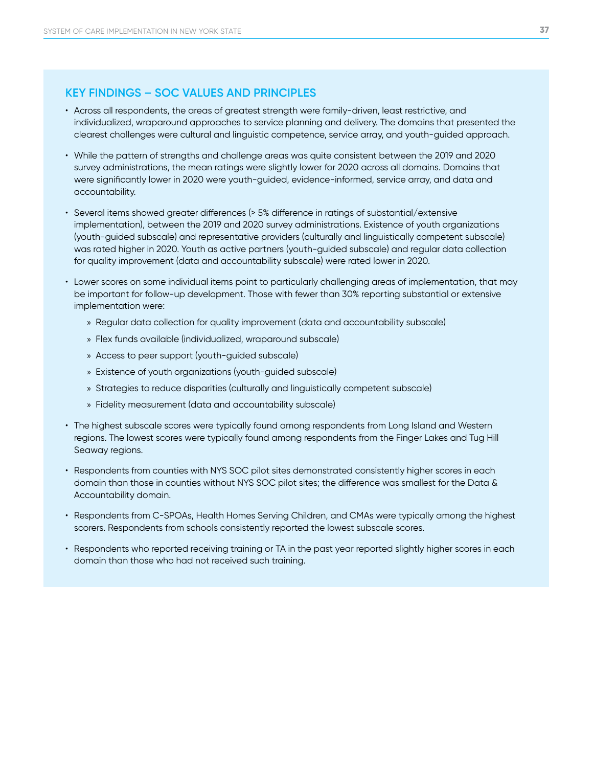## KEY FINDINGS – SOC VALUES AND PRINCIPLES

- Across all respondents, the areas of greatest strength were family-driven, least restrictive, and individualized, wraparound approaches to service planning and delivery. The domains that presented the clearest challenges were cultural and linguistic competence, service array, and youth-guided approach.
- While the pattern of strengths and challenge areas was quite consistent between the 2019 and 2020 survey administrations, the mean ratings were slightly lower for 2020 across all domains. Domains that were significantly lower in 2020 were youth-guided, evidence-informed, service array, and data and accountability.
- Several items showed greater differences (> 5% difference in ratings of substantial/extensive implementation), between the 2019 and 2020 survey administrations. Existence of youth organizations (youth-guided subscale) and representative providers (culturally and linguistically competent subscale) was rated higher in 2020. Youth as active partners (youth-guided subscale) and regular data collection for quality improvement (data and accountability subscale) were rated lower in 2020.
- Lower scores on some individual items point to particularly challenging areas of implementation, that may be important for follow-up development. Those with fewer than 30% reporting substantial or extensive implementation were:
  - Regular data collection for quality improvement (data and accountability subscale)
  - Flex funds available (individualized, wraparound subscale)
  - Access to peer support (youth-guided subscale)
  - Existence of youth organizations (youth-guided subscale)
  - Strategies to reduce disparities (culturally and linguistically competent subscale)
  - Fidelity measurement (data and accountability subscale)
- The highest subscale scores were typically found among respondents from Long Island and Western regions. The lowest scores were typically found among respondents from the Finger Lakes and Tug Hill Seaway regions.
- Respondents from counties with NYS SOC pilot sites demonstrated consistently higher scores in each domain than those in counties without NYS SOC pilot sites; the difference was smallest for the Data & Accountability domain.
- Respondents from C-SPOAs, Health Homes Serving Children, and CMAs were typically among the highest scorers. Respondents from schools consistently reported the lowest subscale scores.
- Respondents who reported receiving training or TA in the past year reported slightly higher scores in each domain than those who had not received such training.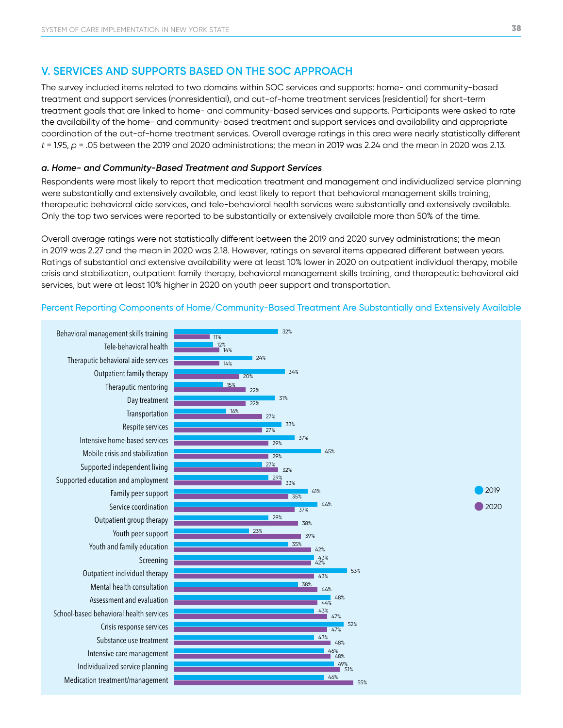## V. SERVICES AND SUPPORTS BASED ON THE SOC APPROACH

The survey included items related to two domains within SOC services and supports: home- and community-based treatment and support services (nonresidential), and out-of-home treatment services (residential) for short-term treatment goals that are linked to home- and community-based services and supports. Participants were asked to rate the availability of the home- and community-based treatment and support services and availability and appropriate coordination of the out-of-home treatment services. Overall average ratings in this area were nearly statistically different $t = 1.95$, $p = .05$ between the 2019 and 2020 administrations; the mean in 2019 was 2.24 and the mean in 2020 was 2.13.

### *a. Home- and Community-Based Treatment and Support Services*

Respondents were most likely to report that medication treatment and management and individualized service planning were substantially and extensively available, and least likely to report that behavioral management skills training, therapeutic behavioral aide services, and tele-behavioral health services were substantially and extensively available. Only the top two services were reported to be substantially or extensively available more than 50% of the time.

Overall average ratings were not statistically different between the 2019 and 2020 survey administrations; the mean in 2019 was 2.27 and the mean in 2020 was 2.18. However, ratings on several items appeared different between years. Ratings of substantial and extensive availability were at least 10% lower in 2020 on outpatient individual therapy, mobile crisis and stabilization, outpatient family therapy, behavioral management skills training, and therapeutic behavioral aid services, but were at least 10% higher in 2020 on youth peer support and transportation.

Percent Reporting Components of Home/Community-Based Treatment Are Substantially and Extensively Available

2019
2020

Behavioral management skills training 32% 11%
Tele-behavioral health 12% 14%
Theraputic behavioral aide services 24% 14%
Outpatient family therapy 34% 20%
Theraputic mentoring 15% 22%
Day treatment 31% 22%
Transportation 16% 27%
Respite services 33% 27%
Intensive home-based services 37% 29%
Mobile crisis and stabilization 45% 29%
Supported independent living 27% 32%
Supported education and employment 29% 33%
Family peer support 41% 35%
Service coordination 44% 37%
Outpatient group therapy 29% 38%
Youth peer support 23% 39%
Youth and family education 35% 42%
Screening 43% 42%
Outpatient individual therapy 53% 43%
Mental health consultation 38% 44%
Assessment and evaluation 48% 44%
School-based behavioral health services 43% 47%
Crisis response services 52% 47%
Substance use treatment 43% 48%
Intensive care management 46% 48%
Individualized service planning 49% 51%
Medication treatment/management 46% 55%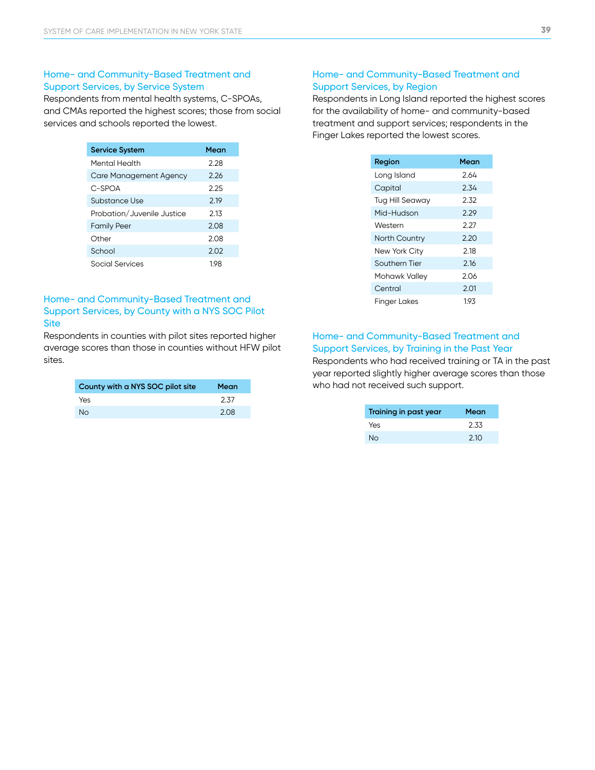### Home- and Community-Based Treatment and Support Services, by Service System

Respondents from mental health systems, C-SPOAs, and CMAs reported the highest scores; those from social services and schools reported the lowest.

| Service System | Mean |
|---|---|
| Mental Health | 2.28 |
| Care Management Agency | 2.26 |
| C-SPOA | 2.25 |
| Substance Use | 2.19 |
| Probation/Juvenile Justice | 2.13 |
| Family Peer | 2.08 |
| Other | 2.08 |
| School | 2.02 |
| Social Services | 1.98 |

### Home- and Community-Based Treatment and Support Services, by County with a NYS SOC Pilot Site

Respondents in counties with pilot sites reported higher average scores than those in counties without HFW pilot sites.

| County with a NYS SOC pilot site | Mean |
|---|---|
| Yes | 2.37 |
| No | 2.08 |

### Home- and Community-Based Treatment and Support Services, by Region

Respondents in Long Island reported the highest scores for the availability of home- and community-based treatment and support services; respondents in the Finger Lakes reported the lowest scores.

| Region | Mean |
|---|---|
| Long Island | 2.64 |
| Capital | 2.34 |
| Tug Hill Seaway | 2.32 |
| Mid-Hudson | 2.29 |
| Western | 2.27 |
| North Country | 2.20 |
| New York City | 2.18 |
| Southern Tier | 2.16 |
| Mohawk Valley | 2.06 |
| Central | 2.01 |
| Finger Lakes | 1.93 |

### Home- and Community-Based Treatment and Support Services, by Training in the Past Year

Respondents who had received training or TA in the past year reported slightly higher average scores than those who had not received such support.

| Training in past year | Mean |
|---|---|
| Yes | 2.33 |
| No | 2.10 |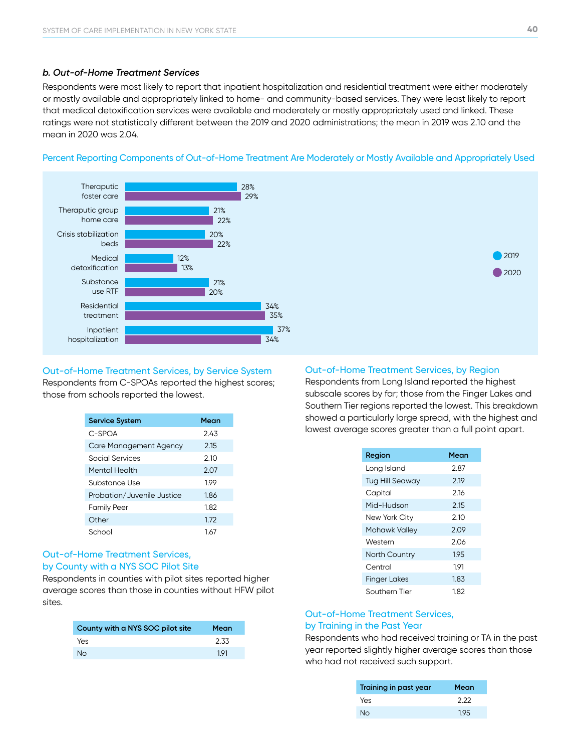### b. Out-of-Home Treatment Services

Respondents were most likely to report that inpatient hospitalization and residential treatment were either moderately or mostly available and appropriately linked to home- and community-based services. They were least likely to report that medical detoxification services were available and moderately or mostly appropriately used and linked. These ratings were not statistically different between the 2019 and 2020 administrations; the mean in 2019 was 2.10 and the mean in 2020 was 2.04.

Percent Reporting Components of Out-of-Home Treatment Are Moderately or Mostly Available and Appropriately Used

Theraputic foster care 28% 29%
Theraputic group home care 21% 22%
Crisis stabilization beds 20% 22%
Medical detoxification 12% 13%
Substance use RTF 21% 20%
Residential treatment 34% 35%
Inpatient hospitalization 37% 34%

2019
2020

#### Out-of-Home Treatment Services, by Service System

Respondents from C-SPOAs reported the highest scores; those from schools reported the lowest.

| Service System | Mean |
|---|---|
| C-SPOA | 2.43 |
| Care Management Agency | 2.15 |
| Social Services | 2.10 |
| Mental Health | 2.07 |
| Substance Use | 1.99 |
| Probation/Juvenile Justice | 1.86 |
| Family Peer | 1.82 |
| Other | 1.72 |
| School | 1.67 |

#### Out-of-Home Treatment Services, by County with a NYS SOC Pilot Site

Respondents in counties with pilot sites reported higher average scores than those in counties without HFW pilot sites.

| County with a NYS SOC pilot site | Mean |
|---|---|
| Yes | 2.33 |
| No | 1.91 |

#### Out-of-Home Treatment Services, by Region

Respondents from Long Island reported the highest subscale scores by far; those from the Finger Lakes and Southern Tier regions reported the lowest. This breakdown showed a particularly large spread, with the highest and lowest average scores greater than a full point apart.

| Region | Mean |
|---|---|
| Long Island | 2.87 |
| Tug Hill Seaway | 2.19 |
| Capital | 2.16 |
| Mid-Hudson | 2.15 |
| New York City | 2.10 |
| Mohawk Valley | 2.09 |
| Western | 2.06 |
| North Country | 1.95 |
| Central | 1.91 |
| Finger Lakes | 1.83 |
| Southern Tier | 1.82 |

#### Out-of-Home Treatment Services, by Training in the Past Year

Respondents who had received training or TA in the past year reported slightly higher average scores than those who had not received such support.

| Training in past year | Mean |
|---|---|
| Yes | 2.22 |
| No | 1.95 |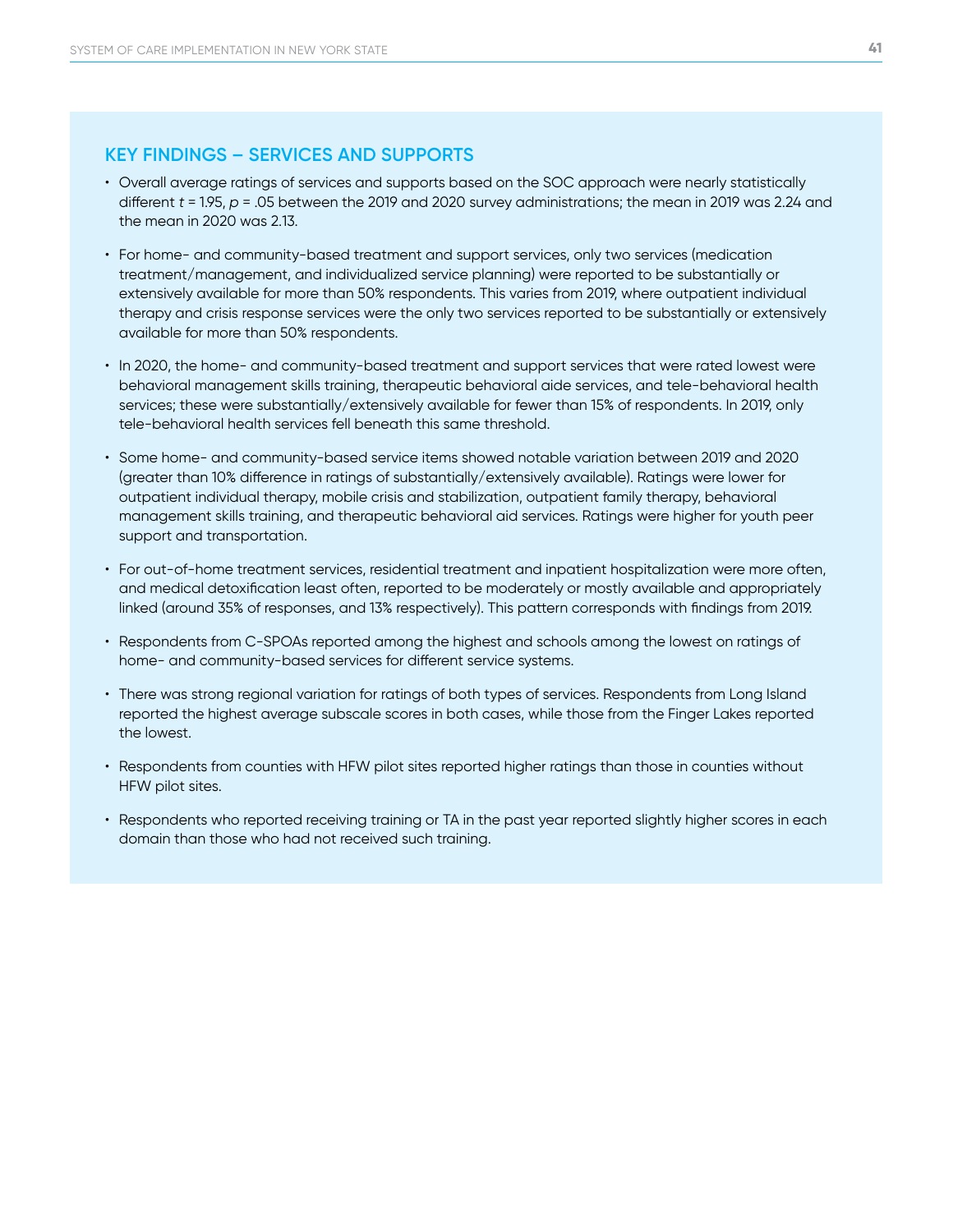## KEY FINDINGS – SERVICES AND SUPPORTS

- Overall average ratings of services and supports based on the SOC approach were nearly statistically different $t = 1.95$, $p = .05$ between the 2019 and 2020 survey administrations; the mean in 2019 was 2.24 and the mean in 2020 was 2.13.
- For home- and community-based treatment and support services, only two services (medication treatment/management, and individualized service planning) were reported to be substantially or extensively available for more than 50% respondents. This varies from 2019, where outpatient individual therapy and crisis response services were the only two services reported to be substantially or extensively available for more than 50% respondents.
- In 2020, the home- and community-based treatment and support services that were rated lowest were behavioral management skills training, therapeutic behavioral aide services, and tele-behavioral health services; these were substantially/extensively available for fewer than 15% of respondents. In 2019, only tele-behavioral health services fell beneath this same threshold.
- Some home- and community-based service items showed notable variation between 2019 and 2020 (greater than 10% difference in ratings of substantially/extensively available). Ratings were lower for outpatient individual therapy, mobile crisis and stabilization, outpatient family therapy, behavioral management skills training, and therapeutic behavioral aid services. Ratings were higher for youth peer support and transportation.
- For out-of-home treatment services, residential treatment and inpatient hospitalization were more often, and medical detoxification least often, reported to be moderately or mostly available and appropriately linked (around 35% of responses, and 13% respectively). This pattern corresponds with findings from 2019.
- Respondents from C-SPOAs reported among the highest and schools among the lowest on ratings of home- and community-based services for different service systems.
- There was strong regional variation for ratings of both types of services. Respondents from Long Island reported the highest average subscale scores in both cases, while those from the Finger Lakes reported the lowest.
- Respondents from counties with HFW pilot sites reported higher ratings than those in counties without HFW pilot sites.
- Respondents who reported receiving training or TA in the past year reported slightly higher scores in each domain than those who had not received such training.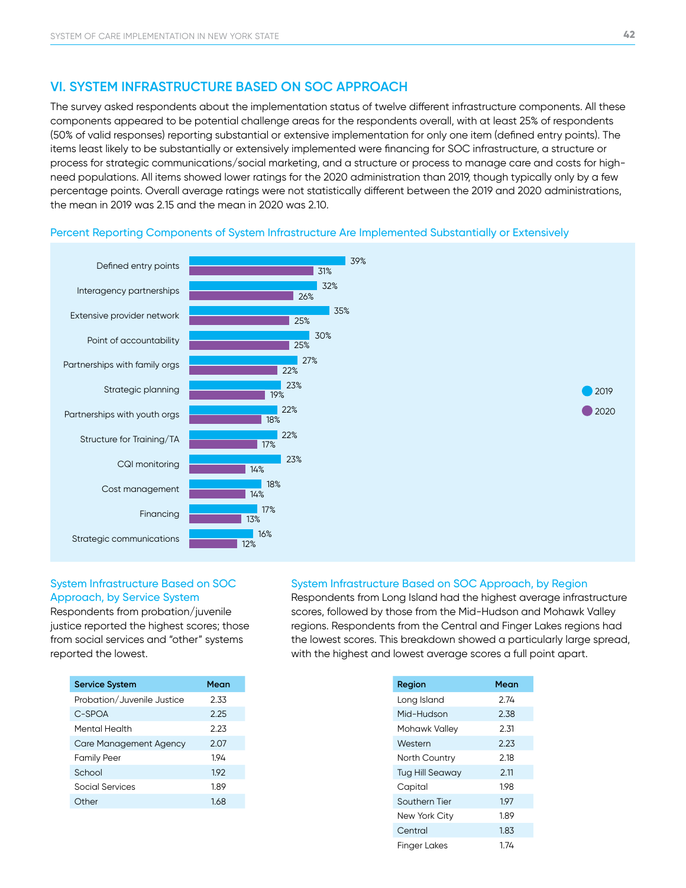## VI. SYSTEM INFRASTRUCTURE BASED ON SOC APPROACH

The survey asked respondents about the implementation status of twelve different infrastructure components. All these components appeared to be potential challenge areas for the respondents overall, with at least 25% of respondents (50% of valid responses) reporting substantial or extensive implementation for only one item (defined entry points). The items least likely to be substantially or extensively implemented were financing for SOC infrastructure, a structure or process for strategic communications/social marketing, and a structure or process to manage care and costs for high-need populations. All items showed lower ratings for the 2020 administration than 2019, though typically only by a few percentage points. Overall average ratings were not statistically different between the 2019 and 2020 administrations, the mean in 2019 was 2.15 and the mean in 2020 was 2.10.

### Percent Reporting Components of System Infrastructure Are Implemented Substantially or Extensively

Defined entry points 39% 31%
Interagency partnerships 32% 26%
Extensive provider network 35% 25%
Point of accountability 30% 25%
Partnerships with family orgs 27% 22%
Strategic planning 23% 19%
Partnerships with youth orgs 22% 18%
Structure for Training/TA 22% 17%
CQI monitoring 23% 14%
Cost management 18% 14%
Financing 17% 13%
Strategic communications 16% 12%

2019
2020

### System Infrastructure Based on SOC Approach, by Service System

Respondents from probation/juvenile justice reported the highest scores; those from social services and "other" systems reported the lowest.

| Service System | Mean |
|---|---|
| Probation/Juvenile Justice | 2.33 |
| C-SPOA | 2.25 |
| Mental Health | 2.23 |
| Care Management Agency | 2.07 |
| Family Peer | 1.94 |
| School | 1.92 |
| Social Services | 1.89 |
| Other | 1.68 |

### System Infrastructure Based on SOC Approach, by Region

Respondents from Long Island had the highest average infrastructure scores, followed by those from the Mid-Hudson and Mohawk Valley regions. Respondents from the Central and Finger Lakes regions had the lowest scores. This breakdown showed a particularly large spread, with the highest and lowest average scores a full point apart.

| Region | Mean |
|---|---|
| Long Island | 2.74 |
| Mid-Hudson | 2.38 |
| Mohawk Valley | 2.31 |
| Western | 2.23 |
| North Country | 2.18 |
| Tug Hill Seaway | 2.11 |
| Capital | 1.98 |
| Southern Tier | 1.97 |
| New York City | 1.89 |
| Central | 1.83 |
| Finger Lakes | 1.74 |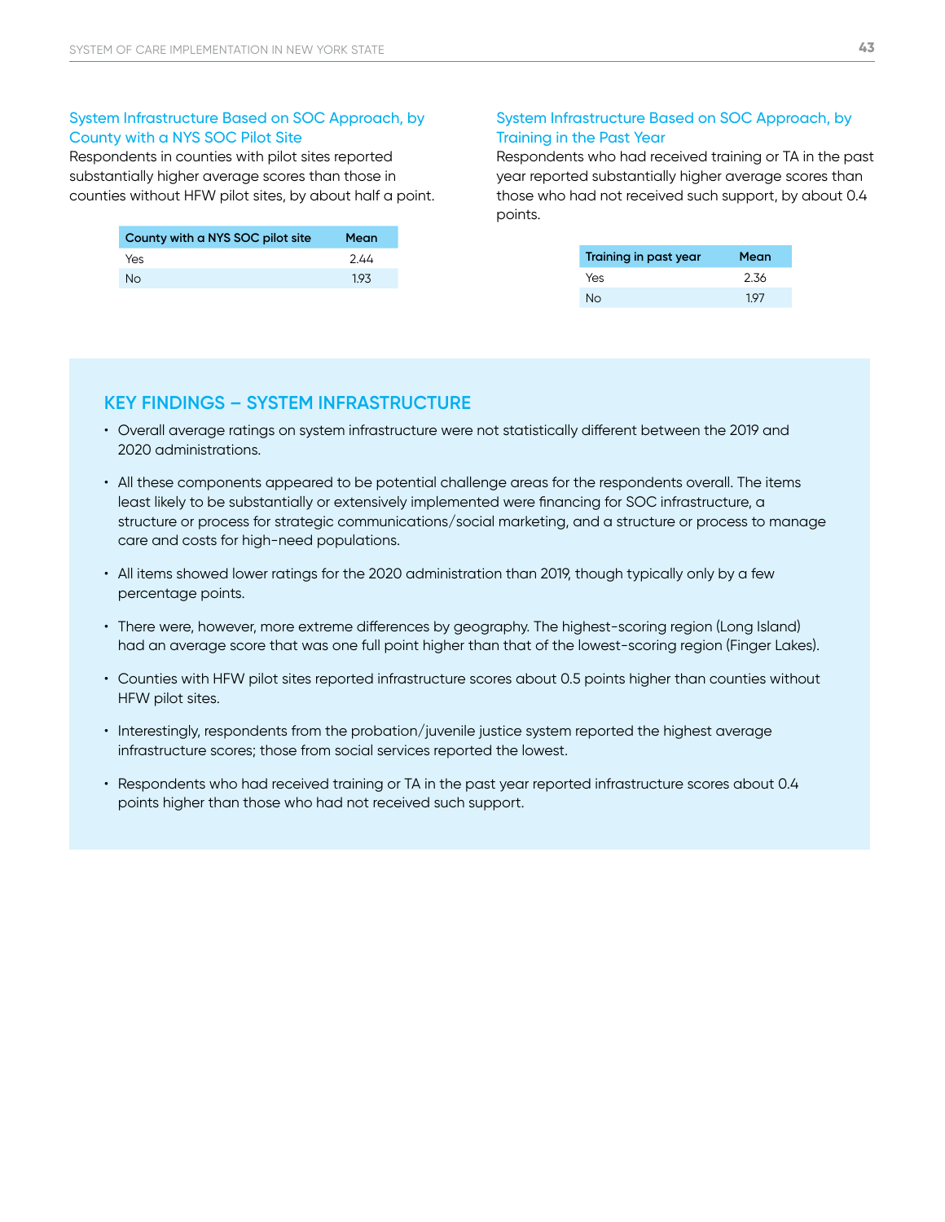### System Infrastructure Based on SOC Approach, by County with a NYS SOC Pilot Site

Respondents in counties with pilot sites reported substantially higher average scores than those in counties without HFW pilot sites, by about half a point.

| County with a NYS SOC pilot site | Mean |
| --- | --- |
| Yes | 2.44 |
| No | 1.93 |

### System Infrastructure Based on SOC Approach, by Training in the Past Year

Respondents who had received training or TA in the past year reported substantially higher average scores than those who had not received such support, by about 0.4 points.

| Training in past year | Mean |
| --- | --- |
| Yes | 2.36 |
| No | 1.97 |

## KEY FINDINGS – SYSTEM INFRASTRUCTURE

- Overall average ratings on system infrastructure were not statistically different between the 2019 and 2020 administrations.
- All these components appeared to be potential challenge areas for the respondents overall. The items least likely to be substantially or extensively implemented were financing for SOC infrastructure, a structure or process for strategic communications/social marketing, and a structure or process to manage care and costs for high-need populations.
- All items showed lower ratings for the 2020 administration than 2019, though typically only by a few percentage points.
- There were, however, more extreme differences by geography. The highest-scoring region (Long Island) had an average score that was one full point higher than that of the lowest-scoring region (Finger Lakes).
- Counties with HFW pilot sites reported infrastructure scores about 0.5 points higher than counties without HFW pilot sites.
- Interestingly, respondents from the probation/juvenile justice system reported the highest average infrastructure scores; those from social services reported the lowest.
- Respondents who had received training or TA in the past year reported infrastructure scores about 0.4 points higher than those who had not received such support.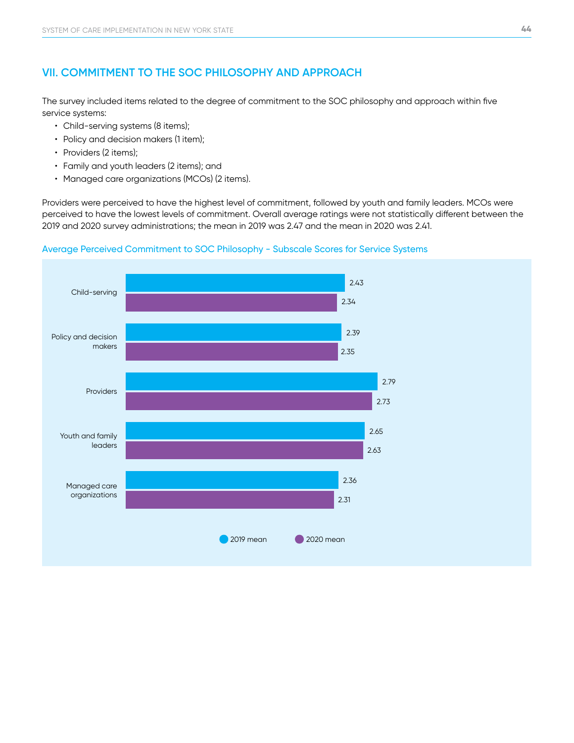## VII. COMMITMENT TO THE SOC PHILOSOPHY AND APPROACH

The survey included items related to the degree of commitment to the SOC philosophy and approach within five service systems:

- Child-serving systems (8 items);
- Policy and decision makers (1 item);
- Providers (2 items);
- Family and youth leaders (2 items); and
- Managed care organizations (MCOs) (2 items).

Providers were perceived to have the highest level of commitment, followed by youth and family leaders. MCOs were perceived to have the lowest levels of commitment. Overall average ratings were not statistically different between the 2019 and 2020 survey administrations; the mean in 2019 was 2.47 and the mean in 2020 was 2.41.

Average Perceived Commitment to SOC Philosophy - Subscale Scores for Service Systems

Child-serving
2.43
2.34

Policy and decision makers
2.39
2.35

Providers
2.79
2.73

Youth and family leaders
2.65
2.63

Managed care organizations
2.36
2.31

2019 mean
2020 mean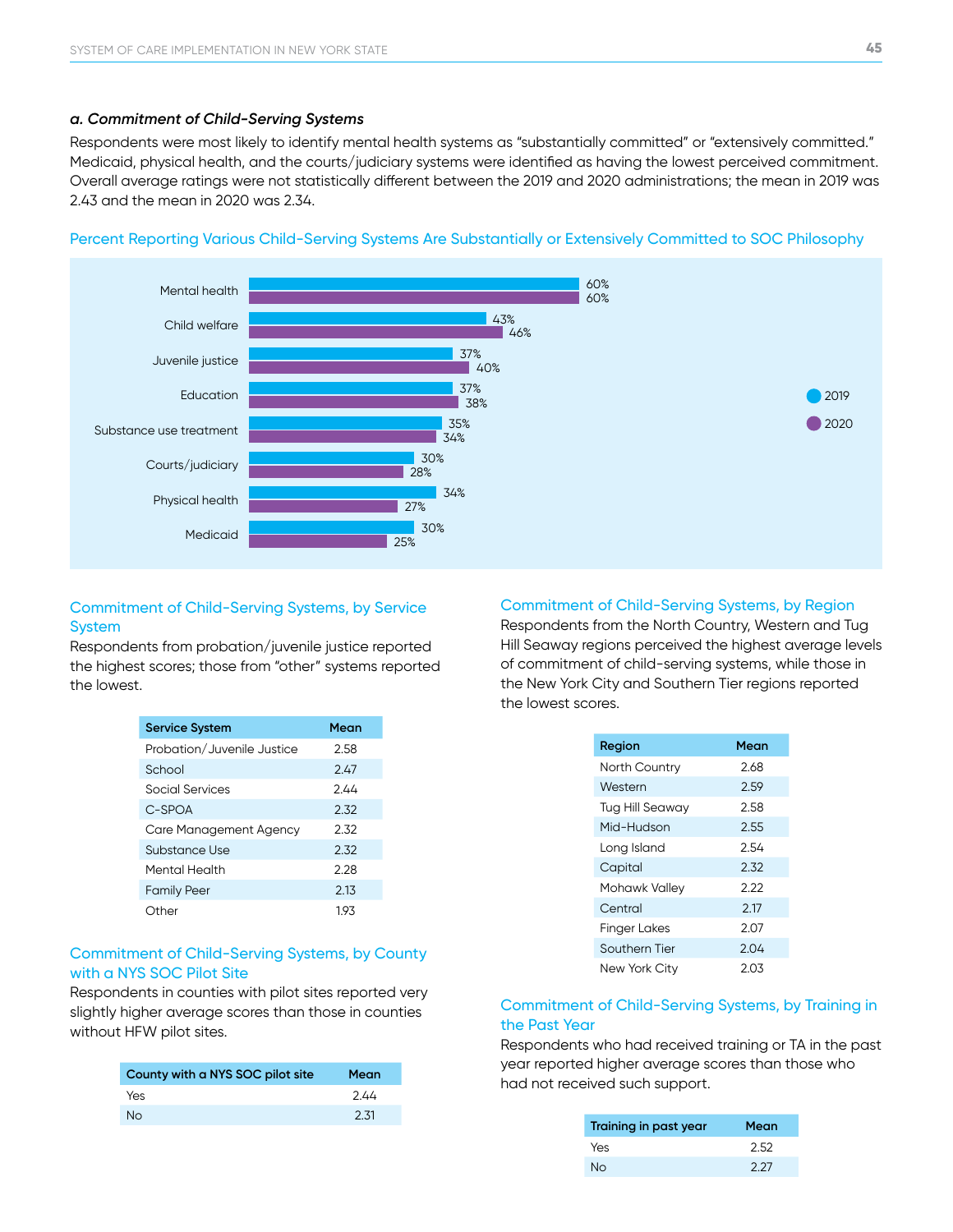#### *a. Commitment of Child-Serving Systems*

Respondents were most likely to identify mental health systems as "substantially committed" or "extensively committed." Medicaid, physical health, and the courts/judiciary systems were identified as having the lowest perceived commitment. Overall average ratings were not statistically different between the 2019 and 2020 administrations; the mean in 2019 was 2.43 and the mean in 2020 was 2.34.

### Percent Reporting Various Child-Serving Systems Are Substantially or Extensively Committed to SOC Philosophy

| System | 2019 | 2020 |
|---|---|---|
| Mental health | 60% | 60% |
| Child welfare | 43% | 46% |
| Juvenile justice | 37% | 40% |
| Education | 37% | 38% |
| Substance use treatment | 35% | 34% |
| Courts/judiciary | 30% | 28% |
| Physical health | 34% | 27% |
| Medicaid | 30% | 25% |

### Commitment of Child-Serving Systems, by Service System

Respondents from probation/juvenile justice reported the highest scores; those from "other" systems reported the lowest.

| Service System | Mean |
|---|---|
| Probation/Juvenile Justice | 2.58 |
| School | 2.47 |
| Social Services | 2.44 |
| C-SPOA | 2.32 |
| Care Management Agency | 2.32 |
| Substance Use | 2.32 |
| Mental Health | 2.28 |
| Family Peer | 2.13 |
| Other | 1.93 |

### Commitment of Child-Serving Systems, by County with a NYS SOC Pilot Site

Respondents in counties with pilot sites reported very slightly higher average scores than those in counties without HFW pilot sites.

| County with a NYS SOC pilot site | Mean |
|---|---|
| Yes | 2.44 |
| No | 2.31 |

### Commitment of Child-Serving Systems, by Region

Respondents from the North Country, Western and Tug Hill Seaway regions perceived the highest average levels of commitment of child-serving systems, while those in the New York City and Southern Tier regions reported the lowest scores.

| Region | Mean |
|---|---|
| North Country | 2.68 |
| Western | 2.59 |
| Tug Hill Seaway | 2.58 |
| Mid-Hudson | 2.55 |
| Long Island | 2.54 |
| Capital | 2.32 |
| Mohawk Valley | 2.22 |
| Central | 2.17 |
| Finger Lakes | 2.07 |
| Southern Tier | 2.04 |
| New York City | 2.03 |

### Commitment of Child-Serving Systems, by Training in the Past Year

Respondents who had received training or TA in the past year reported higher average scores than those who had not received such support.

| Training in past year | Mean |
|---|---|
| Yes | 2.52 |
| No | 2.27 |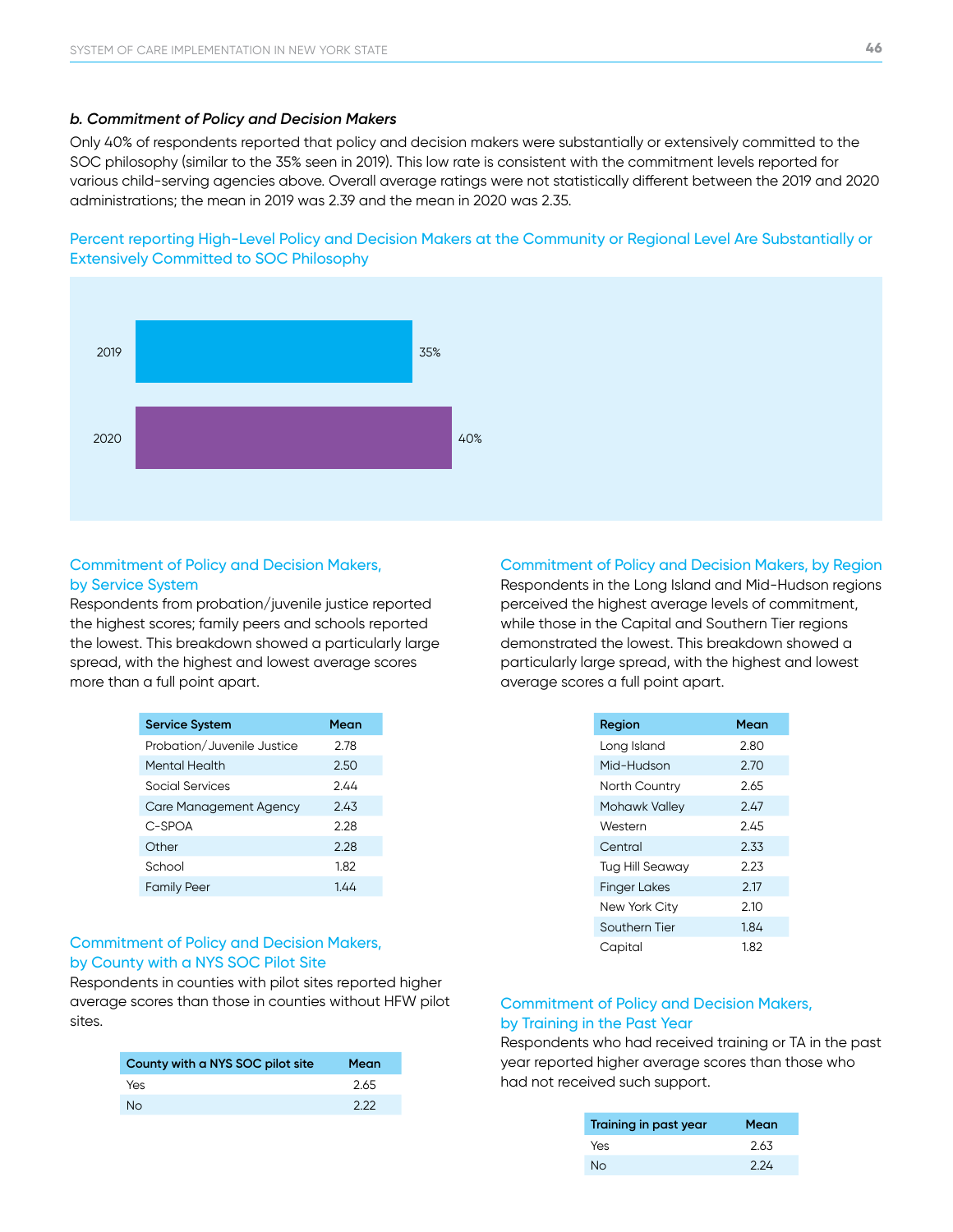### *b. Commitment of Policy and Decision Makers*

Only 40% of respondents reported that policy and decision makers were substantially or extensively committed to the SOC philosophy (similar to the 35% seen in 2019). This low rate is consistent with the commitment levels reported for various child-serving agencies above. Overall average ratings were not statistically different between the 2019 and 2020 administrations; the mean in 2019 was 2.39 and the mean in 2020 was 2.35.

#### Percent reporting High-Level Policy and Decision Makers at the Community or Regional Level Are Substantially or Extensively Committed to SOC Philosophy

2019
35%
2020
40%

#### Commitment of Policy and Decision Makers, by Service System

Respondents from probation/juvenile justice reported the highest scores; family peers and schools reported the lowest. This breakdown showed a particularly large spread, with the highest and lowest average scores more than a full point apart.

| Service System | Mean |
|---|---|
| Probation/Juvenile Justice | 2.78 |
| Mental Health | 2.50 |
| Social Services | 2.44 |
| Care Management Agency | 2.43 |
| C-SPOA | 2.28 |
| Other | 2.28 |
| School | 1.82 |
| Family Peer | 1.44 |

#### Commitment of Policy and Decision Makers, by County with a NYS SOC Pilot Site

Respondents in counties with pilot sites reported higher average scores than those in counties without HFW pilot sites.

| County with a NYS SOC pilot site | Mean |
|---|---|
| Yes | 2.65 |
| No | 2.22 |

#### Commitment of Policy and Decision Makers, by Region

Respondents in the Long Island and Mid-Hudson regions perceived the highest average levels of commitment, while those in the Capital and Southern Tier regions demonstrated the lowest. This breakdown showed a particularly large spread, with the highest and lowest average scores a full point apart.

| Region | Mean |
|---|---|
| Long Island | 2.80 |
| Mid-Hudson | 2.70 |
| North Country | 2.65 |
| Mohawk Valley | 2.47 |
| Western | 2.45 |
| Central | 2.33 |
| Tug Hill Seaway | 2.23 |
| Finger Lakes | 2.17 |
| New York City | 2.10 |
| Southern Tier | 1.84 |
| Capital | 1.82 |

#### Commitment of Policy and Decision Makers, by Training in the Past Year

Respondents who had received training or TA in the past year reported higher average scores than those who had not received such support.

| Training in past year | Mean |
|---|---|
| Yes | 2.63 |
| No | 2.24 |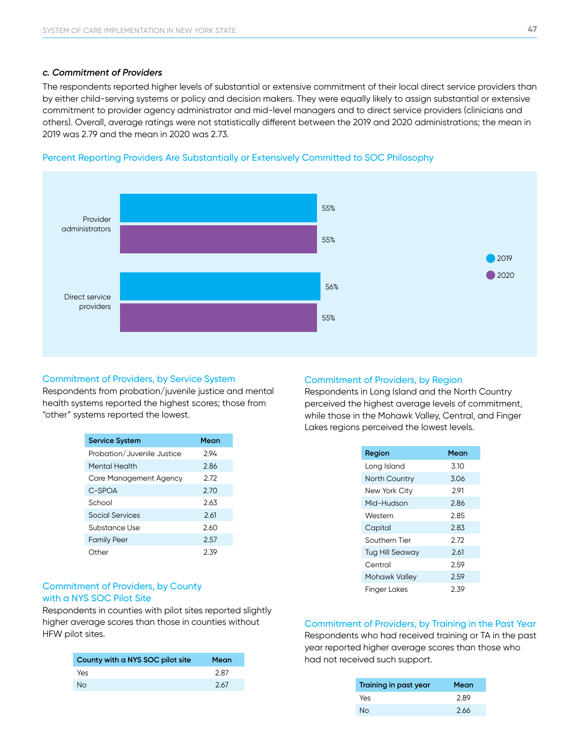### c. Commitment of Providers

The respondents reported higher levels of substantial or extensive commitment of their local direct service providers than by either child-serving systems or policy and decision makers. They were equally likely to assign substantial or extensive commitment to provider agency administrator and mid-level managers and to direct service providers (clinicians and others). Overall, average ratings were not statistically different between the 2019 and 2020 administrations; the mean in 2019 was 2.79 and the mean in 2020 was 2.73.

Percent Reporting Providers Are Substantially or Extensively Committed to SOC Philosophy

Provider administrators
55%
55%

Direct service providers
56%
55%

2019
2020

#### Commitment of Providers, by Service System

Respondents from probation/juvenile justice and mental health systems reported the highest scores; those from "other" systems reported the lowest.

| Service System | Mean |
|---|---|
| Probation/Juvenile Justice | 2.94 |
| Mental Health | 2.86 |
| Care Management Agency | 2.72 |
| C-SPOA | 2.70 |
| School | 2.63 |
| Social Services | 2.61 |
| Substance Use | 2.60 |
| Family Peer | 2.57 |
| Other | 2.39 |

#### Commitment of Providers, by County with a NYS SOC Pilot Site

Respondents in counties with pilot sites reported slightly higher average scores than those in counties without HFW pilot sites.

| County with a NYS SOC pilot site | Mean |
|---|---|
| Yes | 2.87 |
| No | 2.67 |

#### Commitment of Providers, by Region

Respondents in Long Island and the North Country perceived the highest average levels of commitment, while those in the Mohawk Valley, Central, and Finger Lakes regions perceived the lowest levels.

| Region | Mean |
|---|---|
| Long Island | 3.10 |
| North Country | 3.06 |
| New York City | 2.91 |
| Mid-Hudson | 2.86 |
| Western | 2.85 |
| Capital | 2.83 |
| Southern Tier | 2.72 |
| Tug Hill Seaway | 2.61 |
| Central | 2.59 |
| Mohawk Valley | 2.59 |
| Finger Lakes | 2.39 |

#### Commitment of Providers, by Training in the Past Year

Respondents who had received training or TA in the past year reported higher average scores than those who had not received such support.

| Training in past year | Mean |
|---|---|
| Yes | 2.89 |
| No | 2.66 |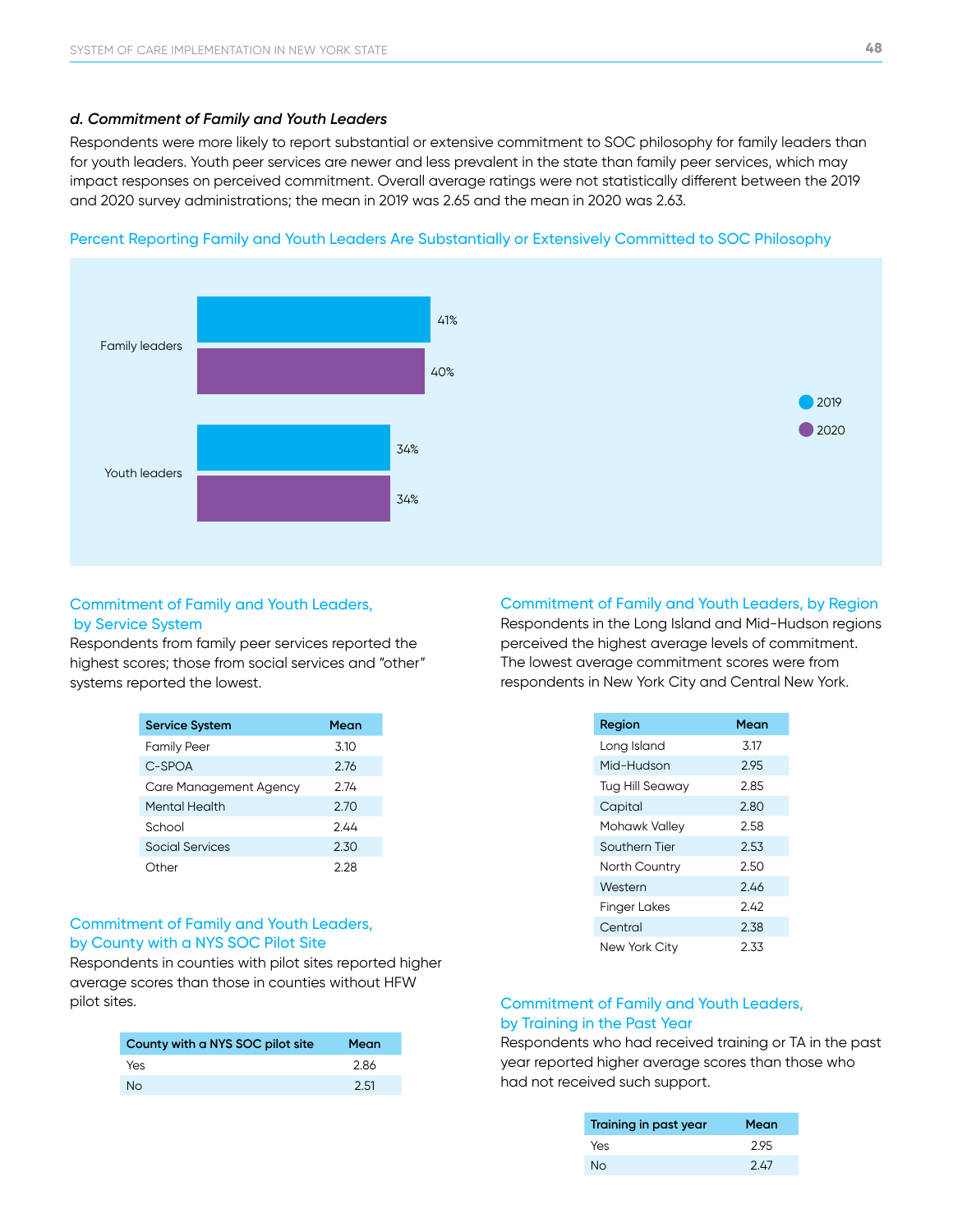### d. Commitment of Family and Youth Leaders

Respondents were more likely to report substantial or extensive commitment to SOC philosophy for family leaders than for youth leaders. Youth peer services are newer and less prevalent in the state than family peer services, which may impact responses on perceived commitment. Overall average ratings were not statistically different between the 2019 and 2020 survey administrations; the mean in 2019 was 2.65 and the mean in 2020 was 2.63.

Percent Reporting Family and Youth Leaders Are Substantially or Extensively Committed to SOC Philosophy

Family leaders
41%
40%

Youth leaders
34%
34%

2019
2020

#### Commitment of Family and Youth Leaders, by Service System

Respondents from family peer services reported the highest scores; those from social services and "other" systems reported the lowest.

| Service System | Mean |
|---|---|
| Family Peer | 3.10 |
| C-SPOA | 2.76 |
| Care Management Agency | 2.74 |
| Mental Health | 2.70 |
| School | 2.44 |
| Social Services | 2.30 |
| Other | 2.28 |

#### Commitment of Family and Youth Leaders, by County with a NYS SOC Pilot Site

Respondents in counties with pilot sites reported higher average scores than those in counties without HFW pilot sites.

| County with a NYS SOC pilot site | Mean |
|---|---|
| Yes | 2.86 |
| No | 2.51 |

#### Commitment of Family and Youth Leaders, by Region

Respondents in the Long Island and Mid-Hudson regions perceived the highest average levels of commitment. The lowest average commitment scores were from respondents in New York City and Central New York.

| Region | Mean |
|---|---|
| Long Island | 3.17 |
| Mid-Hudson | 2.95 |
| Tug Hill Seaway | 2.85 |
| Capital | 2.80 |
| Mohawk Valley | 2.58 |
| Southern Tier | 2.53 |
| North Country | 2.50 |
| Western | 2.46 |
| Finger Lakes | 2.42 |
| Central | 2.38 |
| New York City | 2.33 |

#### Commitment of Family and Youth Leaders, by Training in the Past Year

Respondents who had received training or TA in the past year reported higher average scores than those who had not received such support.

| Training in past year | Mean |
|---|---|
| Yes | 2.95 |
| No | 2.47 |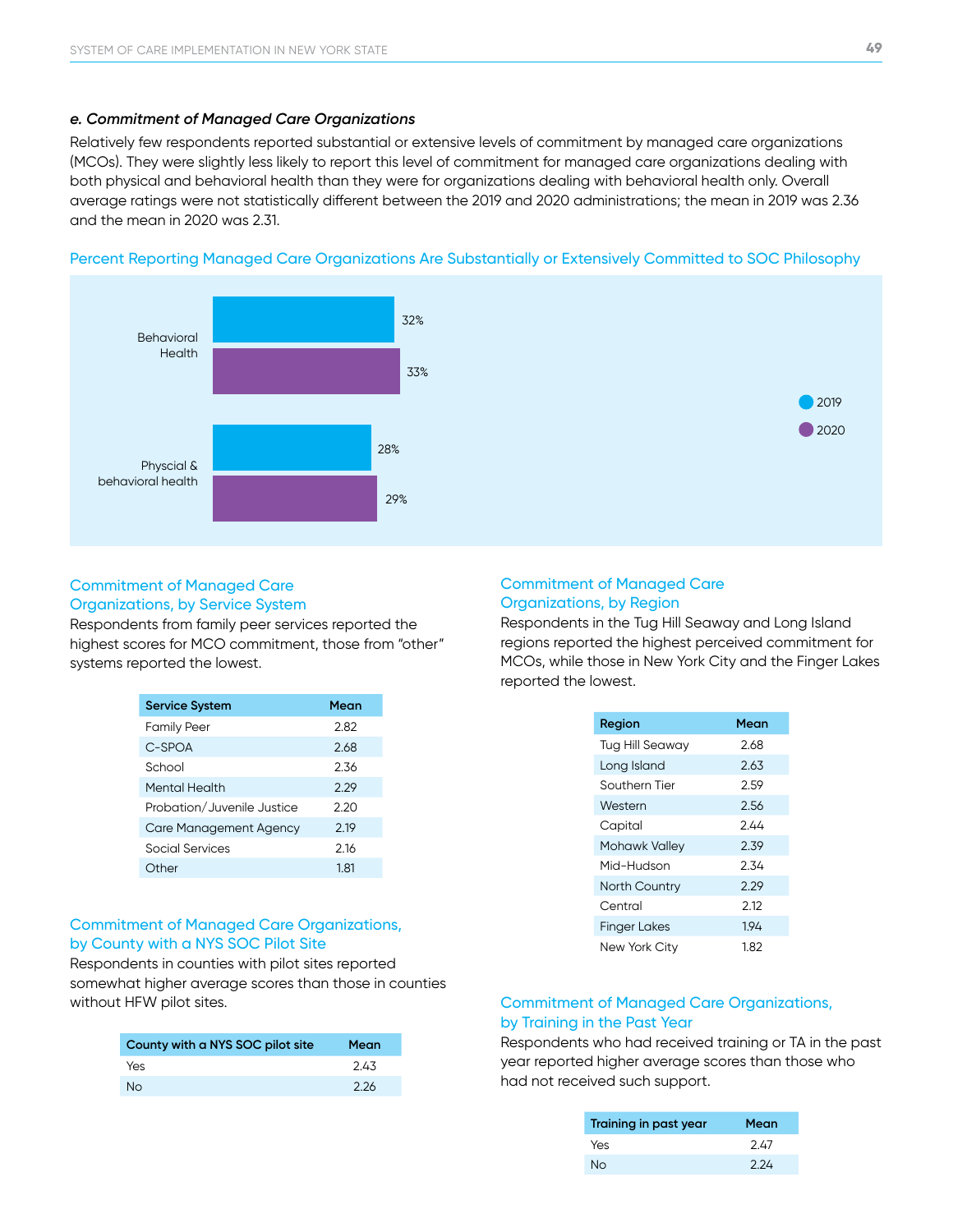### *e. Commitment of Managed Care Organizations*

Relatively few respondents reported substantial or extensive levels of commitment by managed care organizations (MCOs). They were slightly less likely to report this level of commitment for managed care organizations dealing with both physical and behavioral health than they were for organizations dealing with behavioral health only. Overall average ratings were not statistically different between the 2019 and 2020 administrations; the mean in 2019 was 2.36 and the mean in 2020 was 2.31.

#### Percent Reporting Managed Care Organizations Are Substantially or Extensively Committed to SOC Philosophy

Behavioral Health
32%
33%

Physcial & behavioral health
28%
29%

2019
2020

#### Commitment of Managed Care Organizations, by Service System

Respondents from family peer services reported the highest scores for MCO commitment, those from "other" systems reported the lowest.

| Service System | Mean |
|---|---|
| Family Peer | 2.82 |
| C-SPOA | 2.68 |
| School | 2.36 |
| Mental Health | 2.29 |
| Probation/Juvenile Justice | 2.20 |
| Care Management Agency | 2.19 |
| Social Services | 2.16 |
| Other | 1.81 |

#### Commitment of Managed Care Organizations, by County with a NYS SOC Pilot Site

Respondents in counties with pilot sites reported somewhat higher average scores than those in counties without HFW pilot sites.

| County with a NYS SOC pilot site | Mean |
|---|---|
| Yes | 2.43 |
| No | 2.26 |

#### Commitment of Managed Care Organizations, by Region

Respondents in the Tug Hill Seaway and Long Island regions reported the highest perceived commitment for MCOs, while those in New York City and the Finger Lakes reported the lowest.

| Region | Mean |
|---|---|
| Tug Hill Seaway | 2.68 |
| Long Island | 2.63 |
| Southern Tier | 2.59 |
| Western | 2.56 |
| Capital | 2.44 |
| Mohawk Valley | 2.39 |
| Mid-Hudson | 2.34 |
| North Country | 2.29 |
| Central | 2.12 |
| Finger Lakes | 1.94 |
| New York City | 1.82 |

#### Commitment of Managed Care Organizations, by Training in the Past Year

Respondents who had received training or TA in the past year reported higher average scores than those who had not received such support.

| Training in past year | Mean |
|---|---|
| Yes | 2.47 |
| No | 2.24 |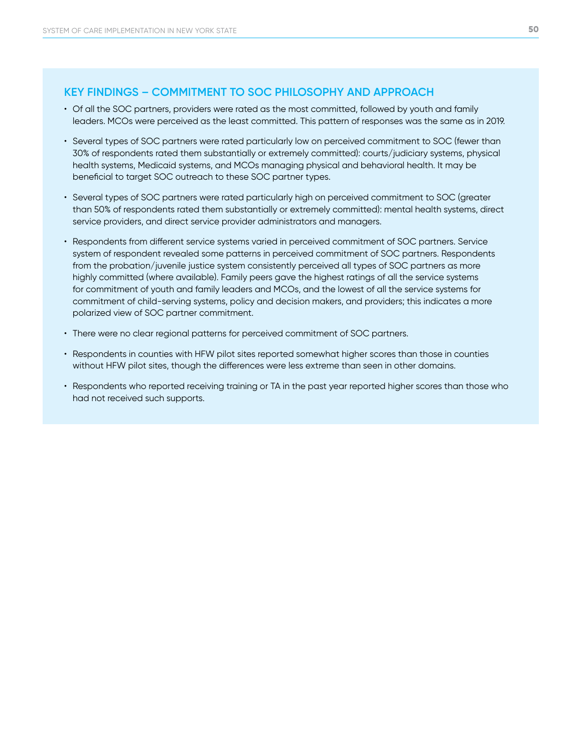## KEY FINDINGS – COMMITMENT TO SOC PHILOSOPHY AND APPROACH

- Of all the SOC partners, providers were rated as the most committed, followed by youth and family leaders. MCOs were perceived as the least committed. This pattern of responses was the same as in 2019.
- Several types of SOC partners were rated particularly low on perceived commitment to SOC (fewer than 30% of respondents rated them substantially or extremely committed): courts/judiciary systems, physical health systems, Medicaid systems, and MCOs managing physical and behavioral health. It may be beneficial to target SOC outreach to these SOC partner types.
- Several types of SOC partners were rated particularly high on perceived commitment to SOC (greater than 50% of respondents rated them substantially or extremely committed): mental health systems, direct service providers, and direct service provider administrators and managers.
- Respondents from different service systems varied in perceived commitment of SOC partners. Service system of respondent revealed some patterns in perceived commitment of SOC partners. Respondents from the probation/juvenile justice system consistently perceived all types of SOC partners as more highly committed (where available). Family peers gave the highest ratings of all the service systems for commitment of youth and family leaders and MCOs, and the lowest of all the service systems for commitment of child-serving systems, policy and decision makers, and providers; this indicates a more polarized view of SOC partner commitment.
- There were no clear regional patterns for perceived commitment of SOC partners.
- Respondents in counties with HFW pilot sites reported somewhat higher scores than those in counties without HFW pilot sites, though the differences were less extreme than seen in other domains.
- Respondents who reported receiving training or TA in the past year reported higher scores than those who had not received such supports.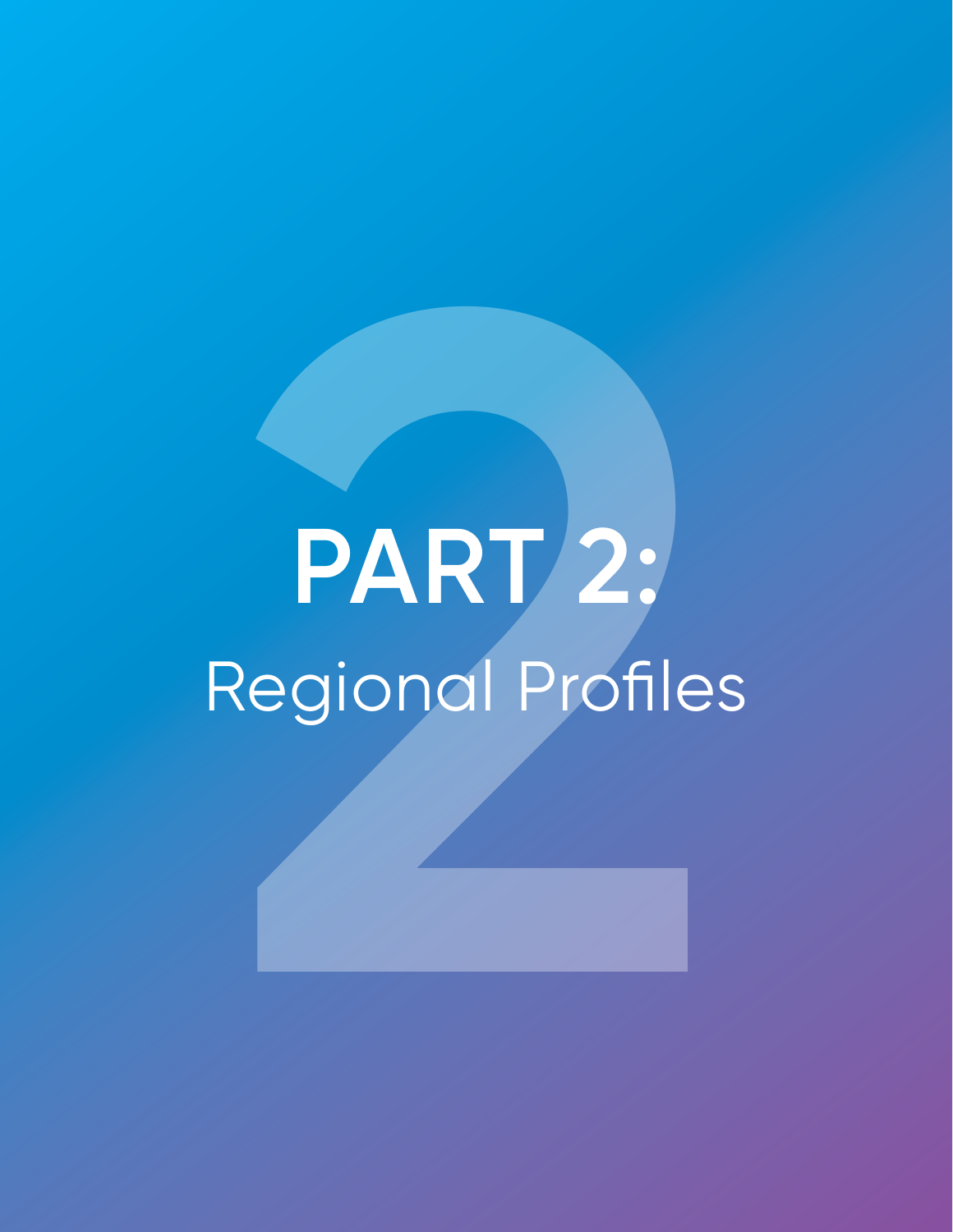# PART 2:

Regional Profiles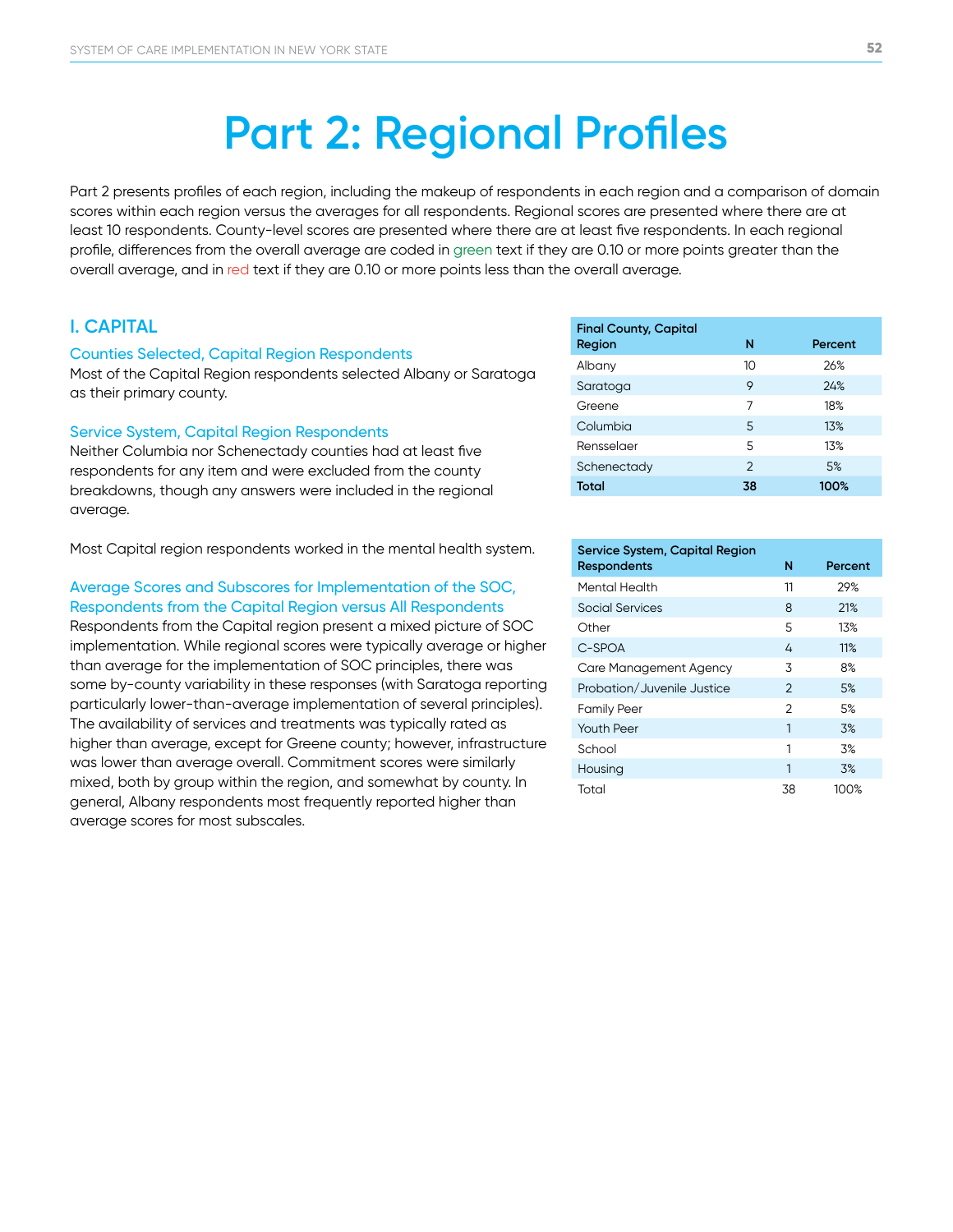# Part 2: Regional Profiles

Part 2 presents profiles of each region, including the makeup of respondents in each region and a comparison of domain scores within each region versus the averages for all respondents. Regional scores are presented where there are at least 10 respondents. County-level scores are presented where there are at least five respondents. In each regional profile, differences from the overall average are coded in green text if they are 0.10 or more points greater than the overall average, and in red text if they are 0.10 or more points less than the overall average.

## I. CAPITAL

### Counties Selected, Capital Region Respondents

Most of the Capital Region respondents selected Albany or Saratoga as their primary county.

| Final County, Capital Region | N | Percent |
|---|---|---|
| Albany | 10 | 26% |
| Saratoga | 9 | 24% |
| Greene | 7 | 18% |
| Columbia | 5 | 13% |
| Rensselaer | 5 | 13% |
| Schenectady | 2 | 5% |
| **Total** | **38** | **100%** |

### Service System, Capital Region Respondents

Neither Columbia nor Schenectady counties had at least five respondents for any item and were excluded from the county breakdowns, though any answers were included in the regional average.

Most Capital region respondents worked in the mental health system.

| Service System, Capital Region Respondents | N | Percent |
|---|---|---|
| Mental Health | 11 | 29% |
| Social Services | 8 | 21% |
| Other | 5 | 13% |
| C-SPOA | 4 | 11% |
| Care Management Agency | 3 | 8% |
| Probation/ Juvenile Justice | 2 | 5% |
| Family Peer | 2 | 5% |
| Youth Peer | 1 | 3% |
| School | 1 | 3% |
| Housing | 1 | 3% |
| Total | 38 | 100% |

### Average Scores and Subscores for Implementation of the SOC, Respondents from the Capital Region versus All Respondents

Respondents from the Capital region present a mixed picture of SOC implementation. While regional scores were typically average or higher than average for the implementation of SOC principles, there was some by-county variability in these responses (with Saratoga reporting particularly lower-than-average implementation of several principles). The availability of services and treatments was typically rated as higher than average, except for Greene county; however, infrastructure was lower than average overall. Commitment scores were similarly mixed, both by group within the region, and somewhat by county. In general, Albany respondents most frequently reported higher than average scores for most subscales.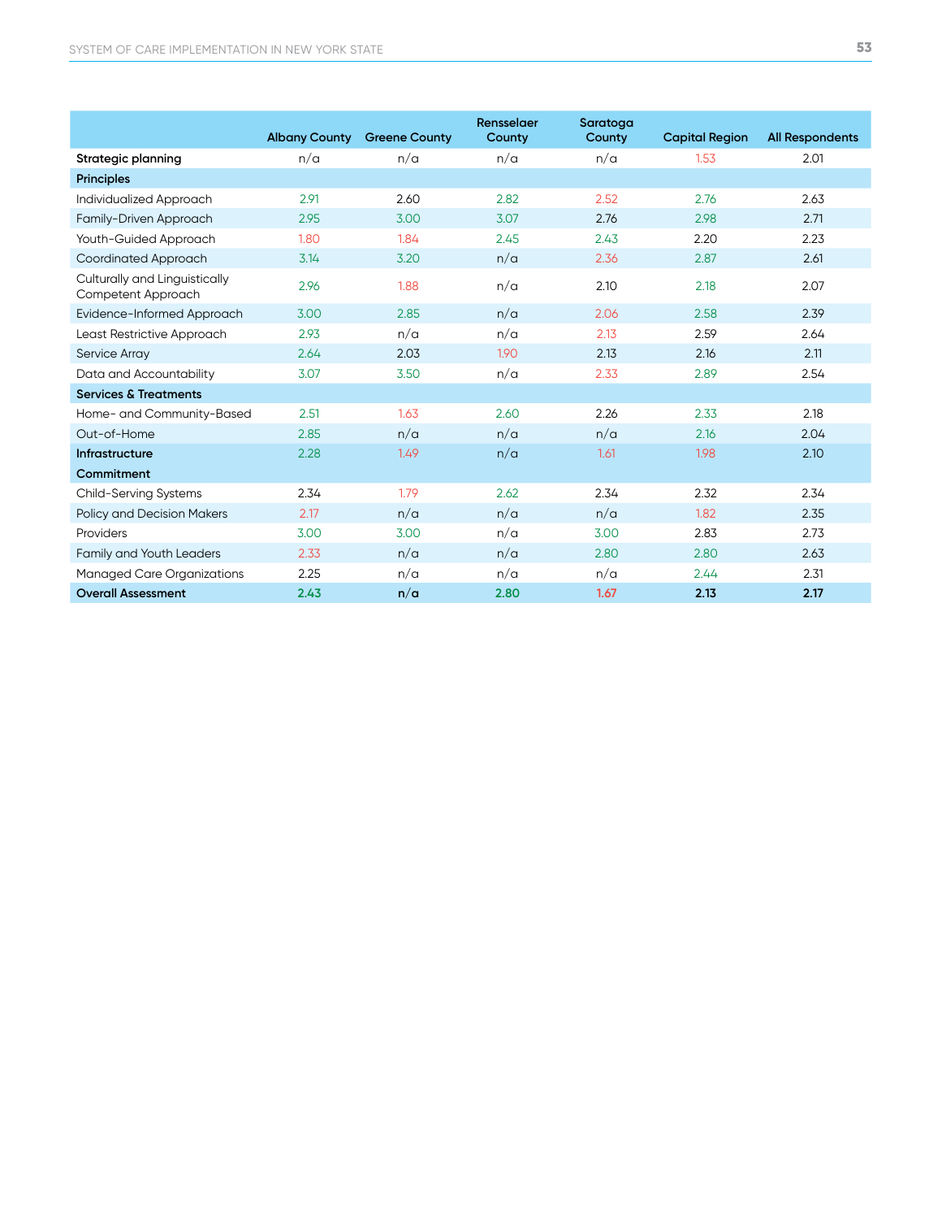| | Albany County | Greene County | Rensselaer County | Saratoga County | Capital Region | All Respondents |
|---|---|---|---|---|---|---|
| **Strategic planning** | n/a | n/a | n/a | n/a | 1.53 | 2.01 |
| **Principles** | | | | | | |
| Individualized Approach | 2.91 | 2.60 | 2.82 | 2.52 | 2.76 | 2.63 |
| Family-Driven Approach | 2.95 | 3.00 | 3.07 | 2.76 | 2.98 | 2.71 |
| Youth-Guided Approach | 1.80 | 1.84 | 2.45 | 2.43 | 2.20 | 2.23 |
| Coordinated Approach | 3.14 | 3.20 | n/a | 2.36 | 2.87 | 2.61 |
| Culturally and Linguistically Competent Approach | 2.96 | 1.88 | n/a | 2.10 | 2.18 | 2.07 |
| Evidence-Informed Approach | 3.00 | 2.85 | n/a | 2.06 | 2.58 | 2.39 |
| Least Restrictive Approach | 2.93 | n/a | n/a | 2.13 | 2.59 | 2.64 |
| Service Array | 2.64 | 2.03 | 1.90 | 2.13 | 2.16 | 2.11 |
| Data and Accountability | 3.07 | 3.50 | n/a | 2.33 | 2.89 | 2.54 |
| **Services & Treatments** | | | | | | |
| Home- and Community-Based | 2.51 | 1.63 | 2.60 | 2.26 | 2.33 | 2.18 |
| Out-of-Home | 2.85 | n/a | n/a | n/a | 2.16 | 2.04 |
| **Infrastructure** | 2.28 | 1.49 | n/a | 1.61 | 1.98 | 2.10 |
| **Commitment** | | | | | | |
| Child-Serving Systems | 2.34 | 1.79 | 2.62 | 2.34 | 2.32 | 2.34 |
| Policy and Decision Makers | 2.17 | n/a | n/a | n/a | 1.82 | 2.35 |
| Providers | 3.00 | 3.00 | n/a | 3.00 | 2.83 | 2.73 |
| Family and Youth Leaders | 2.33 | n/a | n/a | 2.80 | 2.80 | 2.63 |
| Managed Care Organizations | 2.25 | n/a | n/a | n/a | 2.44 | 2.31 |
| **Overall Assessment** | **2.43** | **n/a** | **2.80** | **1.67** | **2.13** | **2.17** |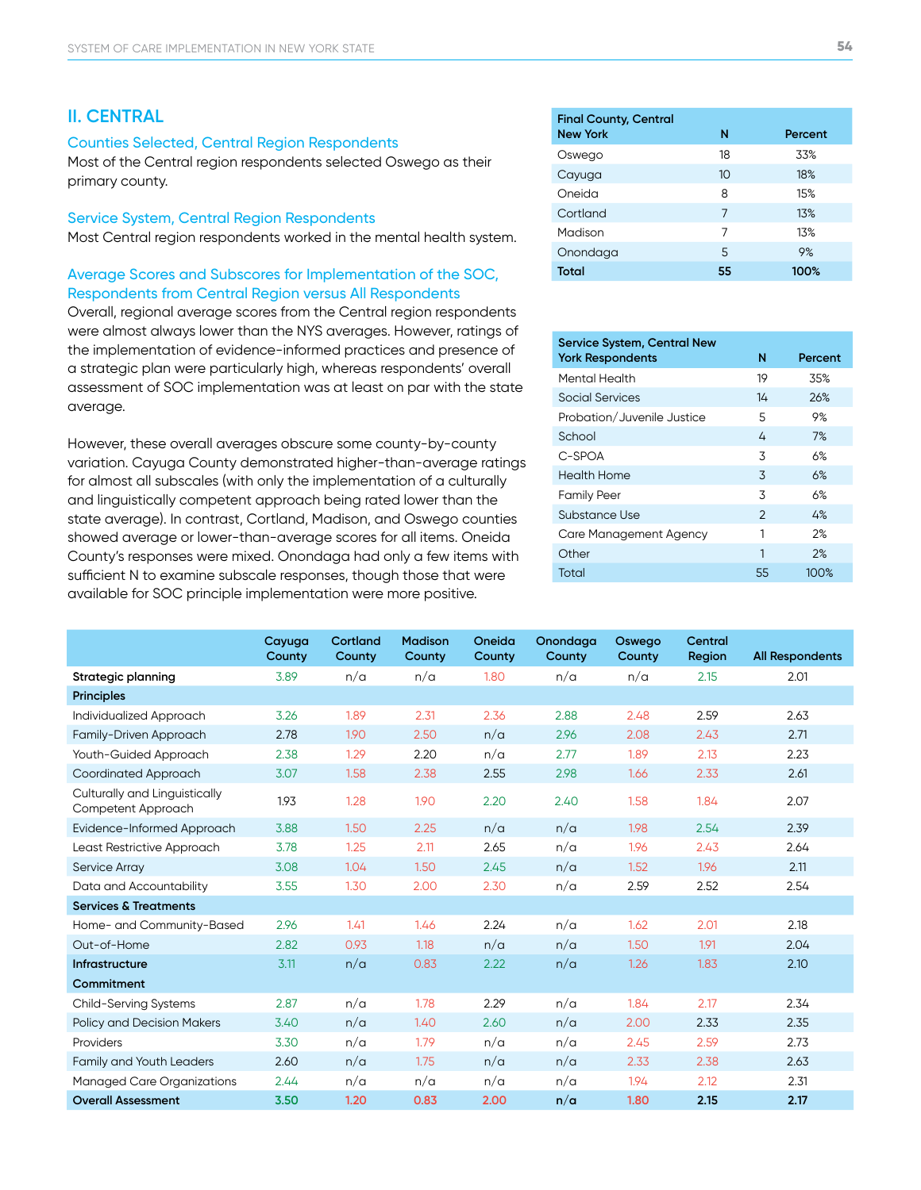## II. CENTRAL

### Counties Selected, Central Region Respondents

Most of the Central region respondents selected Oswego as their primary county.

| Final County, Central New York | N | Percent |
|---|---|---|
| Oswego | 18 | 33% |
| Cayuga | 10 | 18% |
| Oneida | 8 | 15% |
| Cortland | 7 | 13% |
| Madison | 7 | 13% |
| Onondaga | 5 | 9% |
| **Total** | **55** | **100%** |

### Service System, Central Region Respondents

Most Central region respondents worked in the mental health system.

| Service System, Central New York Respondents | N | Percent |
|---|---|---|
| Mental Health | 19 | 35% |
| Social Services | 14 | 26% |
| Probation/Juvenile Justice | 5 | 9% |
| School | 4 | 7% |
| C-SPOA | 3 | 6% |
| Health Home | 3 | 6% |
| Family Peer | 3 | 6% |
| Substance Use | 2 | 4% |
| Care Management Agency | 1 | 2% |
| Other | 1 | 2% |
| Total | 55 | 100% |

### Average Scores and Subscores for Implementation of the SOC, Respondents from Central Region versus All Respondents

Overall, regional average scores from the Central region respondents were almost always lower than the NYS averages. However, ratings of the implementation of evidence-informed practices and presence of a strategic plan were particularly high, whereas respondents' overall assessment of SOC implementation was at least on par with the state average.

However, these overall averages obscure some county-by-county variation. Cayuga County demonstrated higher-than-average ratings for almost all subscales (with only the implementation of a culturally and linguistically competent approach being rated lower than the state average). In contrast, Cortland, Madison, and Oswego counties showed average or lower-than-average scores for all items. Oneida County's responses were mixed. Onondaga had only a few items with sufficient N to examine subscale responses, though those that were available for SOC principle implementation were more positive.

| | Cayuga County | Cortland County | Madison County | Oneida County | Onondaga County | Oswego County | Central Region | All Respondents |
|---|---|---|---|---|---|---|---|---|
| **Strategic planning** | 3.89 | n/a | n/a | 1.80 | n/a | n/a | 2.15 | 2.01 |
| **Principles** | | | | | | | | |
| Individualized Approach | 3.26 | 1.89 | 2.31 | 2.36 | 2.88 | 2.48 | 2.59 | 2.63 |
| Family-Driven Approach | 2.78 | 1.90 | 2.50 | n/a | 2.96 | 2.08 | 2.43 | 2.71 |
| Youth-Guided Approach | 2.38 | 1.29 | 2.20 | n/a | 2.77 | 1.89 | 2.13 | 2.23 |
| Coordinated Approach | 3.07 | 1.58 | 2.38 | 2.55 | 2.98 | 1.66 | 2.33 | 2.61 |
| Culturally and Linguistically Competent Approach | 1.93 | 1.28 | 1.90 | 2.20 | 2.40 | 1.58 | 1.84 | 2.07 |
| Evidence-Informed Approach | 3.88 | 1.50 | 2.25 | n/a | n/a | 1.98 | 2.54 | 2.39 |
| Least Restrictive Approach | 3.78 | 1.25 | 2.11 | 2.65 | n/a | 1.96 | 2.43 | 2.64 |
| Service Array | 3.08 | 1.04 | 1.50 | 2.45 | n/a | 1.52 | 1.96 | 2.11 |
| Data and Accountability | 3.55 | 1.30 | 2.00 | 2.30 | n/a | 2.59 | 2.52 | 2.54 |
| **Services & Treatments** | | | | | | | | |
| Home- and Community-Based | 2.96 | 1.41 | 1.46 | 2.24 | n/a | 1.62 | 2.01 | 2.18 |
| Out-of-Home | 2.82 | 0.93 | 1.18 | n/a | n/a | 1.50 | 1.91 | 2.04 |
| **Infrastructure** | 3.11 | n/a | 0.83 | 2.22 | n/a | 1.26 | 1.83 | 2.10 |
| **Commitment** | | | | | | | | |
| Child-Serving Systems | 2.87 | n/a | 1.78 | 2.29 | n/a | 1.84 | 2.17 | 2.34 |
| Policy and Decision Makers | 3.40 | n/a | 1.40 | 2.60 | n/a | 2.00 | 2.33 | 2.35 |
| Providers | 3.30 | n/a | 1.79 | n/a | n/a | 2.45 | 2.59 | 2.73 |
| Family and Youth Leaders | 2.60 | n/a | 1.75 | n/a | n/a | 2.33 | 2.38 | 2.63 |
| Managed Care Organizations | 2.44 | n/a | n/a | n/a | n/a | 1.94 | 2.12 | 2.31 |
| **Overall Assessment** | **3.50** | **1.20** | **0.83** | **2.00** | **n/a** | **1.80** | **2.15** | **2.17** |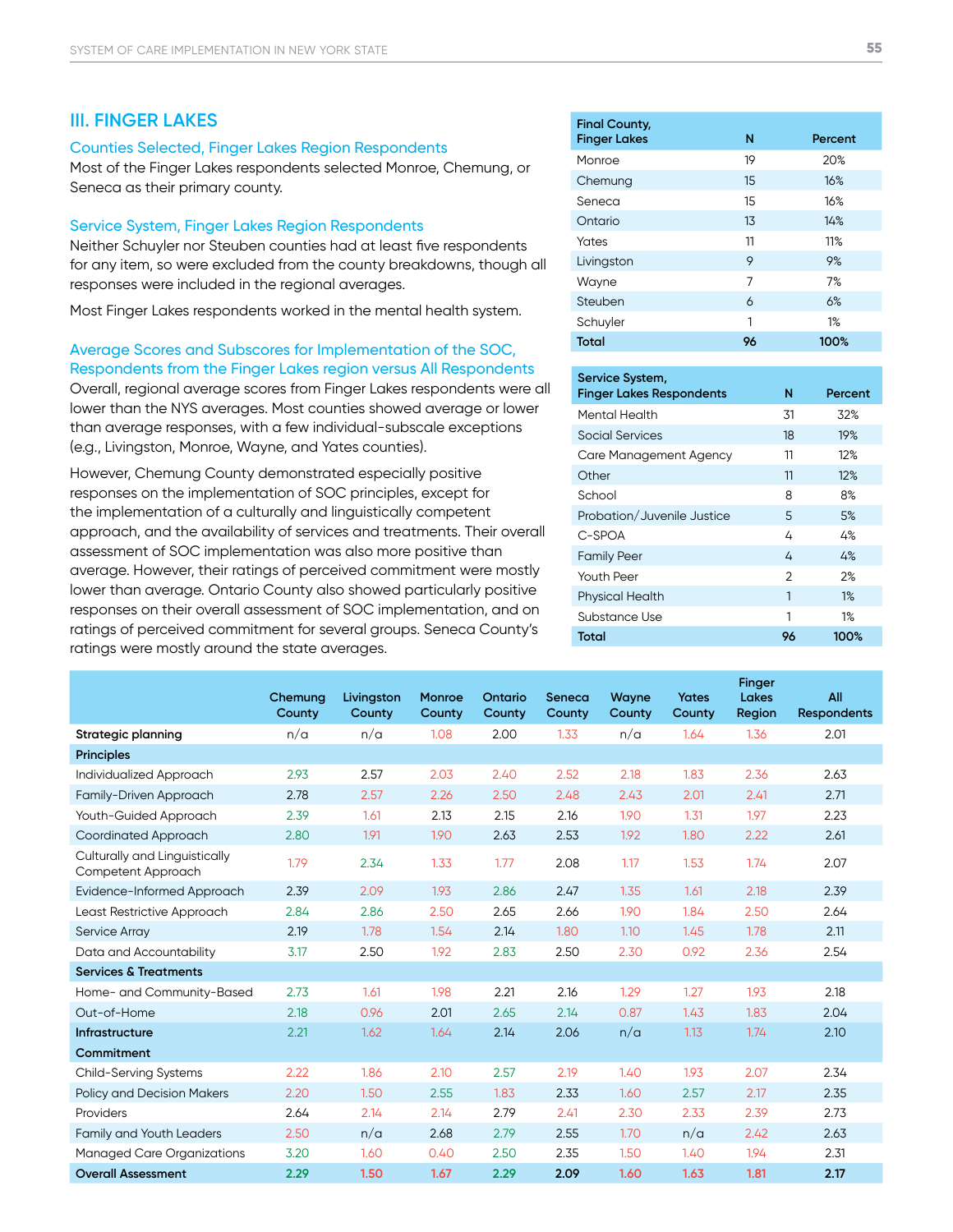## III. FINGER LAKES

### Counties Selected, Finger Lakes Region Respondents

Most of the Finger Lakes respondents selected Monroe, Chemung, or Seneca as their primary county.

### Service System, Finger Lakes Region Respondents

Neither Schuyler nor Steuben counties had at least five respondents for any item, so were excluded from the county breakdowns, though all responses were included in the regional averages.

Most Finger Lakes respondents worked in the mental health system.

### Average Scores and Subscores for Implementation of the SOC, Respondents from the Finger Lakes region versus All Respondents

Overall, regional average scores from Finger Lakes respondents were all lower than the NYS averages. Most counties showed average or lower than average responses, with a few individual-subscale exceptions (e.g., Livingston, Monroe, Wayne, and Yates counties).

However, Chemung County demonstrated especially positive responses on the implementation of SOC principles, except for the implementation of a culturally and linguistically competent approach, and the availability of services and treatments. Their overall assessment of SOC implementation was also more positive than average. However, their ratings of perceived commitment were mostly lower than average. Ontario County also showed particularly positive responses on their overall assessment of SOC implementation, and on ratings of perceived commitment for several groups. Seneca County's ratings were mostly around the state averages.

| Final County, Finger Lakes | N | Percent |
|---|---|---|
| Monroe | 19 | 20% |
| Chemung | 15 | 16% |
| Seneca | 15 | 16% |
| Ontario | 13 | 14% |
| Yates | 11 | 11% |
| Livingston | 9 | 9% |
| Wayne | 7 | 7% |
| Steuben | 6 | 6% |
| Schuyler | 1 | 1% |
| **Total** | **96** | **100%** |

| Service System, Finger Lakes Respondents | N | Percent |
|---|---|---|
| Mental Health | 31 | 32% |
| Social Services | 18 | 19% |
| Care Management Agency | 11 | 12% |
| Other | 11 | 12% |
| School | 8 | 8% |
| Probation/Juvenile Justice | 5 | 5% |
| C-SPOA | 4 | 4% |
| Family Peer | 4 | 4% |
| Youth Peer | 2 | 2% |
| Physical Health | 1 | 1% |
| Substance Use | 1 | 1% |
| **Total** | **96** | **100%** |

| | Chemung County | Livingston County | Monroe County | Ontario County | Seneca County | Wayne County | Yates County | Finger Lakes Region | All Respondents |
|---|---|---|---|---|---|---|---|---|---|
| **Strategic planning** | n/a | n/a | 1.08 | 2.00 | 1.33 | n/a | 1.64 | 1.36 | 2.01 |
| **Principles** | | | | | | | | | |
| Individualized Approach | 2.93 | 2.57 | 2.03 | 2.40 | 2.52 | 2.18 | 1.83 | 2.36 | 2.63 |
| Family-Driven Approach | 2.78 | 2.57 | 2.26 | 2.50 | 2.48 | 2.43 | 2.01 | 2.41 | 2.71 |
| Youth-Guided Approach | 2.39 | 1.61 | 2.13 | 2.15 | 2.16 | 1.90 | 1.31 | 1.97 | 2.23 |
| Coordinated Approach | 2.80 | 1.91 | 1.90 | 2.63 | 2.53 | 1.92 | 1.80 | 2.22 | 2.61 |
| Culturally and Linguistically Competent Approach | 1.79 | 2.34 | 1.33 | 1.77 | 2.08 | 1.17 | 1.53 | 1.74 | 2.07 |
| Evidence-Informed Approach | 2.39 | 2.09 | 1.93 | 2.86 | 2.47 | 1.35 | 1.61 | 2.18 | 2.39 |
| Least Restrictive Approach | 2.84 | 2.86 | 2.50 | 2.65 | 2.66 | 1.90 | 1.84 | 2.50 | 2.64 |
| Service Array | 2.19 | 1.78 | 1.54 | 2.14 | 1.80 | 1.10 | 1.45 | 1.78 | 2.11 |
| Data and Accountability | 3.17 | 2.50 | 1.92 | 2.83 | 2.50 | 2.30 | 0.92 | 2.36 | 2.54 |
| **Services & Treatments** | | | | | | | | | |
| Home- and Community-Based | 2.73 | 1.61 | 1.98 | 2.21 | 2.16 | 1.29 | 1.27 | 1.93 | 2.18 |
| Out-of-Home | 2.18 | 0.96 | 2.01 | 2.65 | 2.14 | 0.87 | 1.43 | 1.83 | 2.04 |
| **Infrastructure** | 2.21 | 1.62 | 1.64 | 2.14 | 2.06 | n/a | 1.13 | 1.74 | 2.10 |
| **Commitment** | | | | | | | | | |
| Child-Serving Systems | 2.22 | 1.86 | 2.10 | 2.57 | 2.19 | 1.40 | 1.93 | 2.07 | 2.34 |
| Policy and Decision Makers | 2.20 | 1.50 | 2.55 | 1.83 | 2.33 | 1.60 | 2.57 | 2.17 | 2.35 |
| Providers | 2.64 | 2.14 | 2.14 | 2.79 | 2.41 | 2.30 | 2.33 | 2.39 | 2.73 |
| Family and Youth Leaders | 2.50 | n/a | 2.68 | 2.79 | 2.55 | 1.70 | n/a | 2.42 | 2.63 |
| Managed Care Organizations | 3.20 | 1.60 | 0.40 | 2.50 | 2.35 | 1.50 | 1.40 | 1.94 | 2.31 |
| **Overall Assessment** | **2.29** | **1.50** | **1.67** | **2.29** | **2.09** | **1.60** | **1.63** | **1.81** | **2.17** |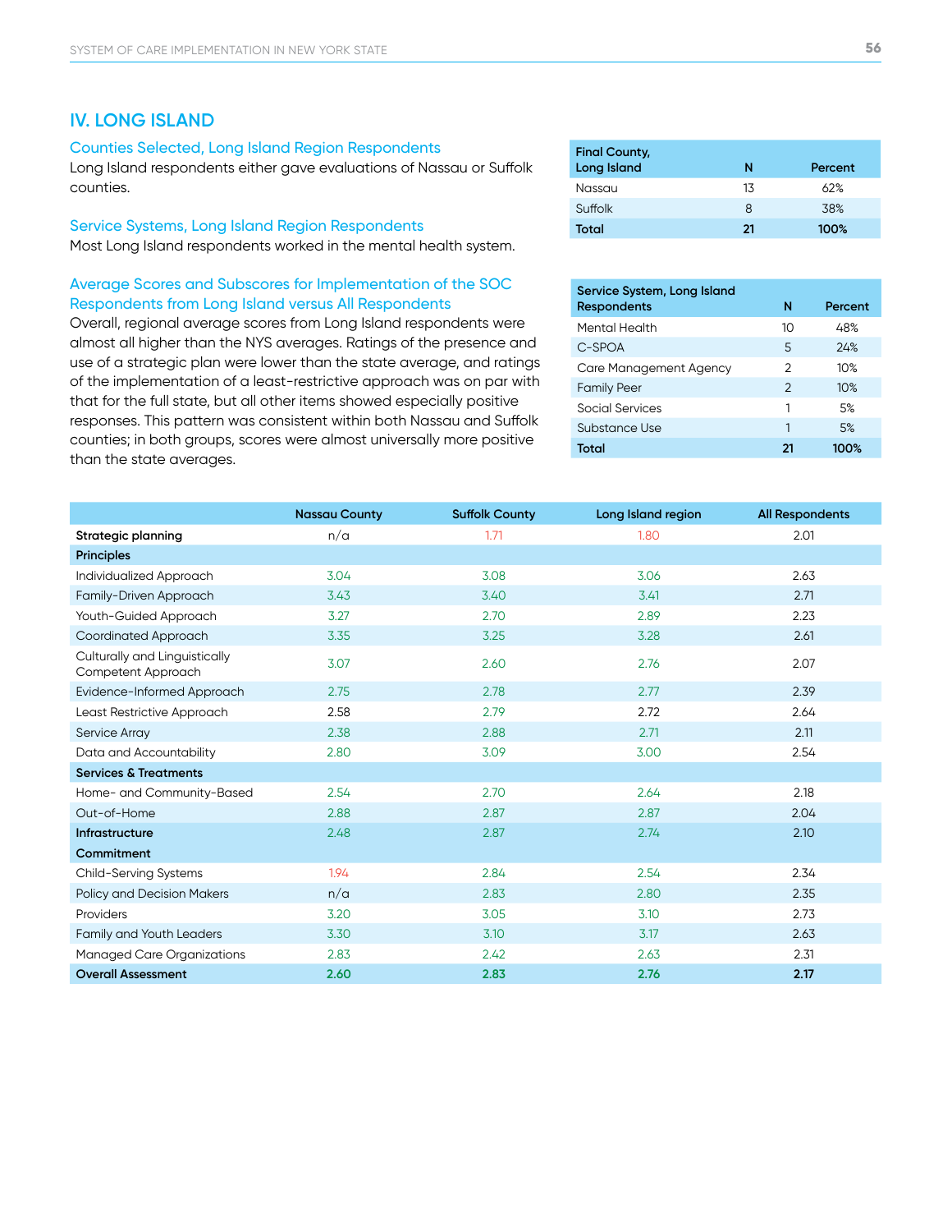## IV. LONG ISLAND

### Counties Selected, Long Island Region Respondents

Long Island respondents either gave evaluations of Nassau or Suffolk counties.

| Final County, Long Island | N | Percent |
|---|---|---|
| Nassau | 13 | 62% |
| Suffolk | 8 | 38% |
| **Total** | **21** | **100%** |

### Service Systems, Long Island Region Respondents

Most Long Island respondents worked in the mental health system.

| Service System, Long Island Respondents | N | Percent |
|---|---|---|
| Mental Health | 10 | 48% |
| C-SPOA | 5 | 24% |
| Care Management Agency | 2 | 10% |
| Family Peer | 2 | 10% |
| Social Services | 1 | 5% |
| Substance Use | 1 | 5% |
| **Total** | **21** | **100%** |

### Average Scores and Subscores for Implementation of the SOC Respondents from Long Island versus All Respondents

Overall, regional average scores from Long Island respondents were almost all higher than the NYS averages. Ratings of the presence and use of a strategic plan were lower than the state average, and ratings of the implementation of a least-restrictive approach was on par with that for the full state, but all other items showed especially positive responses. This pattern was consistent within both Nassau and Suffolk counties; in both groups, scores were almost universally more positive than the state averages.

| | Nassau County | Suffolk County | Long Island region | All Respondents |
|---|---|---|---|---|
| **Strategic planning** | n/a | 1.71 | 1.80 | 2.01 |
| **Principles** | | | | |
| Individualized Approach | 3.04 | 3.08 | 3.06 | 2.63 |
| Family-Driven Approach | 3.43 | 3.40 | 3.41 | 2.71 |
| Youth-Guided Approach | 3.27 | 2.70 | 2.89 | 2.23 |
| Coordinated Approach | 3.35 | 3.25 | 3.28 | 2.61 |
| Culturally and Linguistically Competent Approach | 3.07 | 2.60 | 2.76 | 2.07 |
| Evidence-Informed Approach | 2.75 | 2.78 | 2.77 | 2.39 |
| Least Restrictive Approach | 2.58 | 2.79 | 2.72 | 2.64 |
| Service Array | 2.38 | 2.88 | 2.71 | 2.11 |
| Data and Accountability | 2.80 | 3.09 | 3.00 | 2.54 |
| **Services & Treatments** | | | | |
| Home- and Community-Based | 2.54 | 2.70 | 2.64 | 2.18 |
| Out-of-Home | 2.88 | 2.87 | 2.87 | 2.04 |
| **Infrastructure** | 2.48 | 2.87 | 2.74 | 2.10 |
| **Commitment** | | | | |
| Child-Serving Systems | 1.94 | 2.84 | 2.54 | 2.34 |
| Policy and Decision Makers | n/a | 2.83 | 2.80 | 2.35 |
| Providers | 3.20 | 3.05 | 3.10 | 2.73 |
| Family and Youth Leaders | 3.30 | 3.10 | 3.17 | 2.63 |
| Managed Care Organizations | 2.83 | 2.42 | 2.63 | 2.31 |
| **Overall Assessment** | **2.60** | **2.83** | **2.76** | **2.17** |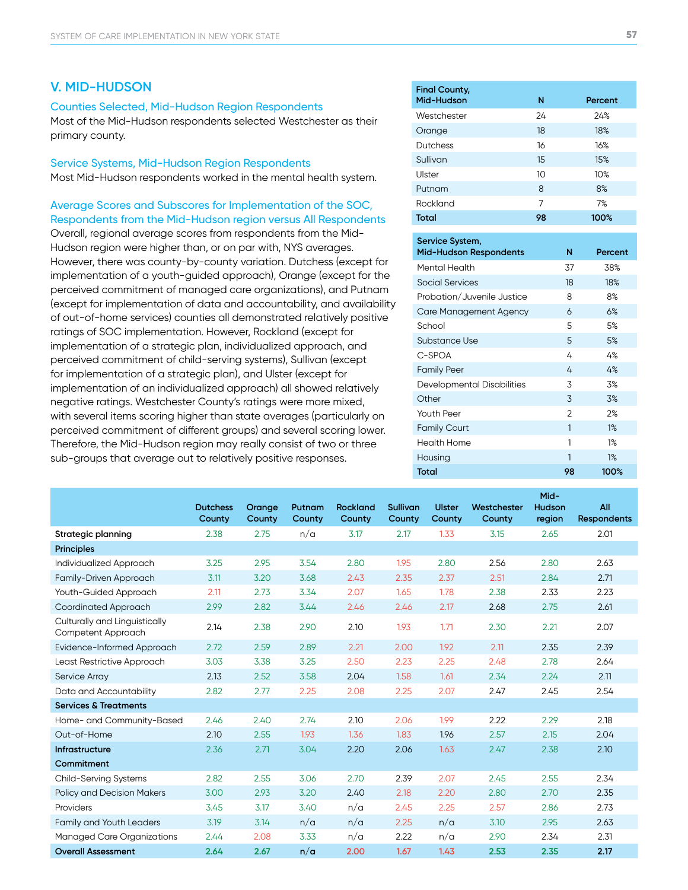## V. MID-HUDSON

### Counties Selected, Mid-Hudson Region Respondents

Most of the Mid-Hudson respondents selected Westchester as their primary county.

| Final County, Mid-Hudson | N | Percent |
|---|---|---|
| Westchester | 24 | 24% |
| Orange | 18 | 18% |
| Dutchess | 16 | 16% |
| Sullivan | 15 | 15% |
| Ulster | 10 | 10% |
| Putnam | 8 | 8% |
| Rockland | 7 | 7% |
| **Total** | **98** | **100%** |

### Service Systems, Mid-Hudson Region Respondents

Most Mid-Hudson respondents worked in the mental health system.

| Service System, Mid-Hudson Respondents | N | Percent |
|---|---|---|
| Mental Health | 37 | 38% |
| Social Services | 18 | 18% |
| Probation/Juvenile Justice | 8 | 8% |
| Care Management Agency | 6 | 6% |
| School | 5 | 5% |
| Substance Use | 5 | 5% |
| C-SPOA | 4 | 4% |
| Family Peer | 4 | 4% |
| Developmental Disabilities | 3 | 3% |
| Other | 3 | 3% |
| Youth Peer | 2 | 2% |
| Family Court | 1 | 1% |
| Health Home | 1 | 1% |
| Housing | 1 | 1% |
| **Total** | **98** | **100%** |

### Average Scores and Subscores for Implementation of the SOC, Respondents from the Mid-Hudson region versus All Respondents

Overall, regional average scores from respondents from the Mid-Hudson region were higher than, or on par with, NYS averages. However, there was county-by-county variation. Dutchess (except for implementation of a youth-guided approach), Orange (except for the perceived commitment of managed care organizations), and Putnam (except for implementation of data and accountability, and availability of out-of-home services) counties all demonstrated relatively positive ratings of SOC implementation. However, Rockland (except for implementation of a strategic plan, individualized approach, and perceived commitment of child-serving systems), Sullivan (except for implementation of a strategic plan), and Ulster (except for implementation of an individualized approach) all showed relatively negative ratings. Westchester County's ratings were more mixed, with several items scoring higher than state averages (particularly on perceived commitment of different groups) and several scoring lower. Therefore, the Mid-Hudson region may really consist of two or three sub-groups that average out to relatively positive responses.

| | Dutchess County | Orange County | Putnam County | Rockland County | Sullivan County | Ulster County | Westchester County | Mid-Hudson region | All Respondents |
|---|---|---|---|---|---|---|---|---|---|
| **Strategic planning** | 2.38 | 2.75 | n/a | 3.17 | 2.17 | 1.33 | 3.15 | 2.65 | 2.01 |
| **Principles** | | | | | | | | | |
| Individualized Approach | 3.25 | 2.95 | 3.54 | 2.80 | 1.95 | 2.80 | 2.56 | 2.80 | 2.63 |
| Family-Driven Approach | 3.11 | 3.20 | 3.68 | 2.43 | 2.35 | 2.37 | 2.51 | 2.84 | 2.71 |
| Youth-Guided Approach | 2.11 | 2.73 | 3.34 | 2.07 | 1.65 | 1.78 | 2.38 | 2.33 | 2.23 |
| Coordinated Approach | 2.99 | 2.82 | 3.44 | 2.46 | 2.46 | 2.17 | 2.68 | 2.75 | 2.61 |
| Culturally and Linguistically Competent Approach | 2.14 | 2.38 | 2.90 | 2.10 | 1.93 | 1.71 | 2.30 | 2.21 | 2.07 |
| Evidence-Informed Approach | 2.72 | 2.59 | 2.89 | 2.21 | 2.00 | 1.92 | 2.11 | 2.35 | 2.39 |
| Least Restrictive Approach | 3.03 | 3.38 | 3.25 | 2.50 | 2.23 | 2.25 | 2.48 | 2.78 | 2.64 |
| Service Array | 2.13 | 2.52 | 3.58 | 2.04 | 1.58 | 1.61 | 2.34 | 2.24 | 2.11 |
| Data and Accountability | 2.82 | 2.77 | 2.25 | 2.08 | 2.25 | 2.07 | 2.47 | 2.45 | 2.54 |
| **Services & Treatments** | | | | | | | | | |
| Home- and Community-Based | 2.46 | 2.40 | 2.74 | 2.10 | 2.06 | 1.99 | 2.22 | 2.29 | 2.18 |
| Out-of-Home | 2.10 | 2.55 | 1.93 | 1.36 | 1.83 | 1.96 | 2.57 | 2.15 | 2.04 |
| **Infrastructure** | 2.36 | 2.71 | 3.04 | 2.20 | 2.06 | 1.63 | 2.47 | 2.38 | 2.10 |
| **Commitment** | | | | | | | | | |
| Child-Serving Systems | 2.82 | 2.55 | 3.06 | 2.70 | 2.39 | 2.07 | 2.45 | 2.55 | 2.34 |
| Policy and Decision Makers | 3.00 | 2.93 | 3.20 | 2.40 | 2.18 | 2.20 | 2.80 | 2.70 | 2.35 |
| Providers | 3.45 | 3.17 | 3.40 | n/a | 2.45 | 2.25 | 2.57 | 2.86 | 2.73 |
| Family and Youth Leaders | 3.19 | 3.14 | n/a | n/a | 2.25 | n/a | 3.10 | 2.95 | 2.63 |
| Managed Care Organizations | 2.44 | 2.08 | 3.33 | n/a | 2.22 | n/a | 2.90 | 2.34 | 2.31 |
| **Overall Assessment** | **2.64** | **2.67** | **n/a** | **2.00** | **1.67** | **1.43** | **2.53** | **2.35** | **2.17** |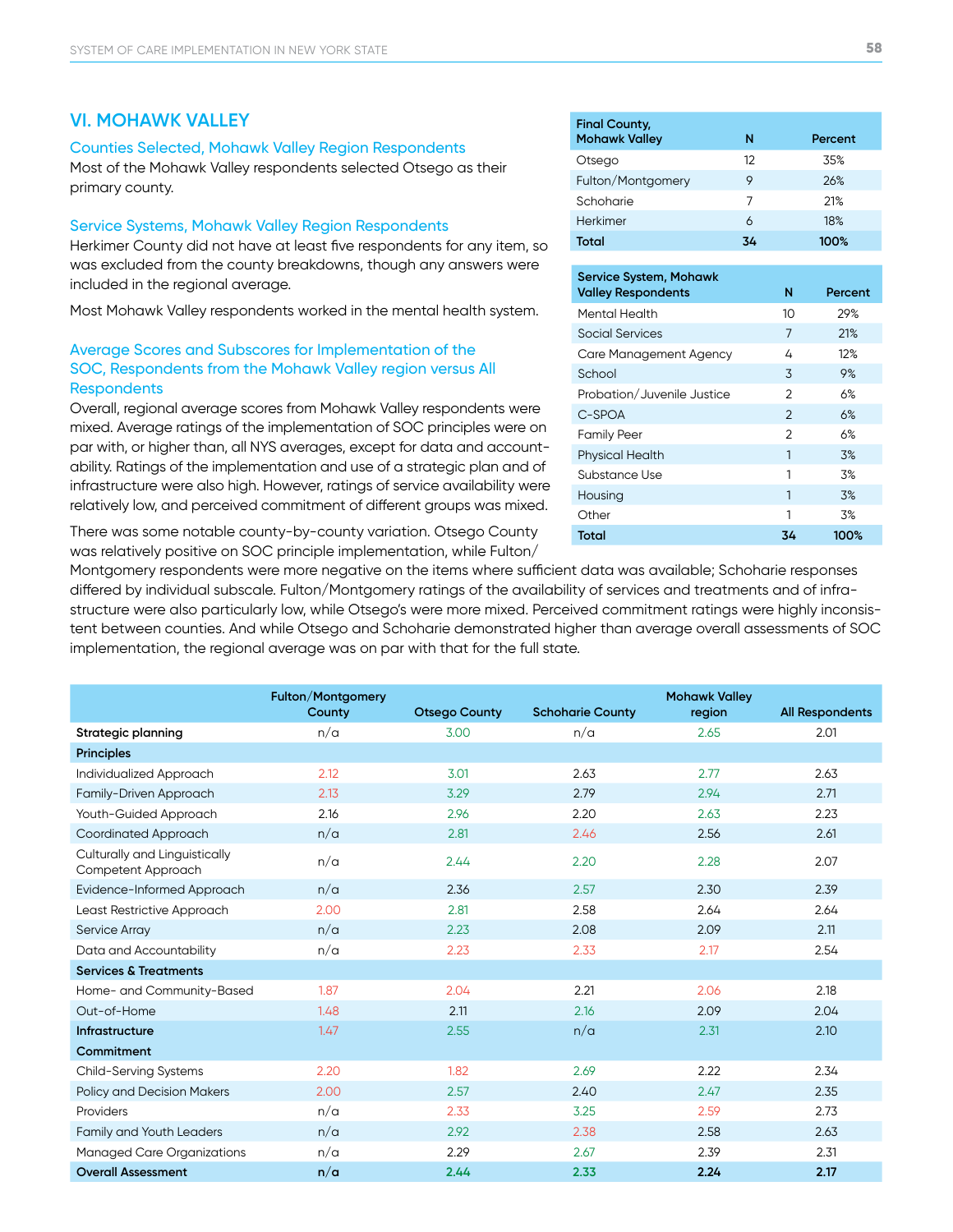## VI. MOHAWK VALLEY

### Counties Selected, Mohawk Valley Region Respondents

Most of the Mohawk Valley respondents selected Otsego as their primary county.

| Final County, Mohawk Valley | N | Percent |
|---|---|---|
| Otsego | 12 | 35% |
| Fulton/Montgomery | 9 | 26% |
| Schoharie | 7 | 21% |
| Herkimer | 6 | 18% |
| **Total** | **34** | **100%** |

### Service Systems, Mohawk Valley Region Respondents

Herkimer County did not have at least five respondents for any item, so was excluded from the county breakdowns, though any answers were included in the regional average.

Most Mohawk Valley respondents worked in the mental health system.

| Service System, Mohawk Valley Respondents | N | Percent |
|---|---|---|
| Mental Health | 10 | 29% |
| Social Services | 7 | 21% |
| Care Management Agency | 4 | 12% |
| School | 3 | 9% |
| Probation/Juvenile Justice | 2 | 6% |
| C-SPOA | 2 | 6% |
| Family Peer | 2 | 6% |
| Physical Health | 1 | 3% |
| Substance Use | 1 | 3% |
| Housing | 1 | 3% |
| Other | 1 | 3% |
| **Total** | **34** | **100%** |

### Average Scores and Subscores for Implementation of the SOC, Respondents from the Mohawk Valley region versus All Respondents

Overall, regional average scores from Mohawk Valley respondents were mixed. Average ratings of the implementation of SOC principles were on par with, or higher than, all NYS averages, except for data and accountability. Ratings of the implementation and use of a strategic plan and of infrastructure were also high. However, ratings of service availability were relatively low, and perceived commitment of different groups was mixed.

There was some notable county-by-county variation. Otsego County was relatively positive on SOC principle implementation, while Fulton/Montgomery respondents were more negative on the items where sufficient data was available; Schoharie responses differed by individual subscale. Fulton/Montgomery ratings of the availability of services and treatments and of infrastructure were also particularly low, while Otsego's were more mixed. Perceived commitment ratings were highly inconsistent between counties. And while Otsego and Schoharie demonstrated higher than average overall assessments of SOC implementation, the regional average was on par with that for the full state.

| | Fulton/Montgomery County | Otsego County | Schoharie County | Mohawk Valley region | All Respondents |
|---|---|---|---|---|---|
| **Strategic planning** | n/a | 3.00 | n/a | 2.65 | 2.01 |
| **Principles** | | | | | |
| Individualized Approach | 2.12 | 3.01 | 2.63 | 2.77 | 2.63 |
| Family-Driven Approach | 2.13 | 3.29 | 2.79 | 2.94 | 2.71 |
| Youth-Guided Approach | 2.16 | 2.96 | 2.20 | 2.63 | 2.23 |
| Coordinated Approach | n/a | 2.81 | 2.46 | 2.56 | 2.61 |
| Culturally and Linguistically Competent Approach | n/a | 2.44 | 2.20 | 2.28 | 2.07 |
| Evidence-Informed Approach | n/a | 2.36 | 2.57 | 2.30 | 2.39 |
| Least Restrictive Approach | 2.00 | 2.81 | 2.58 | 2.64 | 2.64 |
| Service Array | n/a | 2.23 | 2.08 | 2.09 | 2.11 |
| Data and Accountability | n/a | 2.23 | 2.33 | 2.17 | 2.54 |
| **Services & Treatments** | | | | | |
| Home- and Community-Based | 1.87 | 2.04 | 2.21 | 2.06 | 2.18 |
| Out-of-Home | 1.48 | 2.11 | 2.16 | 2.09 | 2.04 |
| **Infrastructure** | 1.47 | 2.55 | n/a | 2.31 | 2.10 |
| **Commitment** | | | | | |
| Child-Serving Systems | 2.20 | 1.82 | 2.69 | 2.22 | 2.34 |
| Policy and Decision Makers | 2.00 | 2.57 | 2.40 | 2.47 | 2.35 |
| Providers | n/a | 2.33 | 3.25 | 2.59 | 2.73 |
| Family and Youth Leaders | n/a | 2.92 | 2.38 | 2.58 | 2.63 |
| Managed Care Organizations | n/a | 2.29 | 2.67 | 2.39 | 2.31 |
| **Overall Assessment** | **n/a** | **2.44** | **2.33** | **2.24** | **2.17** |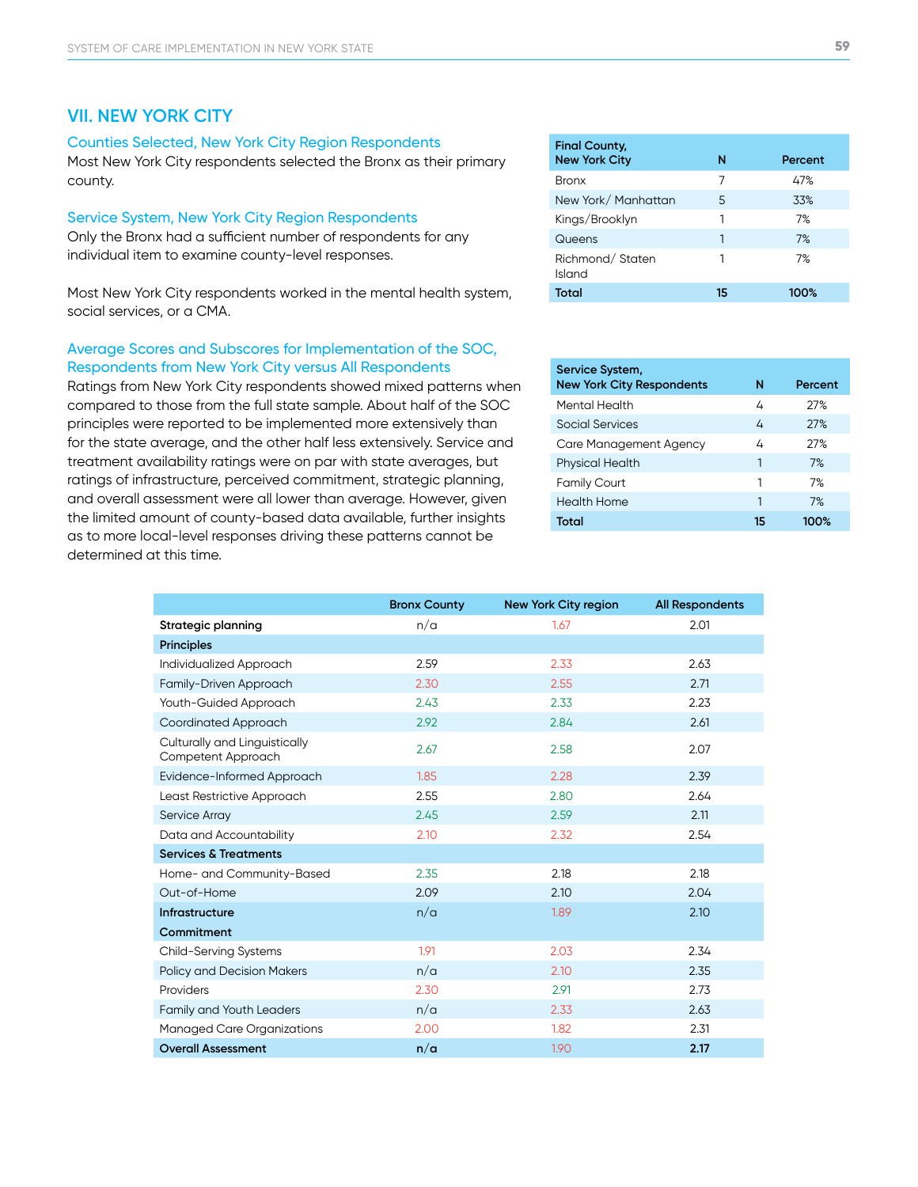## VII. NEW YORK CITY

### Counties Selected, New York City Region Respondents

Most New York City respondents selected the Bronx as their primary county.

| Final County, New York City | N | Percent |
|---|---|---|
| Bronx | 7 | 47% |
| New York/ Manhattan | 5 | 33% |
| Kings/Brooklyn | 1 | 7% |
| Queens | 1 | 7% |
| Richmond/ Staten Island | 1 | 7% |
| **Total** | **15** | **100%** |

### Service System, New York City Region Respondents

Only the Bronx had a sufficient number of respondents for any individual item to examine county-level responses.

Most New York City respondents worked in the mental health system, social services, or a CMA.

| Service System, New York City Respondents | N | Percent |
|---|---|---|
| Mental Health | 4 | 27% |
| Social Services | 4 | 27% |
| Care Management Agency | 4 | 27% |
| Physical Health | 1 | 7% |
| Family Court | 1 | 7% |
| Health Home | 1 | 7% |
| **Total** | **15** | **100%** |

### Average Scores and Subscores for Implementation of the SOC, Respondents from New York City versus All Respondents

Ratings from New York City respondents showed mixed patterns when compared to those from the full state sample. About half of the SOC principles were reported to be implemented more extensively than for the state average, and the other half less extensively. Service and treatment availability ratings were on par with state averages, but ratings of infrastructure, perceived commitment, strategic planning, and overall assessment were all lower than average. However, given the limited amount of county-based data available, further insights as to more local-level responses driving these patterns cannot be determined at this time.

| | Bronx County | New York City region | All Respondents |
|---|---|---|---|
| **Strategic planning** | n/a | 1.67 | 2.01 |
| **Principles** | | | |
| Individualized Approach | 2.59 | 2.33 | 2.63 |
| Family-Driven Approach | 2.30 | 2.55 | 2.71 |
| Youth-Guided Approach | 2.43 | 2.33 | 2.23 |
| Coordinated Approach | 2.92 | 2.84 | 2.61 |
| Culturally and Linguistically Competent Approach | 2.67 | 2.58 | 2.07 |
| Evidence-Informed Approach | 1.85 | 2.28 | 2.39 |
| Least Restrictive Approach | 2.55 | 2.80 | 2.64 |
| Service Array | 2.45 | 2.59 | 2.11 |
| Data and Accountability | 2.10 | 2.32 | 2.54 |
| **Services & Treatments** | | | |
| Home- and Community-Based | 2.35 | 2.18 | 2.18 |
| Out-of-Home | 2.09 | 2.10 | 2.04 |
| **Infrastructure** | n/a | 1.89 | 2.10 |
| **Commitment** | | | |
| Child-Serving Systems | 1.91 | 2.03 | 2.34 |
| Policy and Decision Makers | n/a | 2.10 | 2.35 |
| Providers | 2.30 | 2.91 | 2.73 |
| Family and Youth Leaders | n/a | 2.33 | 2.63 |
| Managed Care Organizations | 2.00 | 1.82 | 2.31 |
| **Overall Assessment** | **n/a** | **1.90** | **2.17** |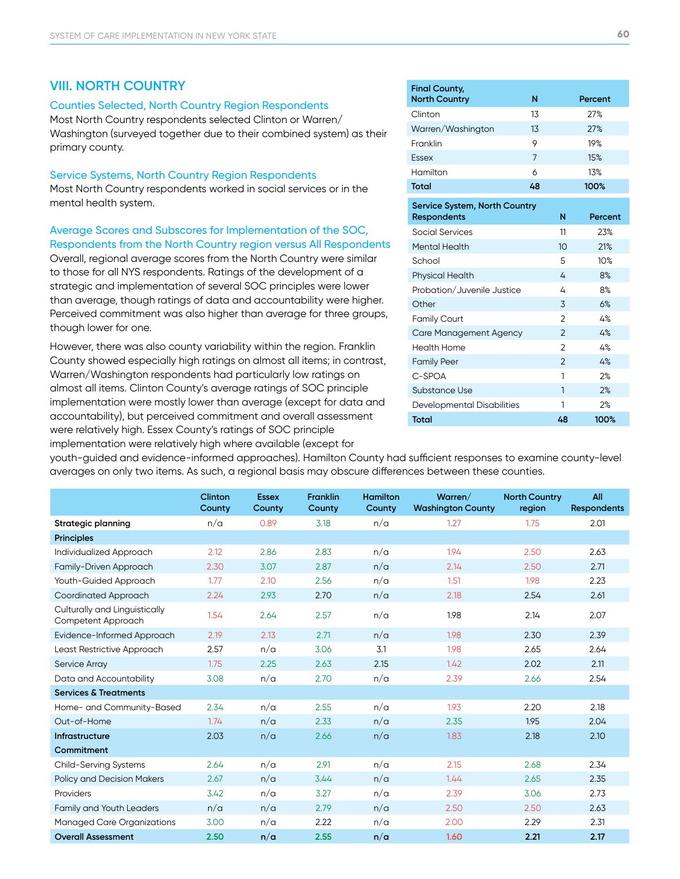## VIII. NORTH COUNTRY

### Counties Selected, North Country Region Respondents

Most North Country respondents selected Clinton or Warren/Washington (surveyed together due to their combined system) as their primary county.

### Service Systems, North Country Region Respondents

Most North Country respondents worked in social services or in the mental health system.

### Average Scores and Subscores for Implementation of the SOC, Respondents from the North Country region versus All Respondents

Overall, regional average scores from the North Country were similar to those for all NYS respondents. Ratings of the development of a strategic and implementation of several SOC principles were lower than average, though ratings of data and accountability were higher. Perceived commitment was also higher than average for three groups, though lower for one.

However, there was also county variability within the region. Franklin County showed especially high ratings on almost all items; in contrast, Warren/Washington respondents had particularly low ratings on almost all items. Clinton County's average ratings of SOC principle implementation were mostly lower than average (except for data and accountability), but perceived commitment and overall assessment were relatively high. Essex County's ratings of SOC principle implementation were relatively high where available (except for youth-guided and evidence-informed approaches). Hamilton County had sufficient responses to examine county-level averages on only two items. As such, a regional basis may obscure differences between these counties.

| Final County, North Country | N | Percent |
|---|---|---|
| Clinton | 13 | 27% |
| Warren/Washington | 13 | 27% |
| Franklin | 9 | 19% |
| Essex | 7 | 15% |
| Hamilton | 6 | 13% |
| **Total** | **48** | **100%** |

| Service System, North Country Respondents | N | Percent |
|---|---|---|
| Social Services | 11 | 23% |
| Mental Health | 10 | 21% |
| School | 5 | 10% |
| Physical Health | 4 | 8% |
| Probation/Juvenile Justice | 4 | 8% |
| Other | 3 | 6% |
| Family Court | 2 | 4% |
| Care Management Agency | 2 | 4% |
| Health Home | 2 | 4% |
| Family Peer | 2 | 4% |
| C-SPOA | 1 | 2% |
| Substance Use | 1 | 2% |
| Developmental Disabilities | 1 | 2% |
| **Total** | **48** | **100%** |

| | Clinton County | Essex County | Franklin County | Hamilton County | Warren/ Washington County | North Country region | All Respondents |
|---|---|---|---|---|---|---|---|
| **Strategic planning** | n/a | 0.89 | 3.18 | n/a | 1.27 | 1.75 | 2.01 |
| **Principles** | | | | | | | |
| Individualized Approach | 2.12 | 2.86 | 2.83 | n/a | 1.94 | 2.50 | 2.63 |
| Family-Driven Approach | 2.30 | 3.07 | 2.87 | n/a | 2.14 | 2.50 | 2.71 |
| Youth-Guided Approach | 1.77 | 2.10 | 2.56 | n/a | 1.51 | 1.98 | 2.23 |
| Coordinated Approach | 2.24 | 2.93 | 2.70 | n/a | 2.18 | 2.54 | 2.61 |
| Culturally and Linguistically Competent Approach | 1.54 | 2.64 | 2.57 | n/a | 1.98 | 2.14 | 2.07 |
| Evidence-Informed Approach | 2.19 | 2.13 | 2.71 | n/a | 1.98 | 2.30 | 2.39 |
| Least Restrictive Approach | 2.57 | n/a | 3.06 | 3.1 | 1.98 | 2.65 | 2.64 |
| Service Array | 1.75 | 2.25 | 2.63 | 2.15 | 1.42 | 2.02 | 2.11 |
| Data and Accountability | 3.08 | n/a | 2.70 | n/a | 2.39 | 2.66 | 2.54 |
| **Services & Treatments** | | | | | | | |
| Home- and Community-Based | 2.34 | n/a | 2.55 | n/a | 1.93 | 2.20 | 2.18 |
| Out-of-Home | 1.74 | n/a | 2.33 | n/a | 2.35 | 1.95 | 2.04 |
| **Infrastructure** | 2.03 | n/a | 2.66 | n/a | 1.83 | 2.18 | 2.10 |
| **Commitment** | | | | | | | |
| Child-Serving Systems | 2.64 | n/a | 2.91 | n/a | 2.15 | 2.68 | 2.34 |
| Policy and Decision Makers | 2.67 | n/a | 3.44 | n/a | 1.44 | 2.65 | 2.35 |
| Providers | 3.42 | n/a | 3.27 | n/a | 2.39 | 3.06 | 2.73 |
| Family and Youth Leaders | n/a | n/a | 2.79 | n/a | 2.50 | 2.50 | 2.63 |
| Managed Care Organizations | 3.00 | n/a | 2.22 | n/a | 2.00 | 2.29 | 2.31 |
| **Overall Assessment** | **2.50** | **n/a** | **2.55** | **n/a** | **1.60** | **2.21** | **2.17** |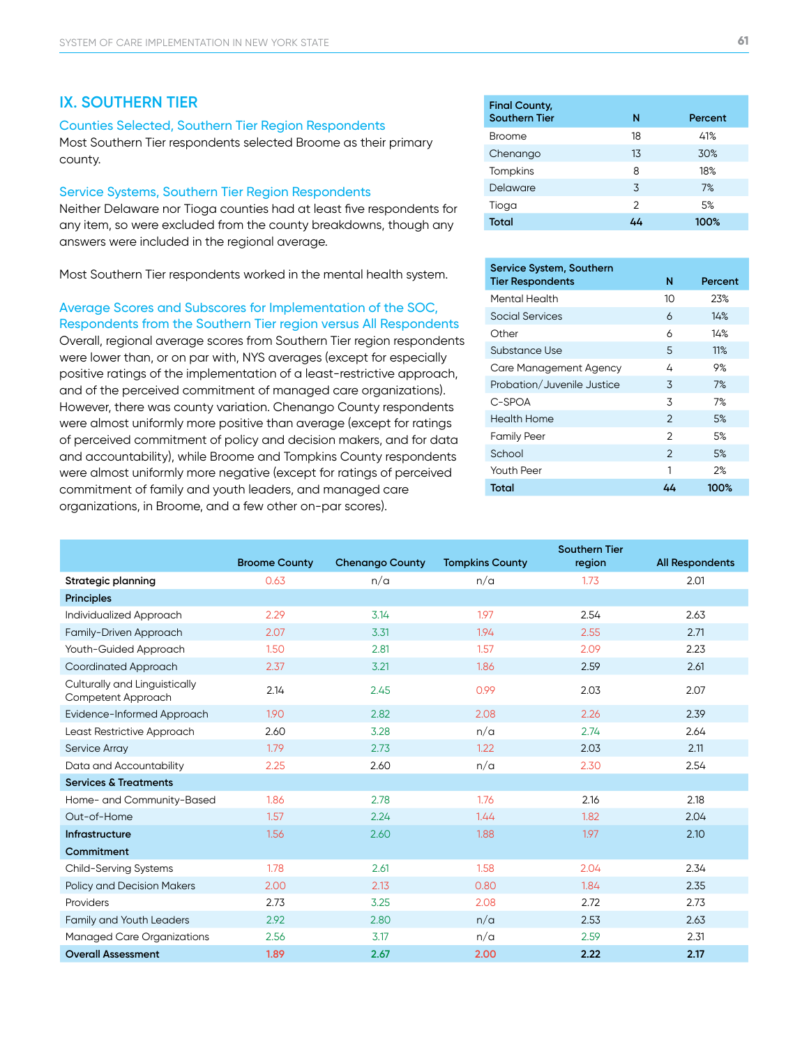## IX. SOUTHERN TIER

### Counties Selected, Southern Tier Region Respondents

Most Southern Tier respondents selected Broome as their primary county.

| Final County, Southern Tier | N | Percent |
|---|---|---|
| Broome | 18 | 41% |
| Chenango | 13 | 30% |
| Tompkins | 8 | 18% |
| Delaware | 3 | 7% |
| Tioga | 2 | 5% |
| **Total** | **44** | **100%** |

### Service Systems, Southern Tier Region Respondents

Neither Delaware nor Tioga counties had at least five respondents for any item, so were excluded from the county breakdowns, though any answers were included in the regional average.

Most Southern Tier respondents worked in the mental health system.

| Service System, Southern Tier Respondents | N | Percent |
|---|---|---|
| Mental Health | 10 | 23% |
| Social Services | 6 | 14% |
| Other | 6 | 14% |
| Substance Use | 5 | 11% |
| Care Management Agency | 4 | 9% |
| Probation/ Juvenile Justice | 3 | 7% |
| C-SPOA | 3 | 7% |
| Health Home | 2 | 5% |
| Family Peer | 2 | 5% |
| School | 2 | 5% |
| Youth Peer | 1 | 2% |
| **Total** | **44** | **100%** |

### Average Scores and Subscores for Implementation of the SOC, Respondents from the Southern Tier region versus All Respondents

Overall, regional average scores from Southern Tier region respondents were lower than, or on par with, NYS averages (except for especially positive ratings of the implementation of a least-restrictive approach, and of the perceived commitment of managed care organizations). However, there was county variation. Chenango County respondents were almost uniformly more positive than average (except for ratings of perceived commitment of policy and decision makers, and for data and accountability), while Broome and Tompkins County respondents were almost uniformly more negative (except for ratings of perceived commitment of family and youth leaders, and managed care organizations, in Broome, and a few other on-par scores).

| | Broome County | Chenango County | Tompkins County | Southern Tier region | All Respondents |
|---|---|---|---|---|---|
| **Strategic planning** | 0.63 | n/a | n/a | 1.73 | 2.01 |
| **Principles** | | | | | |
| Individualized Approach | 2.29 | 3.14 | 1.97 | 2.54 | 2.63 |
| Family-Driven Approach | 2.07 | 3.31 | 1.94 | 2.55 | 2.71 |
| Youth-Guided Approach | 1.50 | 2.81 | 1.57 | 2.09 | 2.23 |
| Coordinated Approach | 2.37 | 3.21 | 1.86 | 2.59 | 2.61 |
| Culturally and Linguistically Competent Approach | 2.14 | 2.45 | 0.99 | 2.03 | 2.07 |
| Evidence-Informed Approach | 1.90 | 2.82 | 2.08 | 2.26 | 2.39 |
| Least Restrictive Approach | 2.60 | 3.28 | n/a | 2.74 | 2.64 |
| Service Array | 1.79 | 2.73 | 1.22 | 2.03 | 2.11 |
| Data and Accountability | 2.25 | 2.60 | n/a | 2.30 | 2.54 |
| **Services & Treatments** | | | | | |
| Home- and Community-Based | 1.86 | 2.78 | 1.76 | 2.16 | 2.18 |
| Out-of-Home | 1.57 | 2.24 | 1.44 | 1.82 | 2.04 |
| **Infrastructure** | 1.56 | 2.60 | 1.88 | 1.97 | 2.10 |
| **Commitment** | | | | | |
| Child-Serving Systems | 1.78 | 2.61 | 1.58 | 2.04 | 2.34 |
| Policy and Decision Makers | 2.00 | 2.13 | 0.80 | 1.84 | 2.35 |
| Providers | 2.73 | 3.25 | 2.08 | 2.72 | 2.73 |
| Family and Youth Leaders | 2.92 | 2.80 | n/a | 2.53 | 2.63 |
| Managed Care Organizations | 2.56 | 3.17 | n/a | 2.59 | 2.31 |
| **Overall Assessment** | **1.89** | **2.67** | **2.00** | **2.22** | **2.17** |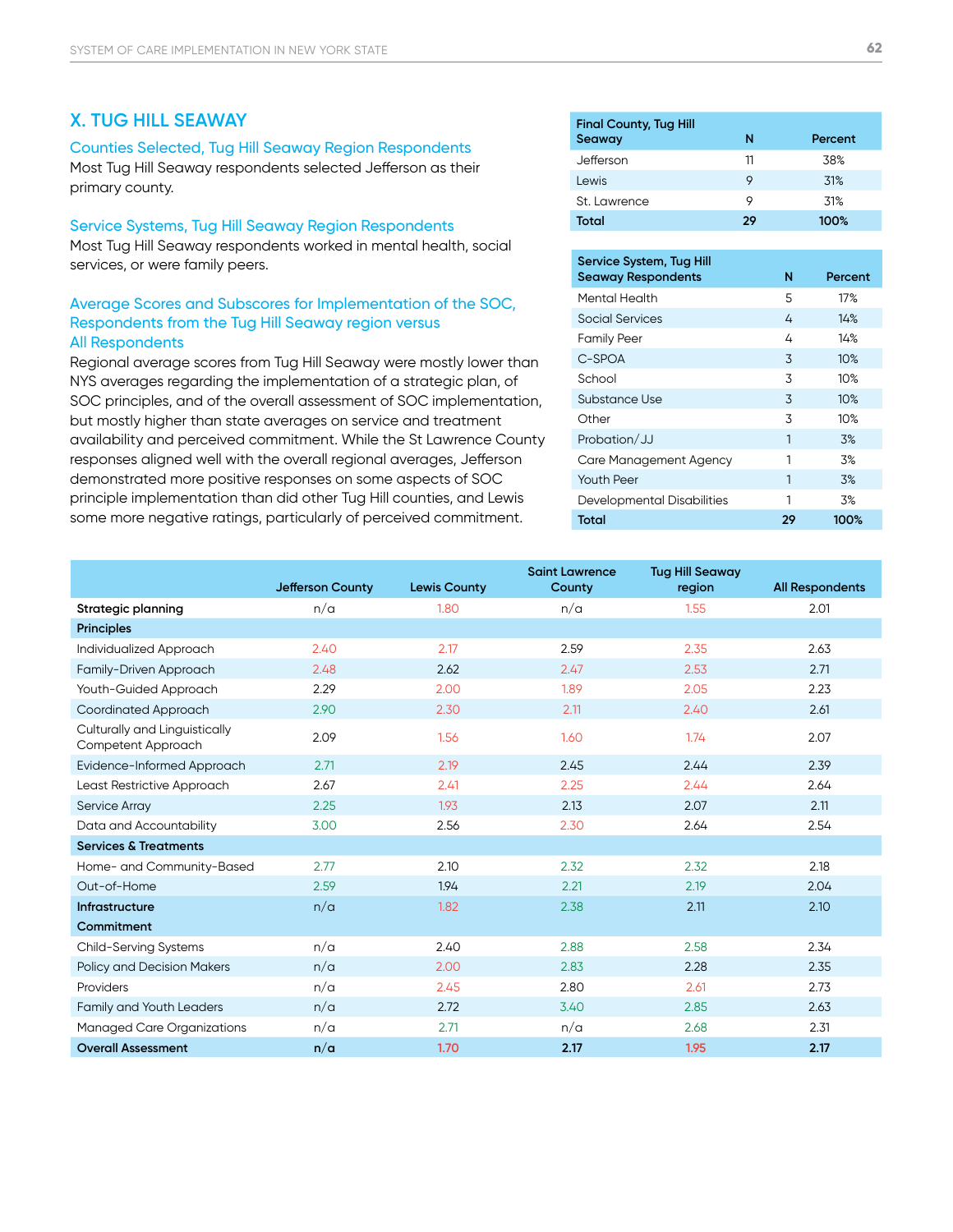## X. TUG HILL SEAWAY

### Counties Selected, Tug Hill Seaway Region Respondents

Most Tug Hill Seaway respondents selected Jefferson as their primary county.

### Service Systems, Tug Hill Seaway Region Respondents

Most Tug Hill Seaway respondents worked in mental health, social services, or were family peers.

### Average Scores and Subscores for Implementation of the SOC, Respondents from the Tug Hill Seaway region versus All Respondents

Regional average scores from Tug Hill Seaway were mostly lower than NYS averages regarding the implementation of a strategic plan, of SOC principles, and of the overall assessment of SOC implementation, but mostly higher than state averages on service and treatment availability and perceived commitment. While the St Lawrence County responses aligned well with the overall regional averages, Jefferson demonstrated more positive responses on some aspects of SOC principle implementation than did other Tug Hill counties, and Lewis some more negative ratings, particularly of perceived commitment.

| Final County, Tug Hill Seaway | N | Percent |
|---|---|---|
| Jefferson | 11 | 38% |
| Lewis | 9 | 31% |
| St. Lawrence | 9 | 31% |
| **Total** | **29** | **100%** |

| Service System, Tug Hill Seaway Respondents | N | Percent |
|---|---|---|
| Mental Health | 5 | 17% |
| Social Services | 4 | 14% |
| Family Peer | 4 | 14% |
| C-SPOA | 3 | 10% |
| School | 3 | 10% |
| Substance Use | 3 | 10% |
| Other | 3 | 10% |
| Probation/JJ | 1 | 3% |
| Care Management Agency | 1 | 3% |
| Youth Peer | 1 | 3% |
| Developmental Disabilities | 1 | 3% |
| **Total** | **29** | **100%** |

| | Jefferson County | Lewis County | Saint Lawrence County | Tug Hill Seaway region | All Respondents |
|---|---|---|---|---|---|
| **Strategic planning** | n/a | 1.80 | n/a | 1.55 | 2.01 |
| **Principles** | | | | | |
| Individualized Approach | 2.40 | 2.17 | 2.59 | 2.35 | 2.63 |
| Family-Driven Approach | 2.48 | 2.62 | 2.47 | 2.53 | 2.71 |
| Youth-Guided Approach | 2.29 | 2.00 | 1.89 | 2.05 | 2.23 |
| Coordinated Approach | 2.90 | 2.30 | 2.11 | 2.40 | 2.61 |
| Culturally and Linguistically Competent Approach | 2.09 | 1.56 | 1.60 | 1.74 | 2.07 |
| Evidence-Informed Approach | 2.71 | 2.19 | 2.45 | 2.44 | 2.39 |
| Least Restrictive Approach | 2.67 | 2.41 | 2.25 | 2.44 | 2.64 |
| Service Array | 2.25 | 1.93 | 2.13 | 2.07 | 2.11 |
| Data and Accountability | 3.00 | 2.56 | 2.30 | 2.64 | 2.54 |
| **Services & Treatments** | | | | | |
| Home- and Community-Based | 2.77 | 2.10 | 2.32 | 2.32 | 2.18 |
| Out-of-Home | 2.59 | 1.94 | 2.21 | 2.19 | 2.04 |
| **Infrastructure** | n/a | 1.82 | 2.38 | 2.11 | 2.10 |
| **Commitment** | | | | | |
| Child-Serving Systems | n/a | 2.40 | 2.88 | 2.58 | 2.34 |
| Policy and Decision Makers | n/a | 2.00 | 2.83 | 2.28 | 2.35 |
| Providers | n/a | 2.45 | 2.80 | 2.61 | 2.73 |
| Family and Youth Leaders | n/a | 2.72 | 3.40 | 2.85 | 2.63 |
| Managed Care Organizations | n/a | 2.71 | n/a | 2.68 | 2.31 |
| **Overall Assessment** | **n/a** | **1.70** | **2.17** | **1.95** | **2.17** |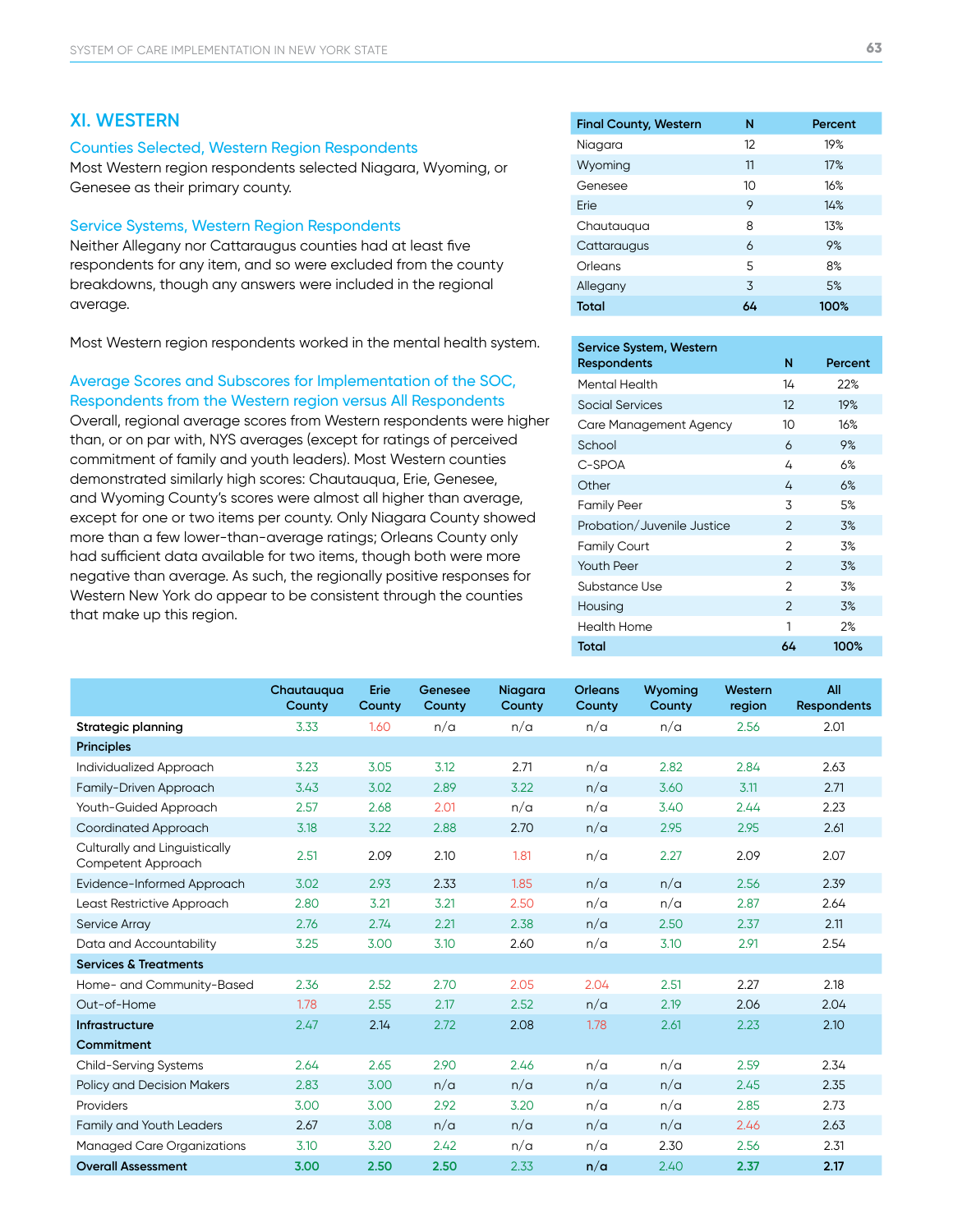## XI. WESTERN

### Counties Selected, Western Region Respondents

Most Western region respondents selected Niagara, Wyoming, or Genesee as their primary county.

| Final County, Western | N | Percent |
|---|---|---|
| Niagara | 12 | 19% |
| Wyoming | 11 | 17% |
| Genesee | 10 | 16% |
| Erie | 9 | 14% |
| Chautauqua | 8 | 13% |
| Cattaraugus | 6 | 9% |
| Orleans | 5 | 8% |
| Allegany | 3 | 5% |
| **Total** | **64** | **100%** |

### Service Systems, Western Region Respondents

Neither Allegany nor Cattaraugus counties had at least five respondents for any item, and so were excluded from the county breakdowns, though any answers were included in the regional average.

Most Western region respondents worked in the mental health system.

| Service System, Western Respondents | N | Percent |
|---|---|---|
| Mental Health | 14 | 22% |
| Social Services | 12 | 19% |
| Care Management Agency | 10 | 16% |
| School | 6 | 9% |
| C-SPOA | 4 | 6% |
| Other | 4 | 6% |
| Family Peer | 3 | 5% |
| Probation/Juvenile Justice | 2 | 3% |
| Family Court | 2 | 3% |
| Youth Peer | 2 | 3% |
| Substance Use | 2 | 3% |
| Housing | 2 | 3% |
| Health Home | 1 | 2% |
| **Total** | **64** | **100%** |

### Average Scores and Subscores for Implementation of the SOC, Respondents from the Western region versus All Respondents

Overall, regional average scores from Western respondents were higher than, or on par with, NYS averages (except for ratings of perceived commitment of family and youth leaders). Most Western counties demonstrated similarly high scores: Chautauqua, Erie, Genesee, and Wyoming County's scores were almost all higher than average, except for one or two items per county. Only Niagara County showed more than a few lower-than-average ratings; Orleans County only had sufficient data available for two items, though both were more negative than average. As such, the regionally positive responses for Western New York do appear to be consistent through the counties that make up this region.

| | Chautauqua County | Erie County | Genesee County | Niagara County | Orleans County | Wyoming County | Western region | All Respondents |
|---|---|---|---|---|---|---|---|---|
| **Strategic planning** | 3.33 | 1.60 | n/a | n/a | n/a | n/a | 2.56 | 2.01 |
| **Principles** | | | | | | | | |
| Individualized Approach | 3.23 | 3.05 | 3.12 | 2.71 | n/a | 2.82 | 2.84 | 2.63 |
| Family-Driven Approach | 3.43 | 3.02 | 2.89 | 3.22 | n/a | 3.60 | 3.11 | 2.71 |
| Youth-Guided Approach | 2.57 | 2.68 | 2.01 | n/a | n/a | 3.40 | 2.44 | 2.23 |
| Coordinated Approach | 3.18 | 3.22 | 2.88 | 2.70 | n/a | 2.95 | 2.95 | 2.61 |
| Culturally and Linguistically Competent Approach | 2.51 | 2.09 | 2.10 | 1.81 | n/a | 2.27 | 2.09 | 2.07 |
| Evidence-Informed Approach | 3.02 | 2.93 | 2.33 | 1.85 | n/a | n/a | 2.56 | 2.39 |
| Least Restrictive Approach | 2.80 | 3.21 | 3.21 | 2.50 | n/a | n/a | 2.87 | 2.64 |
| Service Array | 2.76 | 2.74 | 2.21 | 2.38 | n/a | 2.50 | 2.37 | 2.11 |
| Data and Accountability | 3.25 | 3.00 | 3.10 | 2.60 | n/a | 3.10 | 2.91 | 2.54 |
| **Services & Treatments** | | | | | | | | |
| Home- and Community-Based | 2.36 | 2.52 | 2.70 | 2.05 | 2.04 | 2.51 | 2.27 | 2.18 |
| Out-of-Home | 1.78 | 2.55 | 2.17 | 2.52 | n/a | 2.19 | 2.06 | 2.04 |
| **Infrastructure** | 2.47 | 2.14 | 2.72 | 2.08 | 1.78 | 2.61 | 2.23 | 2.10 |
| **Commitment** | | | | | | | | |
| Child-Serving Systems | 2.64 | 2.65 | 2.90 | 2.46 | n/a | n/a | 2.59 | 2.34 |
| Policy and Decision Makers | 2.83 | 3.00 | n/a | n/a | n/a | n/a | 2.45 | 2.35 |
| Providers | 3.00 | 3.00 | 2.92 | 3.20 | n/a | n/a | 2.85 | 2.73 |
| Family and Youth Leaders | 2.67 | 3.08 | n/a | n/a | n/a | n/a | 2.46 | 2.63 |
| Managed Care Organizations | 3.10 | 3.20 | 2.42 | n/a | n/a | 2.30 | 2.56 | 2.31 |
| **Overall Assessment** | **3.00** | **2.50** | **2.50** | 2.33 | **n/a** | 2.40 | **2.37** | **2.17** |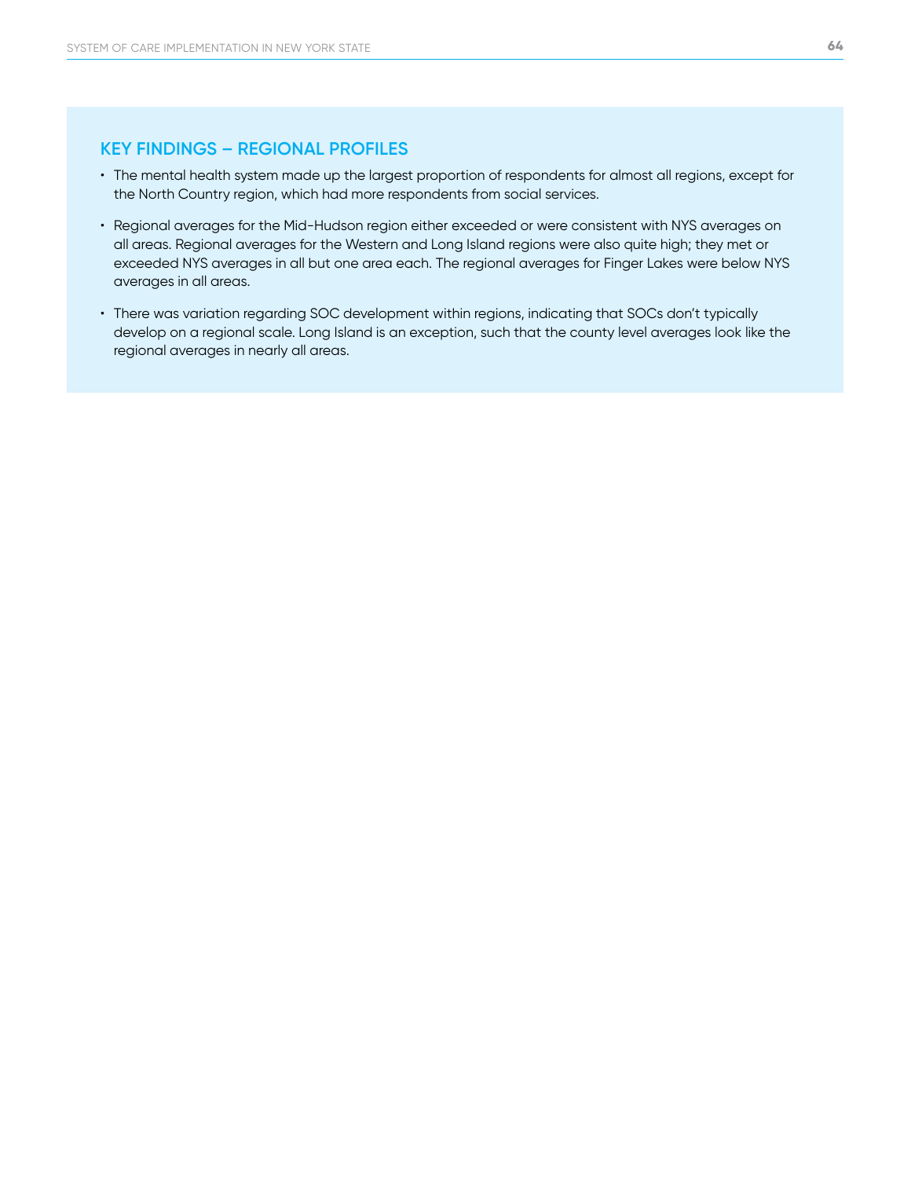## KEY FINDINGS – REGIONAL PROFILES

- The mental health system made up the largest proportion of respondents for almost all regions, except for the North Country region, which had more respondents from social services.
- Regional averages for the Mid-Hudson region either exceeded or were consistent with NYS averages on all areas. Regional averages for the Western and Long Island regions were also quite high; they met or exceeded NYS averages in all but one area each. The regional averages for Finger Lakes were below NYS averages in all areas.
- There was variation regarding SOC development within regions, indicating that SOCs don't typically develop on a regional scale. Long Island is an exception, such that the county level averages look like the regional averages in nearly all areas.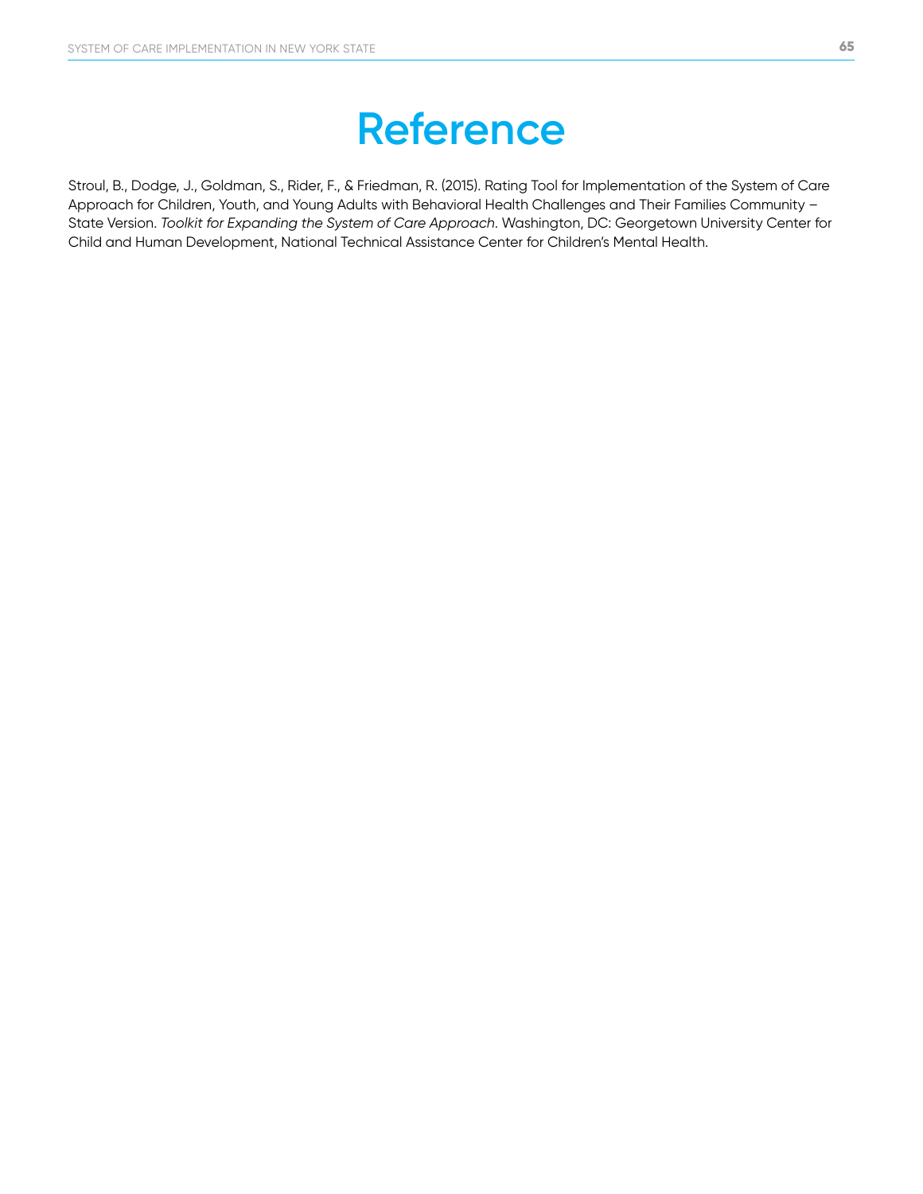# Reference

Stroul, B., Dodge, J., Goldman, S., Rider, F., & Friedman, R. (2015). Rating Tool for Implementation of the System of Care Approach for Children, Youth, and Young Adults with Behavioral Health Challenges and Their Families Community – State Version. *Toolkit for Expanding the System of Care Approach*. Washington, DC: Georgetown University Center for Child and Human Development, National Technical Assistance Center for Children's Mental Health.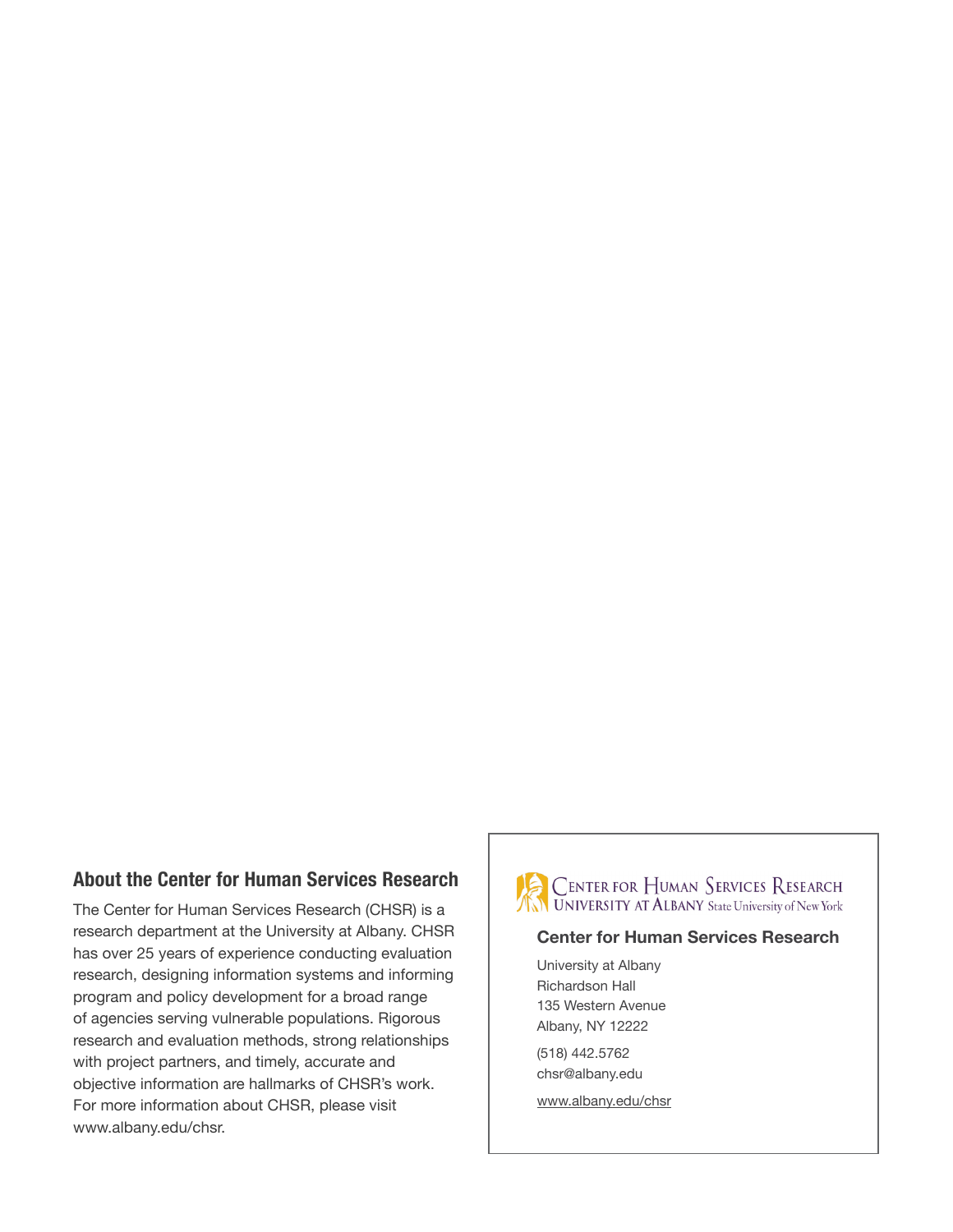## About the Center for Human Services Research

The Center for Human Services Research (CHSR) is a research department at the University at Albany. CHSR has over 25 years of experience conducting evaluation research, designing information systems and informing program and policy development for a broad range of agencies serving vulnerable populations. Rigorous research and evaluation methods, strong relationships with project partners, and timely, accurate and objective information are hallmarks of CHSR's work. For more information about CHSR, please visit www.albany.edu/chsr.

CENTER FOR HUMAN SERVICES RESEARCH
UNIVERSITY AT ALBANY State University of New York

**Center for Human Services Research**

University at Albany
Richardson Hall
135 Western Avenue
Albany, NY 12222

(518) 442.5762
chsr@albany.edu

www.albany.edu/chsr